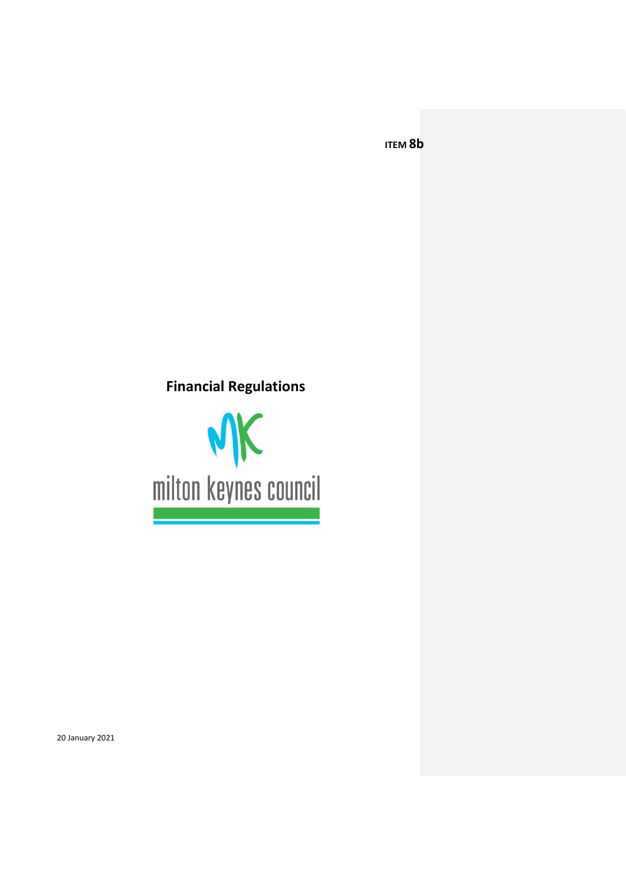**ITEM 8b**

# Financial Regulations

milton keynes council

20 January 2021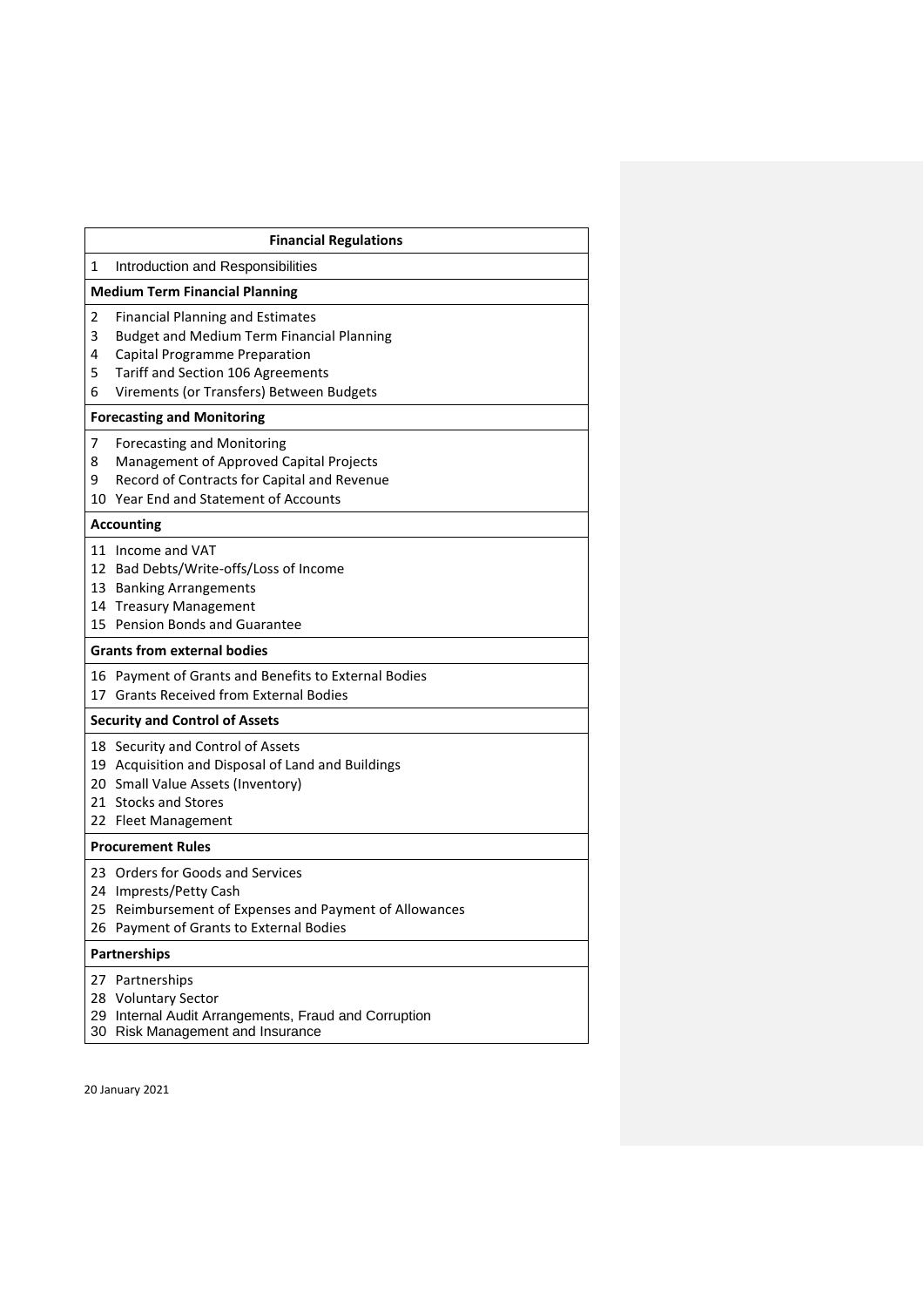| Financial Regulations |
|---|
| 1 Introduction and Responsibilities |
| **Medium Term Financial Planning** |
| 2 Financial Planning and Estimates<br>3 Budget and Medium Term Financial Planning<br>4 Capital Programme Preparation<br>5 Tariff and Section 106 Agreements<br>6 Virements (or Transfers) Between Budgets |
| **Forecasting and Monitoring** |
| 7 Forecasting and Monitoring<br>8 Management of Approved Capital Projects<br>9 Record of Contracts for Capital and Revenue<br>10 Year End and Statement of Accounts |
| **Accounting** |
| 11 Income and VAT<br>12 Bad Debts/Write-offs/Loss of Income<br>13 Banking Arrangements<br>14 Treasury Management<br>15 Pension Bonds and Guarantee |
| **Grants from external bodies** |
| 16 Payment of Grants and Benefits to External Bodies<br>17 Grants Received from External Bodies |
| **Security and Control of Assets** |
| 18 Security and Control of Assets<br>19 Acquisition and Disposal of Land and Buildings<br>20 Small Value Assets (Inventory)<br>21 Stocks and Stores<br>22 Fleet Management |
| **Procurement Rules** |
| 23 Orders for Goods and Services<br>24 Imprests/Petty Cash<br>25 Reimbursement of Expenses and Payment of Allowances<br>26 Payment of Grants to External Bodies |
| **Partnerships** |
| 27 Partnerships<br>28 Voluntary Sector<br>29 Internal Audit Arrangements, Fraud and Corruption<br>30 Risk Management and Insurance |

20 January 2021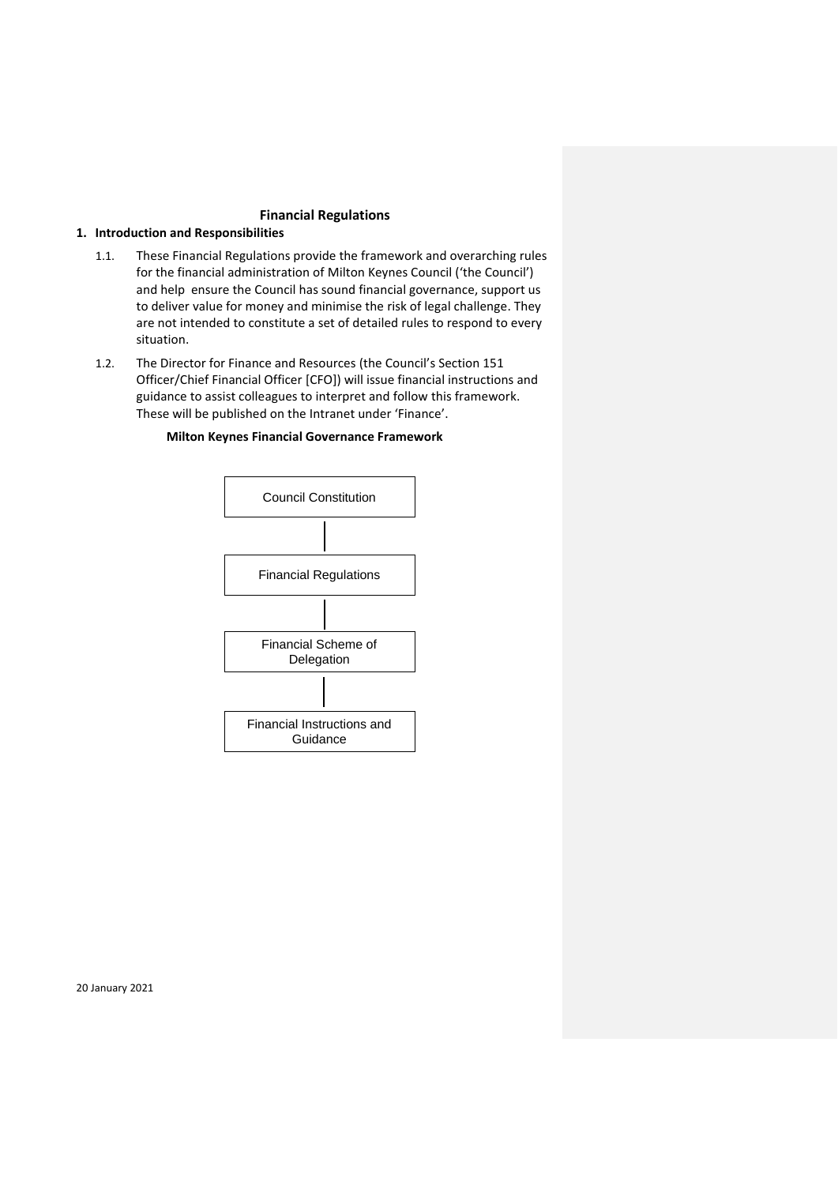# Financial Regulations

## 1. Introduction and Responsibilities

1.1. These Financial Regulations provide the framework and overarching rules for the financial administration of Milton Keynes Council ('the Council') and help ensure the Council has sound financial governance, support us to deliver value for money and minimise the risk of legal challenge. They are not intended to constitute a set of detailed rules to respond to every situation.

1.2. The Director for Finance and Resources (the Council's Section 151 Officer/Chief Financial Officer [CFO]) will issue financial instructions and guidance to assist colleagues to interpret and follow this framework. These will be published on the Intranet under 'Finance'.

**Milton Keynes Financial Governance Framework**

Council Constitution

Financial Regulations

Financial Scheme of Delegation

Financial Instructions and Guidance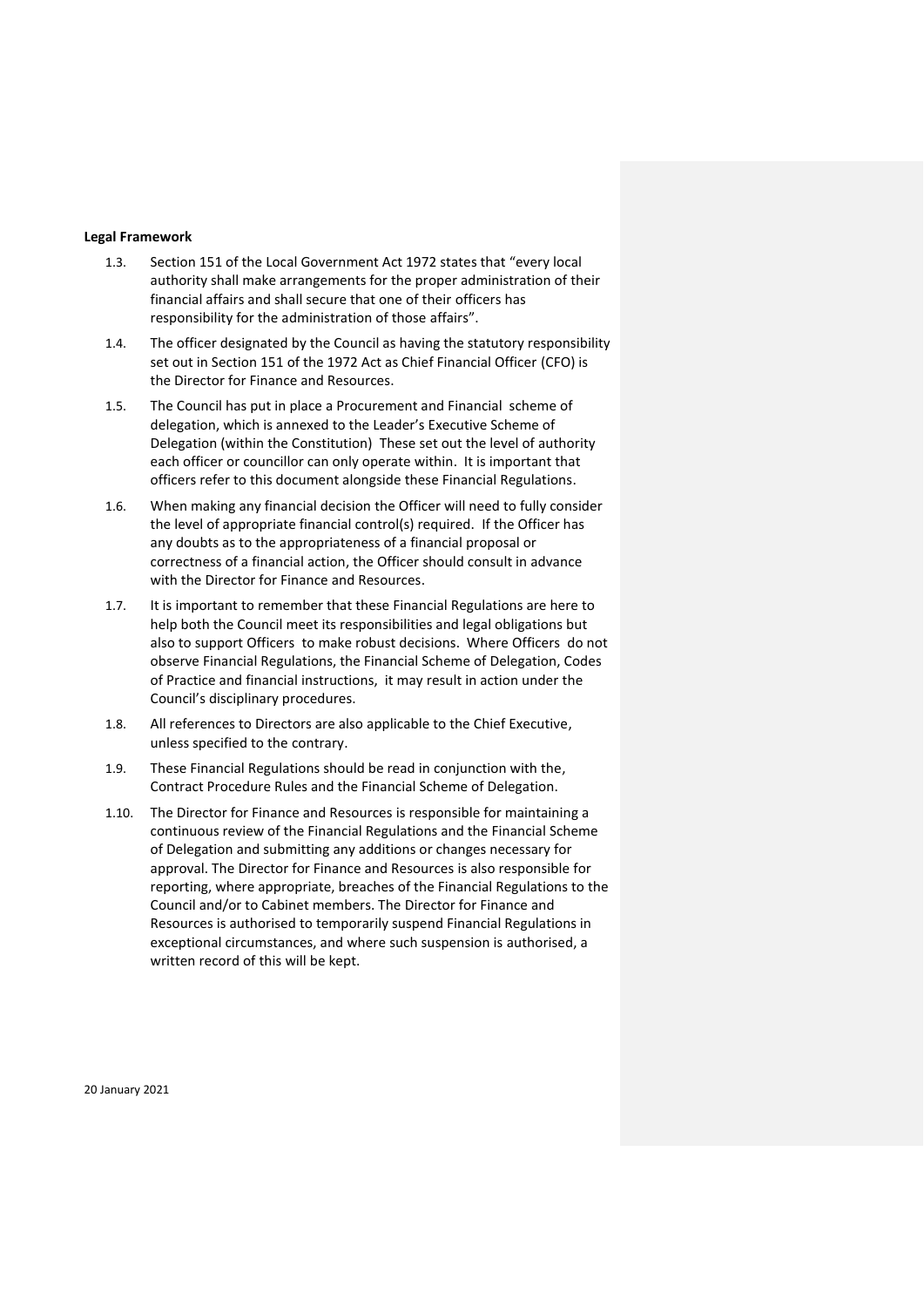**Legal Framework**

1.3. Section 151 of the Local Government Act 1972 states that "every local authority shall make arrangements for the proper administration of their financial affairs and shall secure that one of their officers has responsibility for the administration of those affairs".

1.4. The officer designated by the Council as having the statutory responsibility set out in Section 151 of the 1972 Act as Chief Financial Officer (CFO) is the Director for Finance and Resources.

1.5. The Council has put in place a Procurement and Financial scheme of delegation, which is annexed to the Leader's Executive Scheme of Delegation (within the Constitution) These set out the level of authority each officer or councillor can only operate within. It is important that officers refer to this document alongside these Financial Regulations.

1.6. When making any financial decision the Officer will need to fully consider the level of appropriate financial control(s) required. If the Officer has any doubts as to the appropriateness of a financial proposal or correctness of a financial action, the Officer should consult in advance with the Director for Finance and Resources.

1.7. It is important to remember that these Financial Regulations are here to help both the Council meet its responsibilities and legal obligations but also to support Officers to make robust decisions. Where Officers do not observe Financial Regulations, the Financial Scheme of Delegation, Codes of Practice and financial instructions, it may result in action under the Council's disciplinary procedures.

1.8. All references to Directors are also applicable to the Chief Executive, unless specified to the contrary.

1.9. These Financial Regulations should be read in conjunction with the, Contract Procedure Rules and the Financial Scheme of Delegation.

1.10. The Director for Finance and Resources is responsible for maintaining a continuous review of the Financial Regulations and the Financial Scheme of Delegation and submitting any additions or changes necessary for approval. The Director for Finance and Resources is also responsible for reporting, where appropriate, breaches of the Financial Regulations to the Council and/or to Cabinet members. The Director for Finance and Resources is authorised to temporarily suspend Financial Regulations in exceptional circumstances, and where such suspension is authorised, a written record of this will be kept.

20 January 2021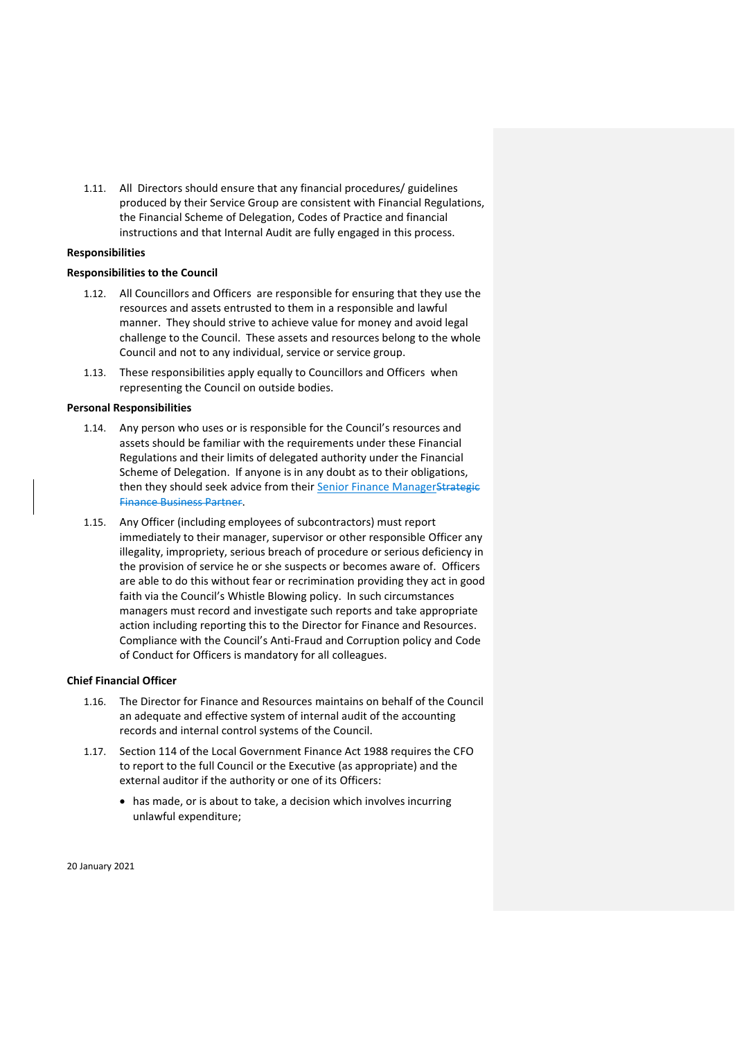1.11. All Directors should ensure that any financial procedures/ guidelines produced by their Service Group are consistent with Financial Regulations, the Financial Scheme of Delegation, Codes of Practice and financial instructions and that Internal Audit are fully engaged in this process.

**Responsibilities**

**Responsibilities to the Council**

1.12. All Councillors and Officers are responsible for ensuring that they use the resources and assets entrusted to them in a responsible and lawful manner. They should strive to achieve value for money and avoid legal challenge to the Council. These assets and resources belong to the whole Council and not to any individual, service or service group.

1.13. These responsibilities apply equally to Councillors and Officers when representing the Council on outside bodies.

**Personal Responsibilities**

1.14. Any person who uses or is responsible for the Council's resources and assets should be familiar with the requirements under these Financial Regulations and their limits of delegated authority under the Financial Scheme of Delegation. If anyone is in any doubt as to their obligations, then they should seek advice from their Senior Finance Manager~~Strategic Finance Business Partner~~.

1.15. Any Officer (including employees of subcontractors) must report immediately to their manager, supervisor or other responsible Officer any illegality, impropriety, serious breach of procedure or serious deficiency in the provision of service he or she suspects or becomes aware of. Officers are able to do this without fear or recrimination providing they act in good faith via the Council's Whistle Blowing policy. In such circumstances managers must record and investigate such reports and take appropriate action including reporting this to the Director for Finance and Resources. Compliance with the Council's Anti-Fraud and Corruption policy and Code of Conduct for Officers is mandatory for all colleagues.

**Chief Financial Officer**

1.16. The Director for Finance and Resources maintains on behalf of the Council an adequate and effective system of internal audit of the accounting records and internal control systems of the Council.

1.17. Section 114 of the Local Government Finance Act 1988 requires the CFO to report to the full Council or the Executive (as appropriate) and the external auditor if the authority or one of its Officers:

- has made, or is about to take, a decision which involves incurring unlawful expenditure;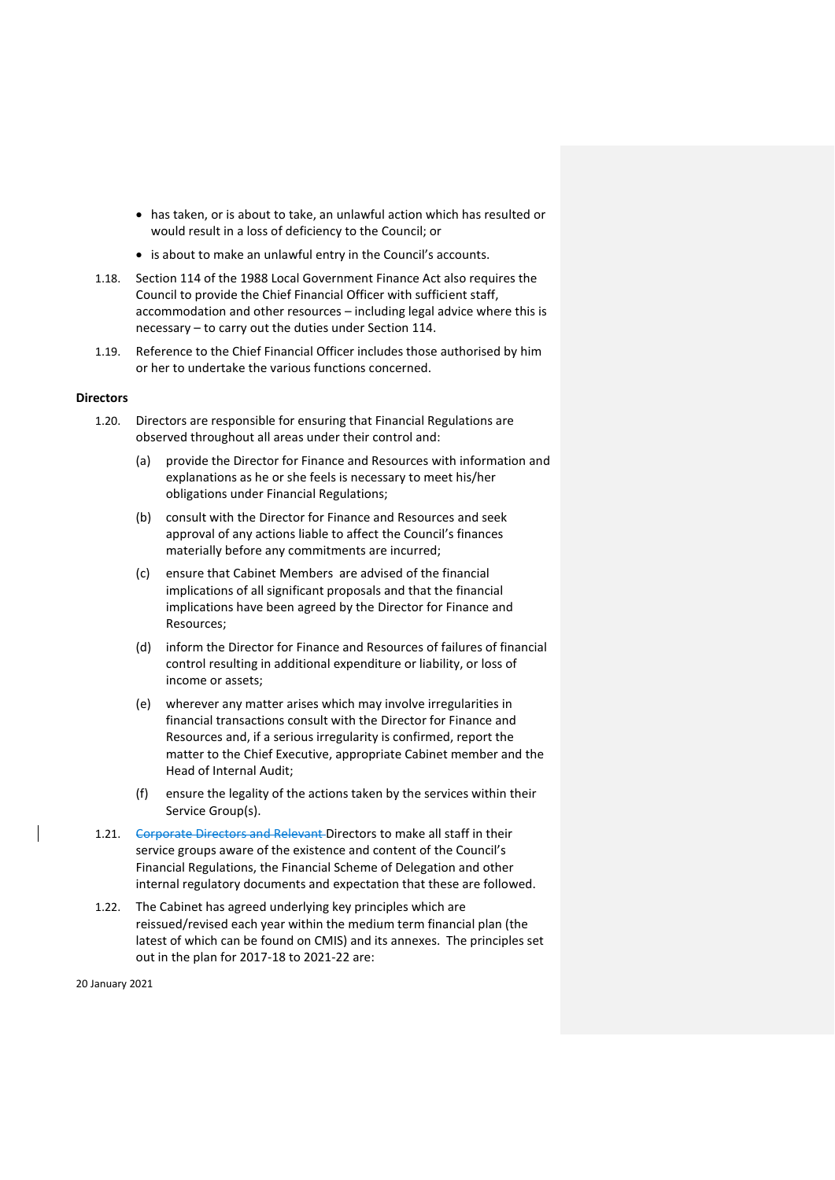- has taken, or is about to take, an unlawful action which has resulted or would result in a loss of deficiency to the Council; or
- is about to make an unlawful entry in the Council's accounts.

1.18. Section 114 of the 1988 Local Government Finance Act also requires the Council to provide the Chief Financial Officer with sufficient staff, accommodation and other resources – including legal advice where this is necessary – to carry out the duties under Section 114.

1.19. Reference to the Chief Financial Officer includes those authorised by him or her to undertake the various functions concerned.

**Directors**

1.20. Directors are responsible for ensuring that Financial Regulations are observed throughout all areas under their control and:

(a) provide the Director for Finance and Resources with information and explanations as he or she feels is necessary to meet his/her obligations under Financial Regulations;

(b) consult with the Director for Finance and Resources and seek approval of any actions liable to affect the Council's finances materially before any commitments are incurred;

(c) ensure that Cabinet Members are advised of the financial implications of all significant proposals and that the financial implications have been agreed by the Director for Finance and Resources;

(d) inform the Director for Finance and Resources of failures of financial control resulting in additional expenditure or liability, or loss of income or assets;

(e) wherever any matter arises which may involve irregularities in financial transactions consult with the Director for Finance and Resources and, if a serious irregularity is confirmed, report the matter to the Chief Executive, appropriate Cabinet member and the Head of Internal Audit;

(f) ensure the legality of the actions taken by the services within their Service Group(s).

1.21. ~~Corporate Directors and Relevant~~ Directors to make all staff in their service groups aware of the existence and content of the Council's Financial Regulations, the Financial Scheme of Delegation and other internal regulatory documents and expectation that these are followed.

1.22. The Cabinet has agreed underlying key principles which are reissued/revised each year within the medium term financial plan (the latest of which can be found on CMIS) and its annexes. The principles set out in the plan for 2017-18 to 2021-22 are:

20 January 2021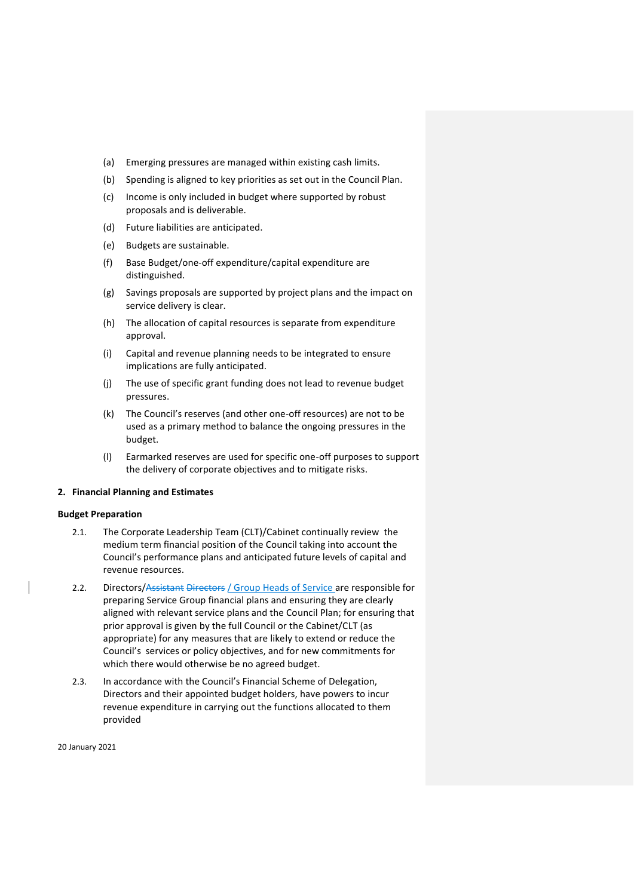(a) Emerging pressures are managed within existing cash limits.

(b) Spending is aligned to key priorities as set out in the Council Plan.

(c) Income is only included in budget where supported by robust proposals and is deliverable.

(d) Future liabilities are anticipated.

(e) Budgets are sustainable.

(f) Base Budget/one-off expenditure/capital expenditure are distinguished.

(g) Savings proposals are supported by project plans and the impact on service delivery is clear.

(h) The allocation of capital resources is separate from expenditure approval.

(i) Capital and revenue planning needs to be integrated to ensure implications are fully anticipated.

(j) The use of specific grant funding does not lead to revenue budget pressures.

(k) The Council's reserves (and other one-off resources) are not to be used as a primary method to balance the ongoing pressures in the budget.

(l) Earmarked reserves are used for specific one-off purposes to support the delivery of corporate objectives and to mitigate risks.

## 2. Financial Planning and Estimates

### Budget Preparation

2.1. The Corporate Leadership Team (CLT)/Cabinet continually review the medium term financial position of the Council taking into account the Council's performance plans and anticipated future levels of capital and revenue resources.

2.2. Directors/~~Assistant Directors~~ / Group Heads of Service are responsible for preparing Service Group financial plans and ensuring they are clearly aligned with relevant service plans and the Council Plan; for ensuring that prior approval is given by the full Council or the Cabinet/CLT (as appropriate) for any measures that are likely to extend or reduce the Council's services or policy objectives, and for new commitments for which there would otherwise be no agreed budget.

2.3. In accordance with the Council's Financial Scheme of Delegation, Directors and their appointed budget holders, have powers to incur revenue expenditure in carrying out the functions allocated to them provided

20 January 2021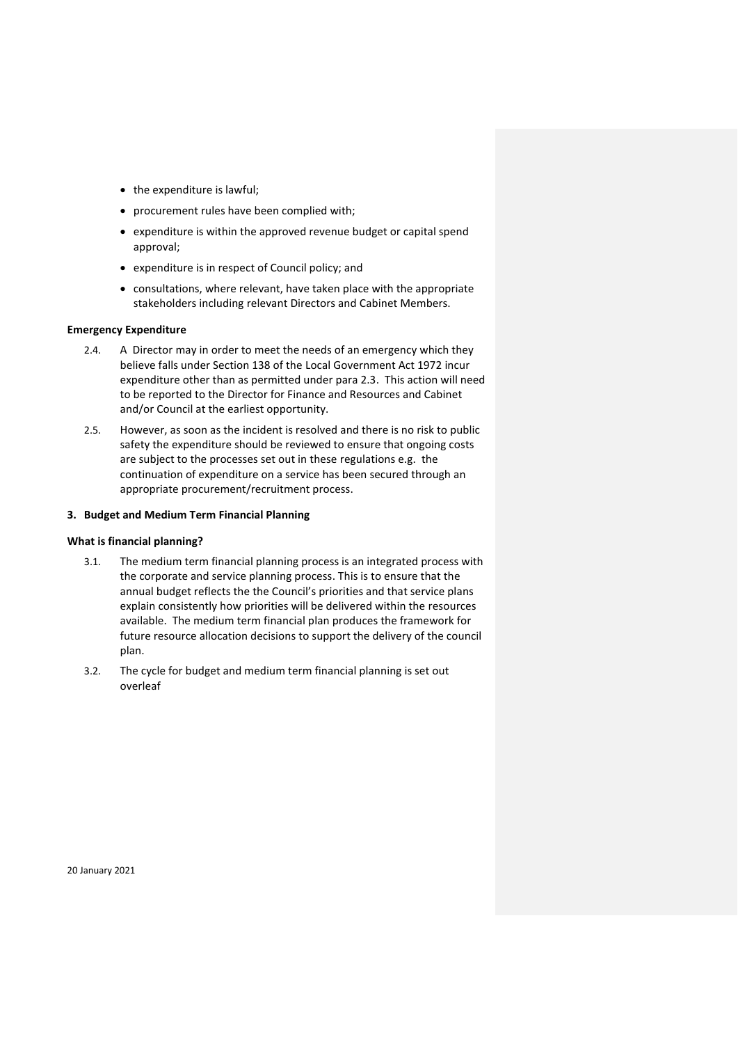- the expenditure is lawful;
- procurement rules have been complied with;
- expenditure is within the approved revenue budget or capital spend approval;
- expenditure is in respect of Council policy; and
- consultations, where relevant, have taken place with the appropriate stakeholders including relevant Directors and Cabinet Members.

**Emergency Expenditure**

2.4. A Director may in order to meet the needs of an emergency which they believe falls under Section 138 of the Local Government Act 1972 incur expenditure other than as permitted under para 2.3. This action will need to be reported to the Director for Finance and Resources and Cabinet and/or Council at the earliest opportunity.

2.5. However, as soon as the incident is resolved and there is no risk to public safety the expenditure should be reviewed to ensure that ongoing costs are subject to the processes set out in these regulations e.g. the continuation of expenditure on a service has been secured through an appropriate procurement/recruitment process.

## 3. Budget and Medium Term Financial Planning

**What is financial planning?**

3.1. The medium term financial planning process is an integrated process with the corporate and service planning process. This is to ensure that the annual budget reflects the the Council's priorities and that service plans explain consistently how priorities will be delivered within the resources available. The medium term financial plan produces the framework for future resource allocation decisions to support the delivery of the council plan.

3.2. The cycle for budget and medium term financial planning is set out overleaf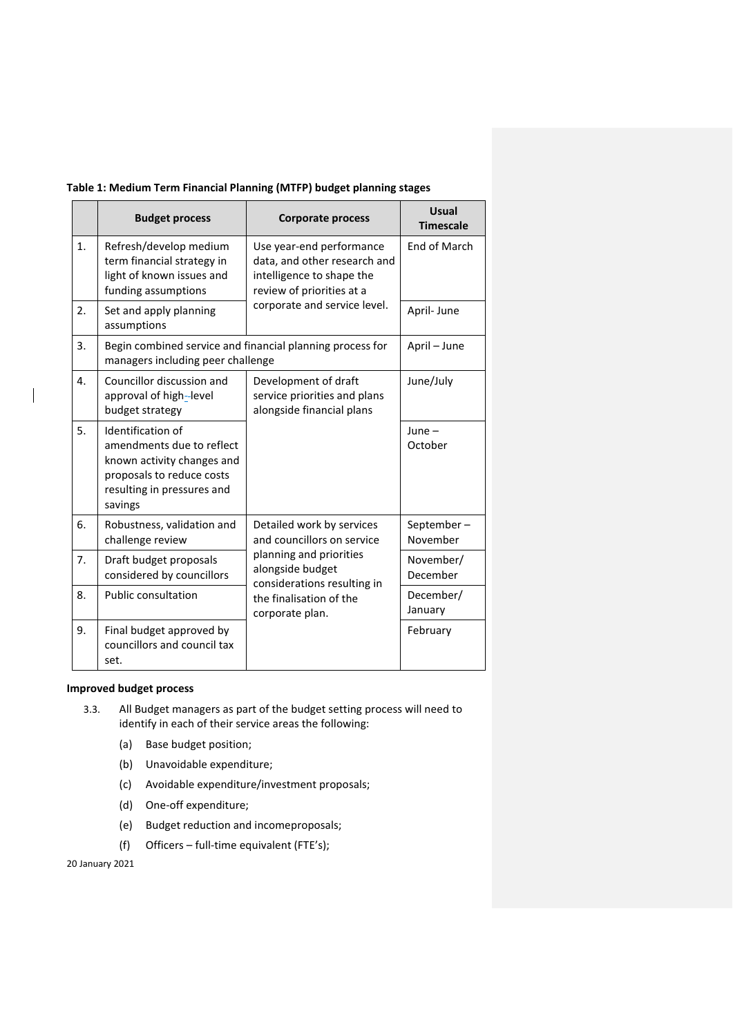**Table 1: Medium Term Financial Planning (MTFP) budget planning stages**

| | Budget process | Corporate process | Usual Timescale |
|---|---|---|---|
| 1. | Refresh/develop medium term financial strategy in light of known issues and funding assumptions | Use year-end performance data, and other research and intelligence to shape the review of priorities at a corporate and service level. | End of March |
| 2. | Set and apply planning assumptions | | April- June |
| 3. | Begin combined service and financial planning process for managers including peer challenge | | April – June |
| 4. | Councillor discussion and approval of high-level budget strategy | Development of draft service priorities and plans alongside financial plans | June/July |
| 5. | Identification of amendments due to reflect known activity changes and proposals to reduce costs resulting in pressures and savings | | June – October |
| 6. | Robustness, validation and challenge review | Detailed work by services and councillors on service planning and priorities alongside budget considerations resulting in the finalisation of the corporate plan. | September – November |
| 7. | Draft budget proposals considered by councillors | | November/ December |
| 8. | Public consultation | | December/ January |
| 9. | Final budget approved by councillors and council tax set. | | February |

**Improved budget process**

3.3. All Budget managers as part of the budget setting process will need to identify in each of their service areas the following:

(a) Base budget position;

(b) Unavoidable expenditure;

(c) Avoidable expenditure/investment proposals;

(d) One-off expenditure;

(e) Budget reduction and incomeproposals;

(f) Officers – full-time equivalent (FTE's);

20 January 2021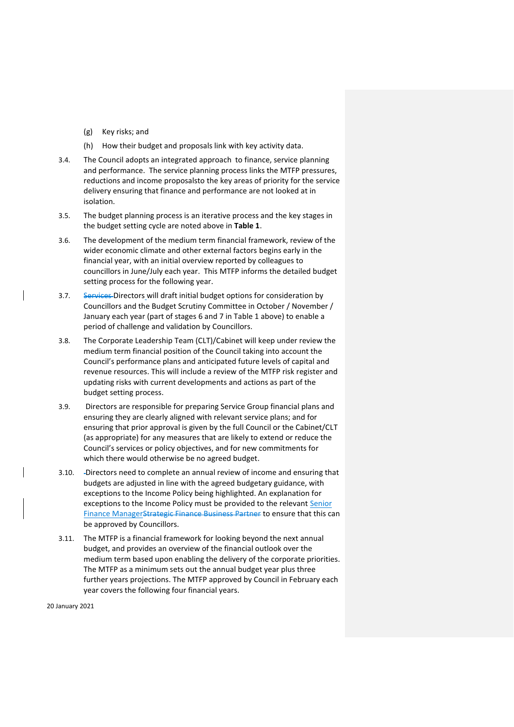(g) Key risks; and

(h) How their budget and proposals link with key activity data.

3.4. The Council adopts an integrated approach to finance, service planning and performance. The service planning process links the MTFP pressures, reductions and income proposalsto the key areas of priority for the service delivery ensuring that finance and performance are not looked at in isolation.

3.5. The budget planning process is an iterative process and the key stages in the budget setting cycle are noted above in **Table 1**.

3.6. The development of the medium term financial framework, review of the wider economic climate and other external factors begins early in the financial year, with an initial overview reported by colleagues to councillors in June/July each year. This MTFP informs the detailed budget setting process for the following year.

3.7. ~~Services~~ Directors will draft initial budget options for consideration by Councillors and the Budget Scrutiny Committee in October / November / January each year (part of stages 6 and 7 in Table 1 above) to enable a period of challenge and validation by Councillors.

3.8. The Corporate Leadership Team (CLT)/Cabinet will keep under review the medium term financial position of the Council taking into account the Council's performance plans and anticipated future levels of capital and revenue resources. This will include a review of the MTFP risk register and updating risks with current developments and actions as part of the budget setting process.

3.9. Directors are responsible for preparing Service Group financial plans and ensuring they are clearly aligned with relevant service plans; and for ensuring that prior approval is given by the full Council or the Cabinet/CLT (as appropriate) for any measures that are likely to extend or reduce the Council's services or policy objectives, and for new commitments for which there would otherwise be no agreed budget.

3.10. Directors need to complete an annual review of income and ensuring that budgets are adjusted in line with the agreed budgetary guidance, with exceptions to the Income Policy being highlighted. An explanation for exceptions to the Income Policy must be provided to the relevant Senior Finance Manager~~Strategic Finance Business Partner~~ to ensure that this can be approved by Councillors.

3.11. The MTFP is a financial framework for looking beyond the next annual budget, and provides an overview of the financial outlook over the medium term based upon enabling the delivery of the corporate priorities. The MTFP as a minimum sets out the annual budget year plus three further years projections. The MTFP approved by Council in February each year covers the following four financial years.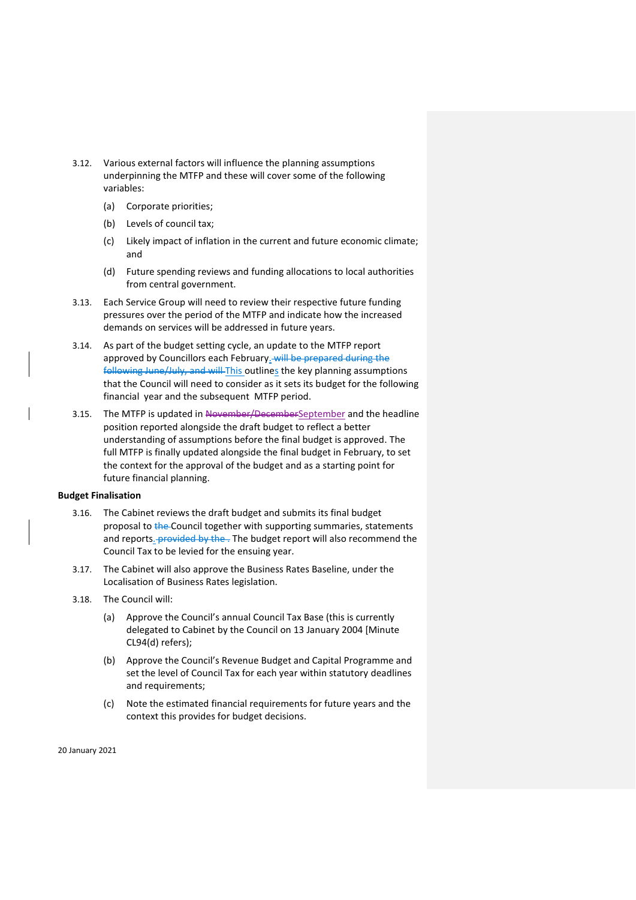3.12. Various external factors will influence the planning assumptions underpinning the MTFP and these will cover some of the following variables:

  (a) Corporate priorities;

  (b) Levels of council tax;

  (c) Likely impact of inflation in the current and future economic climate; and

  (d) Future spending reviews and funding allocations to local authorities from central government.

3.13. Each Service Group will need to review their respective future funding pressures over the period of the MTFP and indicate how the increased demands on services will be addressed in future years.

3.14. As part of the budget setting cycle, an update to the MTFP report approved by Councillors each February. ~~will be prepared during the following June/July, and will~~ This outlines the key planning assumptions that the Council will need to consider as it sets its budget for the following financial year and the subsequent MTFP period.

3.15. The MTFP is updated in ~~November/December~~September and the headline position reported alongside the draft budget to reflect a better understanding of assumptions before the final budget is approved. The full MTFP is finally updated alongside the final budget in February, to set the context for the approval of the budget and as a starting point for future financial planning.

**Budget Finalisation**

3.16. The Cabinet reviews the draft budget and submits its final budget proposal to ~~the~~ Council together with supporting summaries, statements and reports. ~~provided by the .~~ The budget report will also recommend the Council Tax to be levied for the ensuing year.

3.17. The Cabinet will also approve the Business Rates Baseline, under the Localisation of Business Rates legislation.

3.18. The Council will:

  (a) Approve the Council's annual Council Tax Base (this is currently delegated to Cabinet by the Council on 13 January 2004 [Minute CL94(d) refers);

  (b) Approve the Council's Revenue Budget and Capital Programme and set the level of Council Tax for each year within statutory deadlines and requirements;

  (c) Note the estimated financial requirements for future years and the context this provides for budget decisions.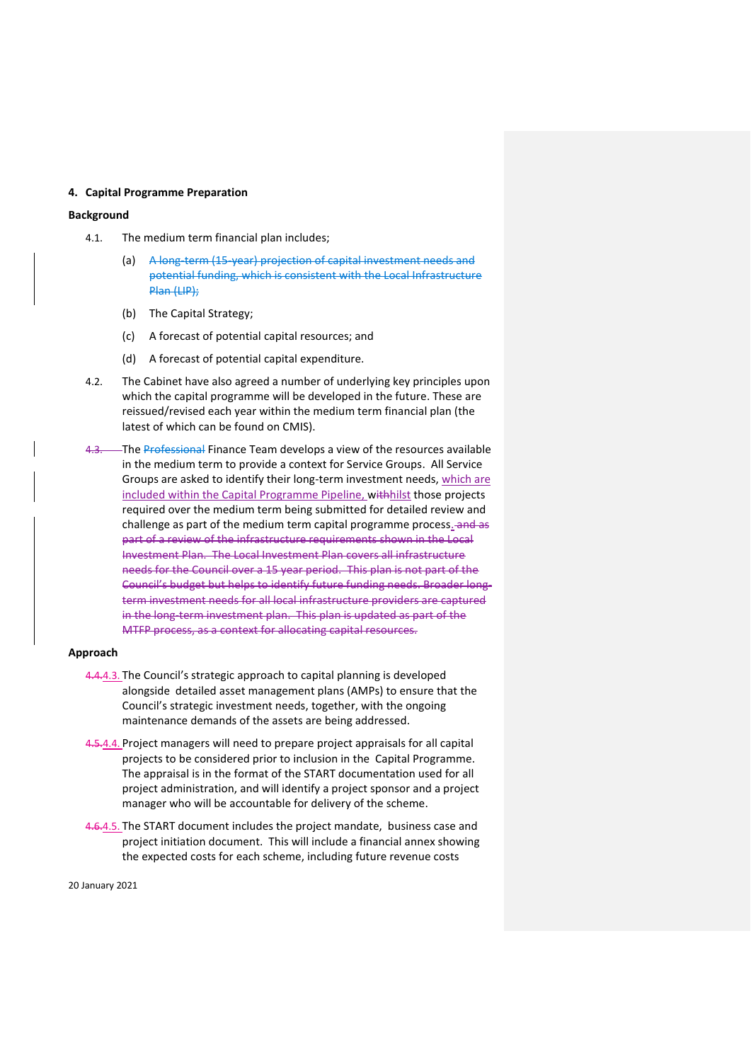## 4. Capital Programme Preparation

### Background

4.1. The medium term financial plan includes;

(a) ~~A long-term (15-year) projection of capital investment needs and potential funding, which is consistent with the Local Infrastructure Plan (LIP);~~

(b) The Capital Strategy;

(c) A forecast of potential capital resources; and

(d) A forecast of potential capital expenditure.

4.2. The Cabinet have also agreed a number of underlying key principles upon which the capital programme will be developed in the future. These are reissued/revised each year within the medium term financial plan (the latest of which can be found on CMIS).

~~4.3.~~ The ~~Professional~~ Finance Team develops a view of the resources available in the medium term to provide a context for Service Groups. All Service Groups are asked to identify their long-term investment needs, which are included within the Capital Programme Pipeline, w~~ith~~hilst those projects required over the medium term being submitted for detailed review and challenge as part of the medium term capital programme process. ~~and as part of a review of the infrastructure requirements shown in the Local Investment Plan. The Local Investment Plan covers all infrastructure needs for the Council over a 15 year period. This plan is not part of the Council's budget but helps to identify future funding needs. Broader long-term investment needs for all local infrastructure providers are captured in the long-term investment plan. This plan is updated as part of the MTFP process, as a context for allocating capital resources.~~

### Approach

~~4.4.~~4.3. The Council's strategic approach to capital planning is developed alongside detailed asset management plans (AMPs) to ensure that the Council's strategic investment needs, together, with the ongoing maintenance demands of the assets are being addressed.

~~4.5.~~4.4. Project managers will need to prepare project appraisals for all capital projects to be considered prior to inclusion in the Capital Programme. The appraisal is in the format of the START documentation used for all project administration, and will identify a project sponsor and a project manager who will be accountable for delivery of the scheme.

~~4.6.~~4.5. The START document includes the project mandate, business case and project initiation document. This will include a financial annex showing the expected costs for each scheme, including future revenue costs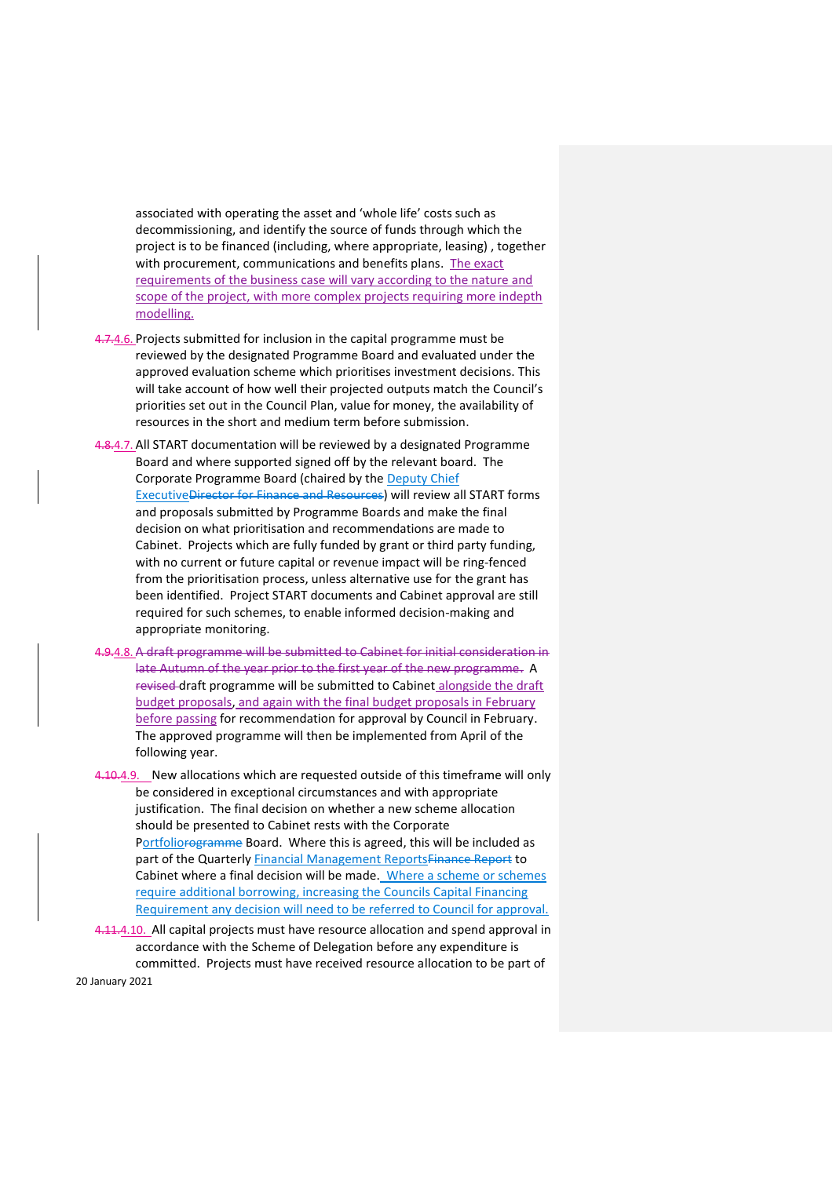associated with operating the asset and 'whole life' costs such as decommissioning, and identify the source of funds through which the project is to be financed (including, where appropriate, leasing) , together with procurement, communications and benefits plans. The exact requirements of the business case will vary according to the nature and scope of the project, with more complex projects requiring more indepth modelling.

~~4.7.~~4.6. Projects submitted for inclusion in the capital programme must be reviewed by the designated Programme Board and evaluated under the approved evaluation scheme which prioritises investment decisions. This will take account of how well their projected outputs match the Council's priorities set out in the Council Plan, value for money, the availability of resources in the short and medium term before submission.

~~4.8.~~4.7. All START documentation will be reviewed by a designated Programme Board and where supported signed off by the relevant board. The Corporate Programme Board (chaired by the Deputy Chief Executive~~Director for Finance and Resources~~) will review all START forms and proposals submitted by Programme Boards and make the final decision on what prioritisation and recommendations are made to Cabinet. Projects which are fully funded by grant or third party funding, with no current or future capital or revenue impact will be ring-fenced from the prioritisation process, unless alternative use for the grant has been identified. Project START documents and Cabinet approval are still required for such schemes, to enable informed decision-making and appropriate monitoring.

~~4.9.~~4.8. ~~A draft programme will be submitted to Cabinet for initial consideration in late Autumn of the year prior to the first year of the new programme.~~ A ~~revised~~ draft programme will be submitted to Cabinet alongside the draft budget proposals, and again with the final budget proposals in February before passing for recommendation for approval by Council in February. The approved programme will then be implemented from April of the following year.

~~4.10.~~4.9. New allocations which are requested outside of this timeframe will only be considered in exceptional circumstances and with appropriate justification. The final decision on whether a new scheme allocation should be presented to Cabinet rests with the Corporate Portfolio~~rogramme~~ Board. Where this is agreed, this will be included as part of the Quarterly Financial Management Reports~~Finance Report~~ to Cabinet where a final decision will be made. Where a scheme or schemes require additional borrowing, increasing the Councils Capital Financing Requirement any decision will need to be referred to Council for approval.

~~4.11.~~4.10. All capital projects must have resource allocation and spend approval in accordance with the Scheme of Delegation before any expenditure is committed. Projects must have received resource allocation to be part of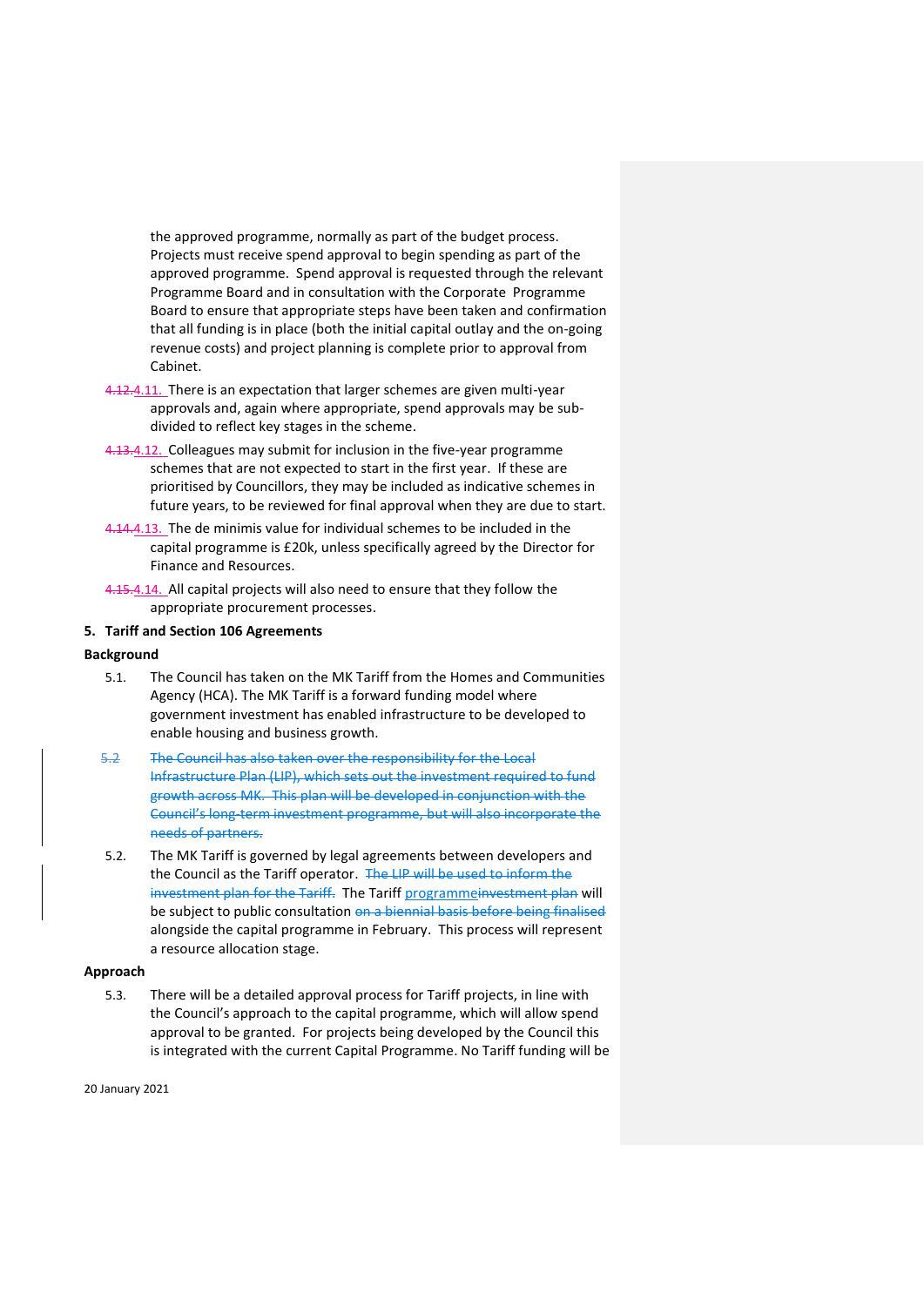the approved programme, normally as part of the budget process. Projects must receive spend approval to begin spending as part of the approved programme. Spend approval is requested through the relevant Programme Board and in consultation with the Corporate Programme Board to ensure that appropriate steps have been taken and confirmation that all funding is in place (both the initial capital outlay and the on-going revenue costs) and project planning is complete prior to approval from Cabinet.

~~4.12.~~4.11. There is an expectation that larger schemes are given multi-year approvals and, again where appropriate, spend approvals may be sub-divided to reflect key stages in the scheme.

~~4.13.~~4.12. Colleagues may submit for inclusion in the five-year programme schemes that are not expected to start in the first year. If these are prioritised by Councillors, they may be included as indicative schemes in future years, to be reviewed for final approval when they are due to start.

~~4.14.~~4.13. The de minimis value for individual schemes to be included in the capital programme is £20k, unless specifically agreed by the Director for Finance and Resources.

~~4.15.~~4.14. All capital projects will also need to ensure that they follow the appropriate procurement processes.

## 5. Tariff and Section 106 Agreements

### Background

5.1. The Council has taken on the MK Tariff from the Homes and Communities Agency (HCA). The MK Tariff is a forward funding model where government investment has enabled infrastructure to be developed to enable housing and business growth.

~~5.2 The Council has also taken over the responsibility for the Local Infrastructure Plan (LIP), which sets out the investment required to fund growth across MK. This plan will be developed in conjunction with the Council's long-term investment programme, but will also incorporate the needs of partners.~~

5.2. The MK Tariff is governed by legal agreements between developers and the Council as the Tariff operator. ~~The LIP will be used to inform the investment plan for the Tariff.~~ The Tariff programme~~investment plan~~ will be subject to public consultation ~~on a biennial basis before being finalised~~ alongside the capital programme in February. This process will represent a resource allocation stage.

### Approach

5.3. There will be a detailed approval process for Tariff projects, in line with the Council's approach to the capital programme, which will allow spend approval to be granted. For projects being developed by the Council this is integrated with the current Capital Programme. No Tariff funding will be

20 January 2021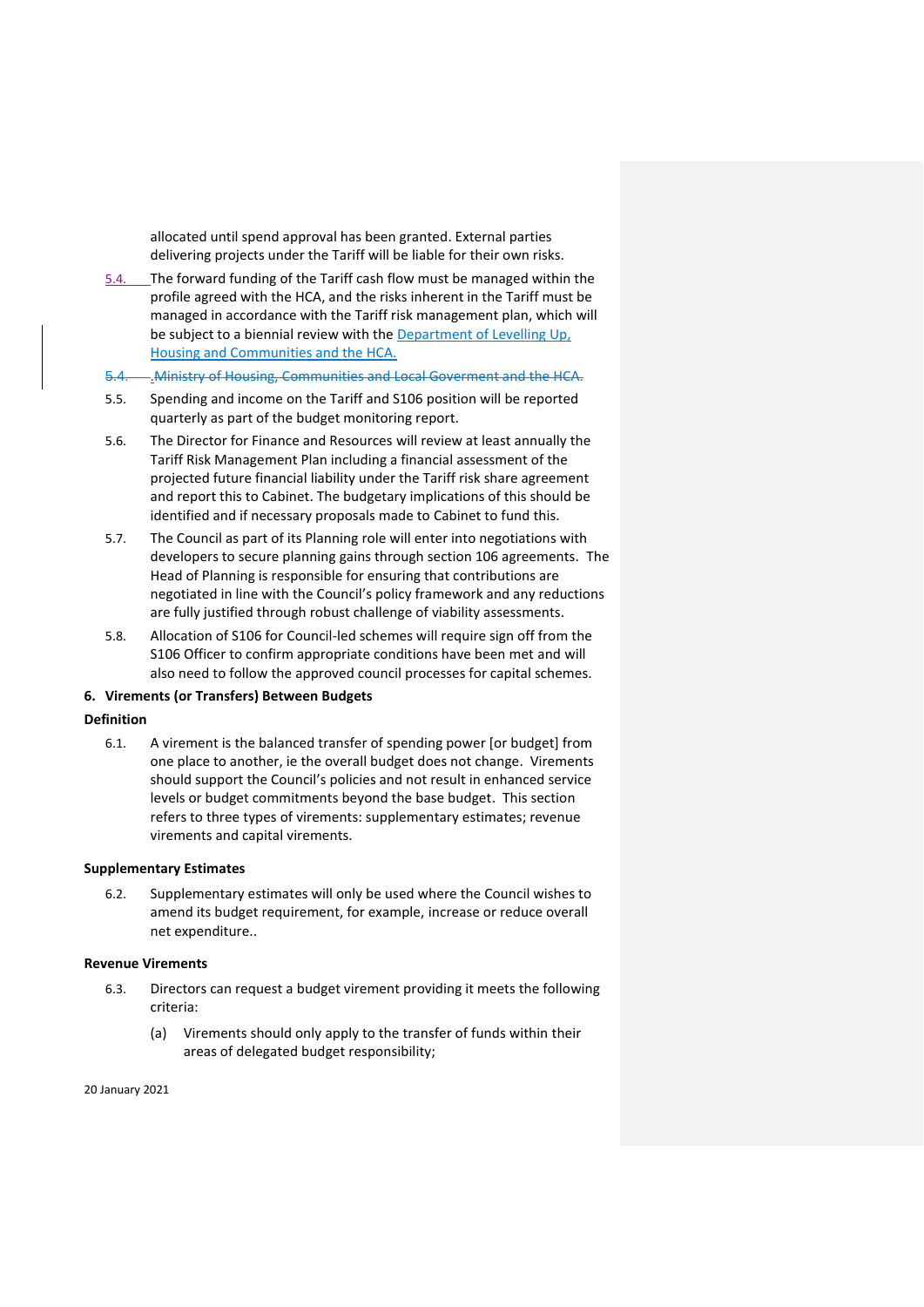allocated until spend approval has been granted. External parties delivering projects under the Tariff will be liable for their own risks.

5.4. The forward funding of the Tariff cash flow must be managed within the profile agreed with the HCA, and the risks inherent in the Tariff must be managed in accordance with the Tariff risk management plan, which will be subject to a biennial review with the Department of Levelling Up, Housing and Communities and the HCA.

~~5.4. .Ministry of Housing, Communities and Local Goverment and the HCA.~~

5.5. Spending and income on the Tariff and S106 position will be reported quarterly as part of the budget monitoring report.

5.6. The Director for Finance and Resources will review at least annually the Tariff Risk Management Plan including a financial assessment of the projected future financial liability under the Tariff risk share agreement and report this to Cabinet. The budgetary implications of this should be identified and if necessary proposals made to Cabinet to fund this.

5.7. The Council as part of its Planning role will enter into negotiations with developers to secure planning gains through section 106 agreements. The Head of Planning is responsible for ensuring that contributions are negotiated in line with the Council's policy framework and any reductions are fully justified through robust challenge of viability assessments.

5.8. Allocation of S106 for Council-led schemes will require sign off from the S106 Officer to confirm appropriate conditions have been met and will also need to follow the approved council processes for capital schemes.

## 6. Virements (or Transfers) Between Budgets

### Definition

6.1. A virement is the balanced transfer of spending power [or budget] from one place to another, ie the overall budget does not change. Virements should support the Council's policies and not result in enhanced service levels or budget commitments beyond the base budget. This section refers to three types of virements: supplementary estimates; revenue virements and capital virements.

### Supplementary Estimates

6.2. Supplementary estimates will only be used where the Council wishes to amend its budget requirement, for example, increase or reduce overall net expenditure..

### Revenue Virements

6.3. Directors can request a budget virement providing it meets the following criteria:

(a) Virements should only apply to the transfer of funds within their areas of delegated budget responsibility;

20 January 2021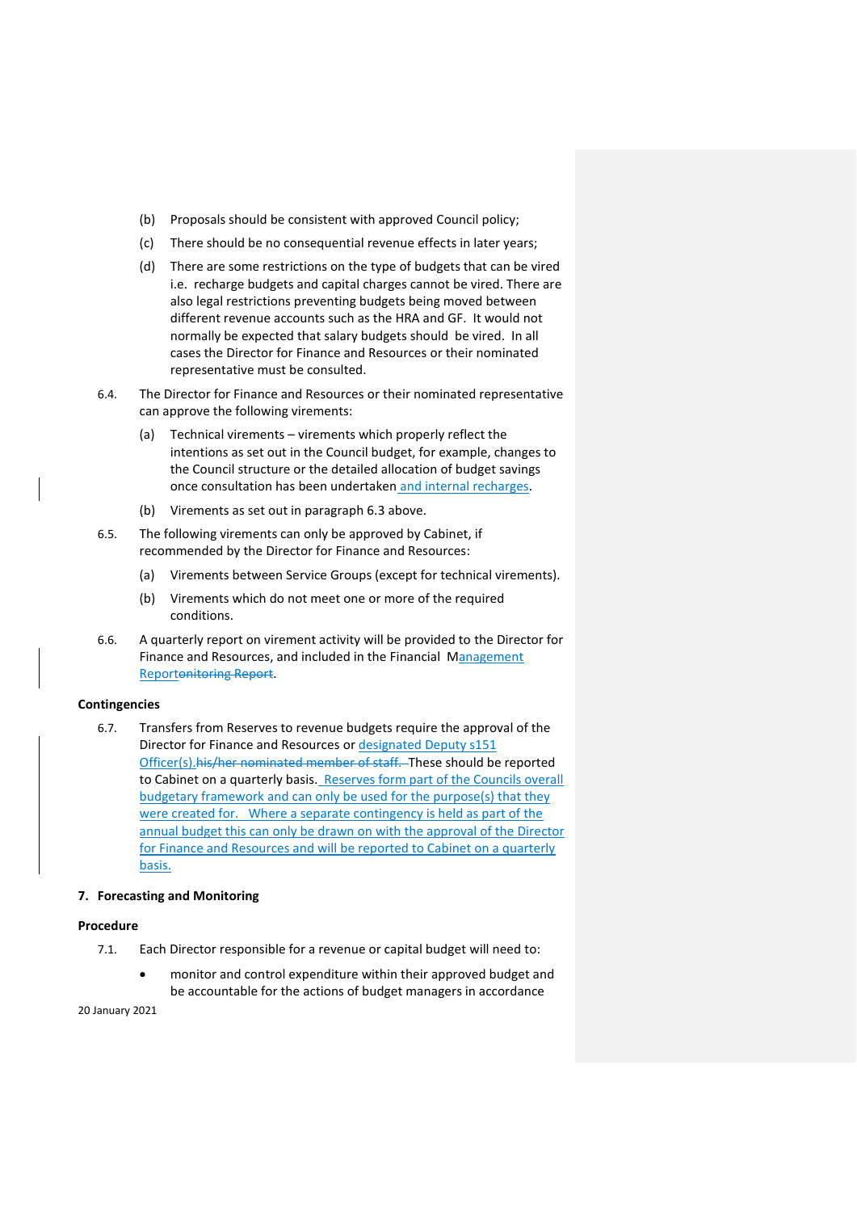(b) Proposals should be consistent with approved Council policy;

(c) There should be no consequential revenue effects in later years;

(d) There are some restrictions on the type of budgets that can be vired i.e. recharge budgets and capital charges cannot be vired. There are also legal restrictions preventing budgets being moved between different revenue accounts such as the HRA and GF. It would not normally be expected that salary budgets should be vired. In all cases the Director for Finance and Resources or their nominated representative must be consulted.

6.4. The Director for Finance and Resources or their nominated representative can approve the following virements:

(a) Technical virements – virements which properly reflect the intentions as set out in the Council budget, for example, changes to the Council structure or the detailed allocation of budget savings once consultation has been undertaken and internal recharges.

(b) Virements as set out in paragraph 6.3 above.

6.5. The following virements can only be approved by Cabinet, if recommended by the Director for Finance and Resources:

(a) Virements between Service Groups (except for technical virements).

(b) Virements which do not meet one or more of the required conditions.

6.6. A quarterly report on virement activity will be provided to the Director for Finance and Resources, and included in the Financial Management Report~~onitoring Report~~.

**Contingencies**

6.7. Transfers from Reserves to revenue budgets require the approval of the Director for Finance and Resources or designated Deputy s151 Officer(s).~~his/her nominated member of staff.~~ These should be reported to Cabinet on a quarterly basis. Reserves form part of the Councils overall budgetary framework and can only be used for the purpose(s) that they were created for. Where a separate contingency is held as part of the annual budget this can only be drawn on with the approval of the Director for Finance and Resources and will be reported to Cabinet on a quarterly basis.

## 7. Forecasting and Monitoring

**Procedure**

7.1. Each Director responsible for a revenue or capital budget will need to:

- monitor and control expenditure within their approved budget and be accountable for the actions of budget managers in accordance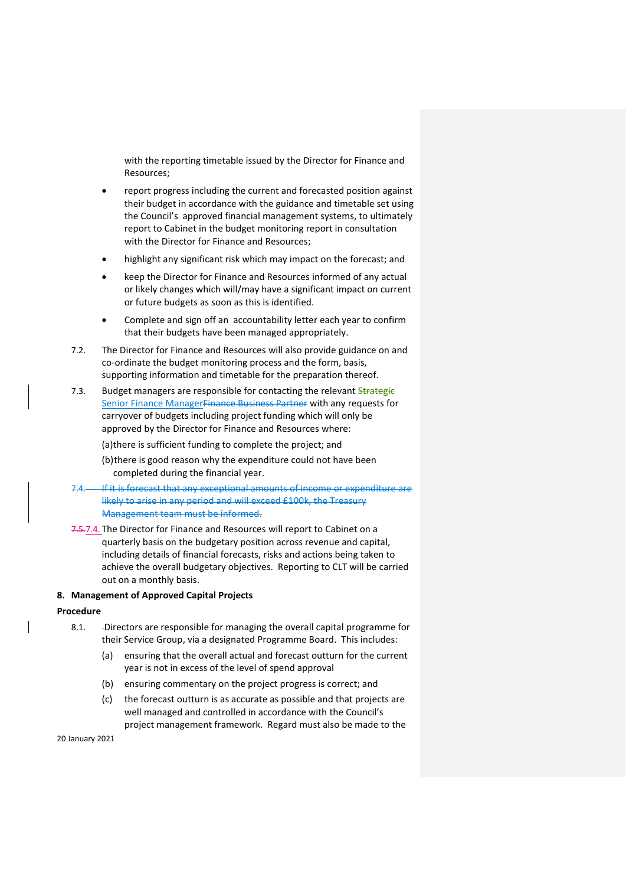with the reporting timetable issued by the Director for Finance and Resources;

- report progress including the current and forecasted position against their budget in accordance with the guidance and timetable set using the Council's approved financial management systems, to ultimately report to Cabinet in the budget monitoring report in consultation with the Director for Finance and Resources;
- highlight any significant risk which may impact on the forecast; and
- keep the Director for Finance and Resources informed of any actual or likely changes which will/may have a significant impact on current or future budgets as soon as this is identified.
- Complete and sign off an accountability letter each year to confirm that their budgets have been managed appropriately.

7.2. The Director for Finance and Resources will also provide guidance on and co-ordinate the budget monitoring process and the form, basis, supporting information and timetable for the preparation thereof.

7.3. Budget managers are responsible for contacting the relevant ~~Strategic~~ Senior Finance Manager~~Finance Business Partner~~ with any requests for carryover of budgets including project funding which will only be approved by the Director for Finance and Resources where:

(a) there is sufficient funding to complete the project; and

(b) there is good reason why the expenditure could not have been completed during the financial year.

~~7.4. If it is forecast that any exceptional amounts of income or expenditure are likely to arise in any period and will exceed £100k, the Treasury Management team must be informed.~~

~~7.5.~~7.4. The Director for Finance and Resources will report to Cabinet on a quarterly basis on the budgetary position across revenue and capital, including details of financial forecasts, risks and actions being taken to achieve the overall budgetary objectives. Reporting to CLT will be carried out on a monthly basis.

## 8. Management of Approved Capital Projects

### Procedure

8.1. Directors are responsible for managing the overall capital programme for their Service Group, via a designated Programme Board. This includes:

(a) ensuring that the overall actual and forecast outturn for the current year is not in excess of the level of spend approval

(b) ensuring commentary on the project progress is correct; and

(c) the forecast outturn is as accurate as possible and that projects are well managed and controlled in accordance with the Council's project management framework. Regard must also be made to the

20 January 2021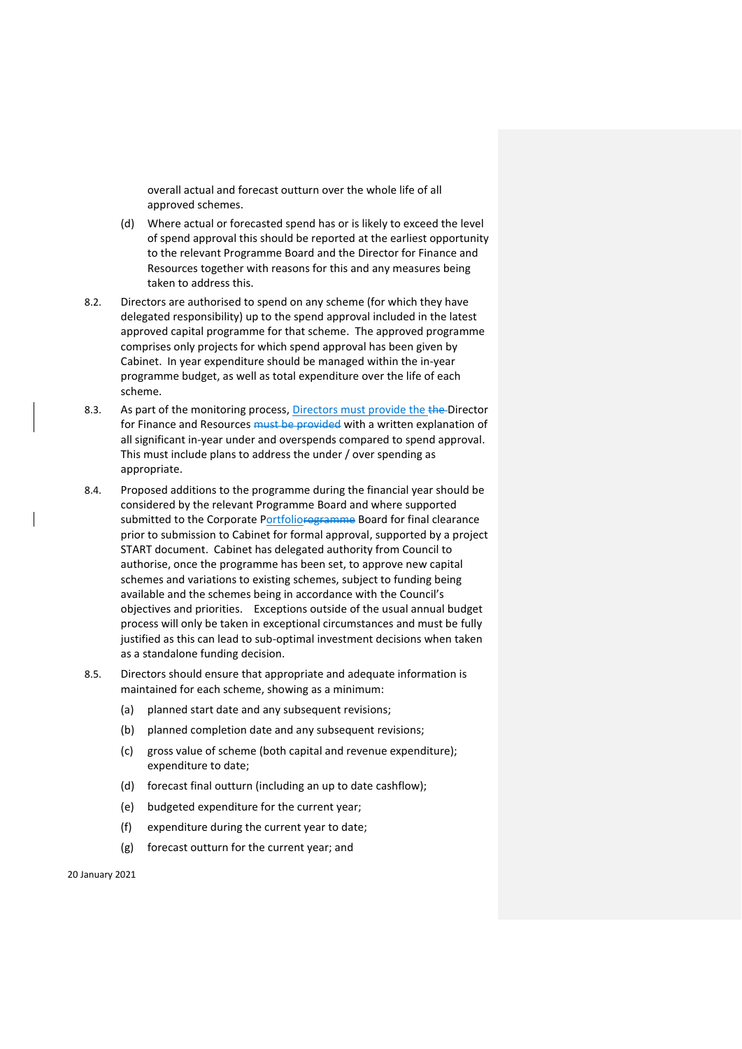overall actual and forecast outturn over the whole life of all approved schemes.

(d) Where actual or forecasted spend has or is likely to exceed the level of spend approval this should be reported at the earliest opportunity to the relevant Programme Board and the Director for Finance and Resources together with reasons for this and any measures being taken to address this.

8.2. Directors are authorised to spend on any scheme (for which they have delegated responsibility) up to the spend approval included in the latest approved capital programme for that scheme. The approved programme comprises only projects for which spend approval has been given by Cabinet. In year expenditure should be managed within the in-year programme budget, as well as total expenditure over the life of each scheme.

8.3. As part of the monitoring process, Directors must provide the ~~the~~ Director for Finance and Resources ~~must be provided~~ with a written explanation of all significant in-year under and overspends compared to spend approval. This must include plans to address the under / over spending as appropriate.

8.4. Proposed additions to the programme during the financial year should be considered by the relevant Programme Board and where supported submitted to the Corporate Portfolio~~rogramme~~ Board for final clearance prior to submission to Cabinet for formal approval, supported by a project START document. Cabinet has delegated authority from Council to authorise, once the programme has been set, to approve new capital schemes and variations to existing schemes, subject to funding being available and the schemes being in accordance with the Council's objectives and priorities. Exceptions outside of the usual annual budget process will only be taken in exceptional circumstances and must be fully justified as this can lead to sub-optimal investment decisions when taken as a standalone funding decision.

8.5. Directors should ensure that appropriate and adequate information is maintained for each scheme, showing as a minimum:

(a) planned start date and any subsequent revisions;

(b) planned completion date and any subsequent revisions;

(c) gross value of scheme (both capital and revenue expenditure); expenditure to date;

(d) forecast final outturn (including an up to date cashflow);

(e) budgeted expenditure for the current year;

(f) expenditure during the current year to date;

(g) forecast outturn for the current year; and

20 January 2021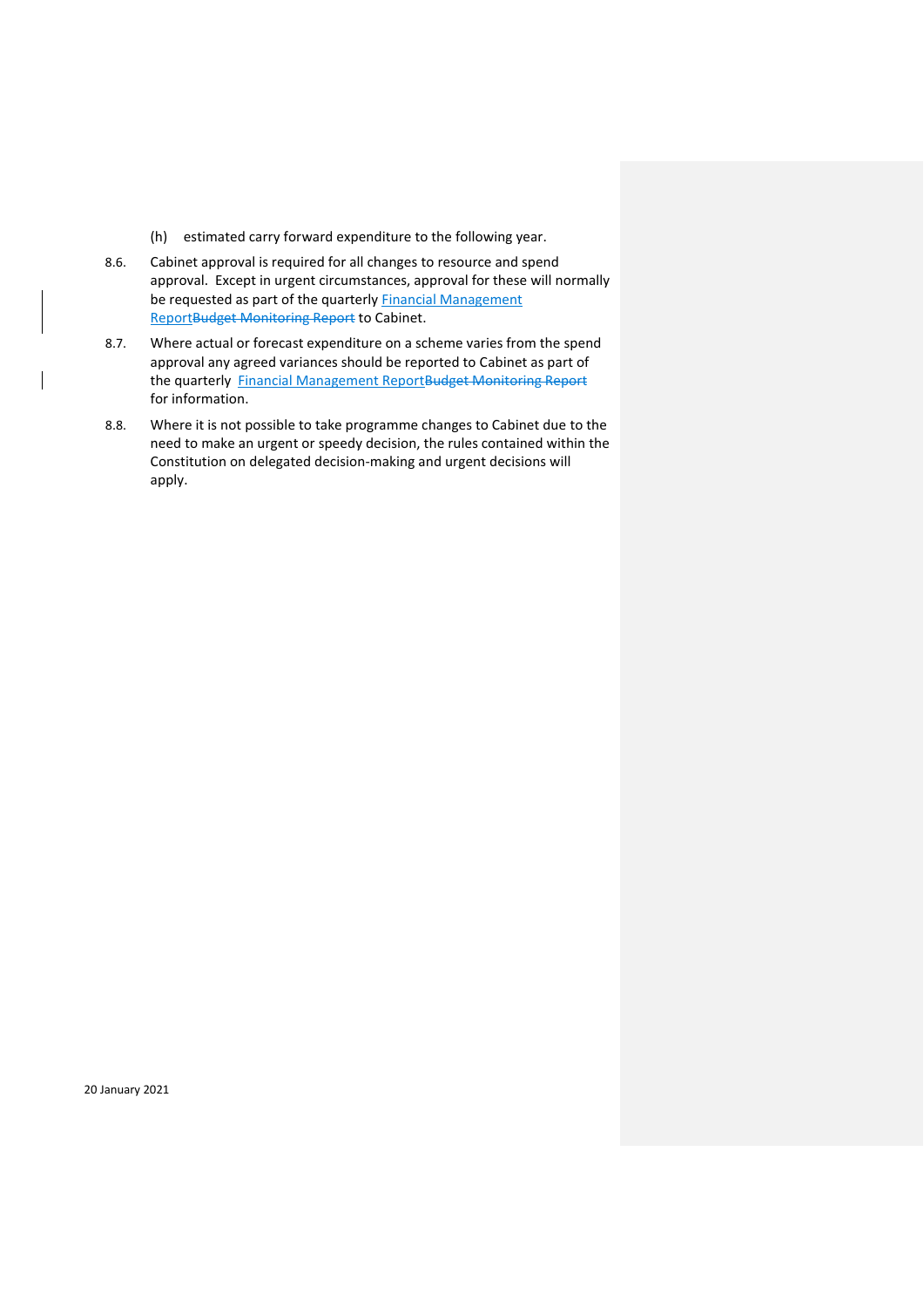(h) estimated carry forward expenditure to the following year.

8.6. Cabinet approval is required for all changes to resource and spend approval. Except in urgent circumstances, approval for these will normally be requested as part of the quarterly Financial Management Report~~Budget Monitoring Report~~ to Cabinet.

8.7. Where actual or forecast expenditure on a scheme varies from the spend approval any agreed variances should be reported to Cabinet as part of the quarterly Financial Management Report~~Budget Monitoring Report~~ for information.

8.8. Where it is not possible to take programme changes to Cabinet due to the need to make an urgent or speedy decision, the rules contained within the Constitution on delegated decision-making and urgent decisions will apply.

20 January 2021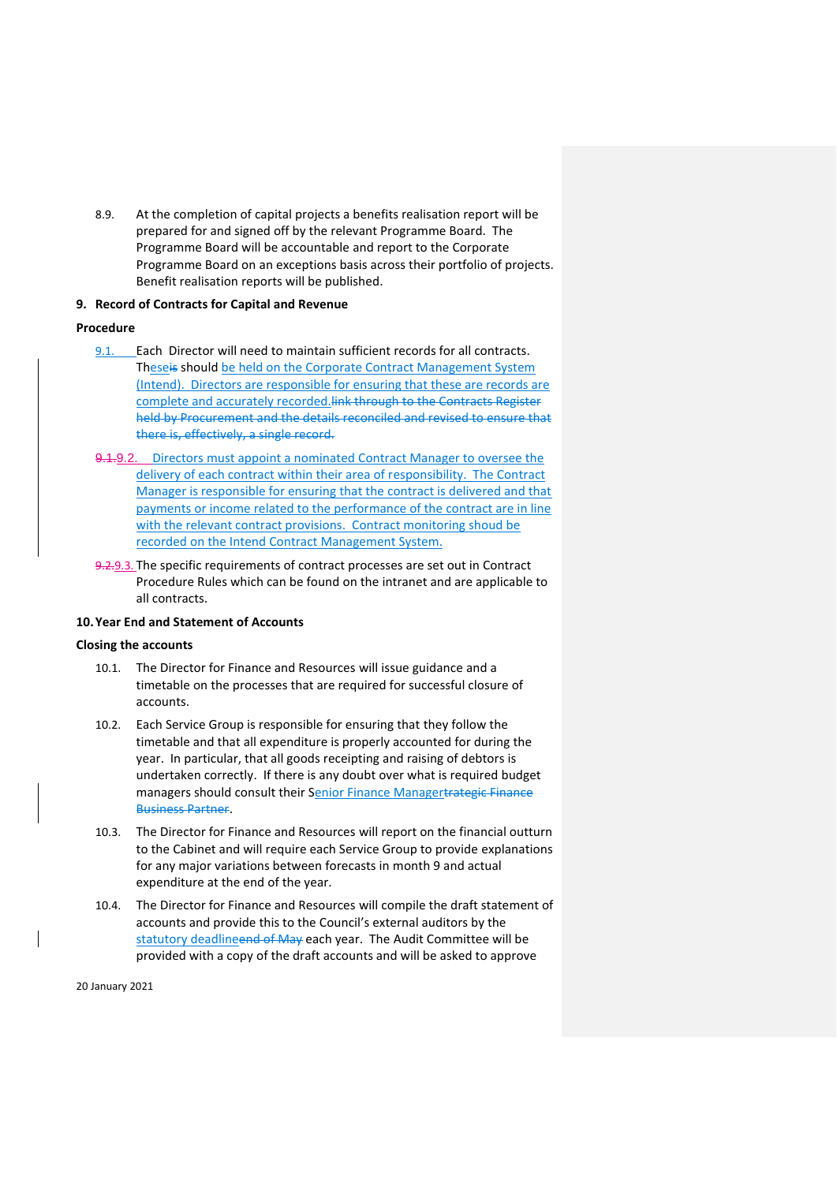8.9. At the completion of capital projects a benefits realisation report will be prepared for and signed off by the relevant Programme Board. The Programme Board will be accountable and report to the Corporate Programme Board on an exceptions basis across their portfolio of projects. Benefit realisation reports will be published.

## 9. Record of Contracts for Capital and Revenue

### Procedure

9.1. Each Director will need to maintain sufficient records for all contracts. These~~is~~ should be held on the Corporate Contract Management System (Intend). Directors are responsible for ensuring that these are records are complete and accurately recorded.~~link through to the Contracts Register held by Procurement and the details reconciled and revised to ensure that there is, effectively, a single record.~~

~~9.1.~~9.2. Directors must appoint a nominated Contract Manager to oversee the delivery of each contract within their area of responsibility. The Contract Manager is responsible for ensuring that the contract is delivered and that payments or income related to the performance of the contract are in line with the relevant contract provisions. Contract monitoring shoud be recorded on the Intend Contract Management System.

~~9.2.~~9.3. The specific requirements of contract processes are set out in Contract Procedure Rules which can be found on the intranet and are applicable to all contracts.

## 10. Year End and Statement of Accounts

### Closing the accounts

10.1. The Director for Finance and Resources will issue guidance and a timetable on the processes that are required for successful closure of accounts.

10.2. Each Service Group is responsible for ensuring that they follow the timetable and that all expenditure is properly accounted for during the year. In particular, that all goods receipting and raising of debtors is undertaken correctly. If there is any doubt over what is required budget managers should consult their Senior Finance Manager~~trategic Finance Business Partner~~.

10.3. The Director for Finance and Resources will report on the financial outturn to the Cabinet and will require each Service Group to provide explanations for any major variations between forecasts in month 9 and actual expenditure at the end of the year.

10.4. The Director for Finance and Resources will compile the draft statement of accounts and provide this to the Council's external auditors by the statutory deadline~~end of May~~ each year. The Audit Committee will be provided with a copy of the draft accounts and will be asked to approve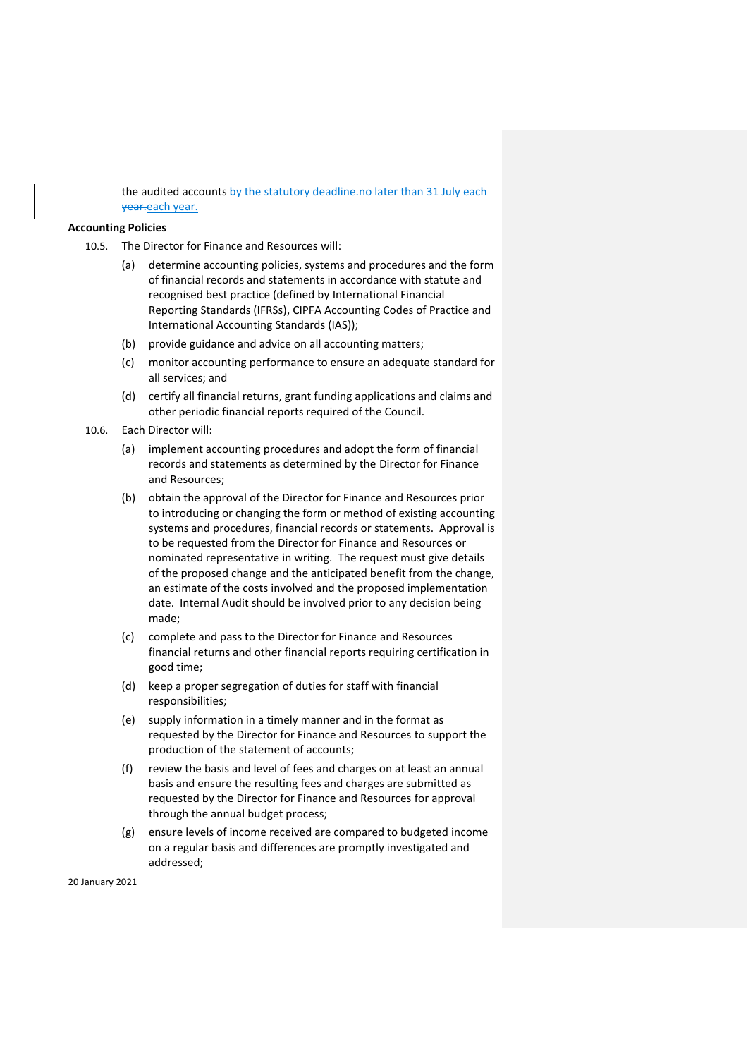the audited accounts by the statutory deadline.~~no later than 31 July each year.~~each year.

**Accounting Policies**

10.5. The Director for Finance and Resources will:

(a) determine accounting policies, systems and procedures and the form of financial records and statements in accordance with statute and recognised best practice (defined by International Financial Reporting Standards (IFRSs), CIPFA Accounting Codes of Practice and International Accounting Standards (IAS));

(b) provide guidance and advice on all accounting matters;

(c) monitor accounting performance to ensure an adequate standard for all services; and

(d) certify all financial returns, grant funding applications and claims and other periodic financial reports required of the Council.

10.6. Each Director will:

(a) implement accounting procedures and adopt the form of financial records and statements as determined by the Director for Finance and Resources;

(b) obtain the approval of the Director for Finance and Resources prior to introducing or changing the form or method of existing accounting systems and procedures, financial records or statements. Approval is to be requested from the Director for Finance and Resources or nominated representative in writing. The request must give details of the proposed change and the anticipated benefit from the change, an estimate of the costs involved and the proposed implementation date. Internal Audit should be involved prior to any decision being made;

(c) complete and pass to the Director for Finance and Resources financial returns and other financial reports requiring certification in good time;

(d) keep a proper segregation of duties for staff with financial responsibilities;

(e) supply information in a timely manner and in the format as requested by the Director for Finance and Resources to support the production of the statement of accounts;

(f) review the basis and level of fees and charges on at least an annual basis and ensure the resulting fees and charges are submitted as requested by the Director for Finance and Resources for approval through the annual budget process;

(g) ensure levels of income received are compared to budgeted income on a regular basis and differences are promptly investigated and addressed;

20 January 2021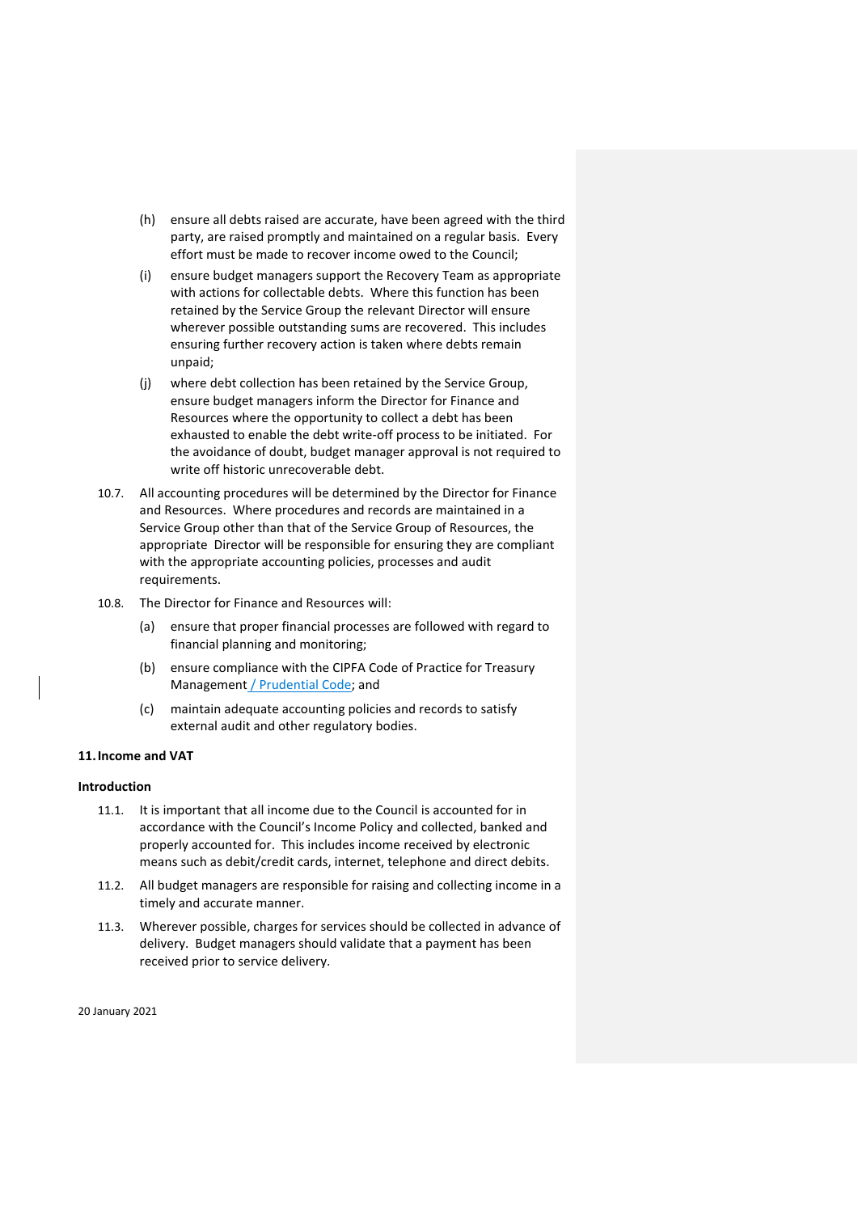(h) ensure all debts raised are accurate, have been agreed with the third party, are raised promptly and maintained on a regular basis. Every effort must be made to recover income owed to the Council;

(i) ensure budget managers support the Recovery Team as appropriate with actions for collectable debts. Where this function has been retained by the Service Group the relevant Director will ensure wherever possible outstanding sums are recovered. This includes ensuring further recovery action is taken where debts remain unpaid;

(j) where debt collection has been retained by the Service Group, ensure budget managers inform the Director for Finance and Resources where the opportunity to collect a debt has been exhausted to enable the debt write-off process to be initiated. For the avoidance of doubt, budget manager approval is not required to write off historic unrecoverable debt.

10.7. All accounting procedures will be determined by the Director for Finance and Resources. Where procedures and records are maintained in a Service Group other than that of the Service Group of Resources, the appropriate Director will be responsible for ensuring they are compliant with the appropriate accounting policies, processes and audit requirements.

10.8. The Director for Finance and Resources will:

(a) ensure that proper financial processes are followed with regard to financial planning and monitoring;

(b) ensure compliance with the CIPFA Code of Practice for Treasury Management / Prudential Code; and

(c) maintain adequate accounting policies and records to satisfy external audit and other regulatory bodies.

## 11. Income and VAT

### Introduction

11.1. It is important that all income due to the Council is accounted for in accordance with the Council's Income Policy and collected, banked and properly accounted for. This includes income received by electronic means such as debit/credit cards, internet, telephone and direct debits.

11.2. All budget managers are responsible for raising and collecting income in a timely and accurate manner.

11.3. Wherever possible, charges for services should be collected in advance of delivery. Budget managers should validate that a payment has been received prior to service delivery.

20 January 2021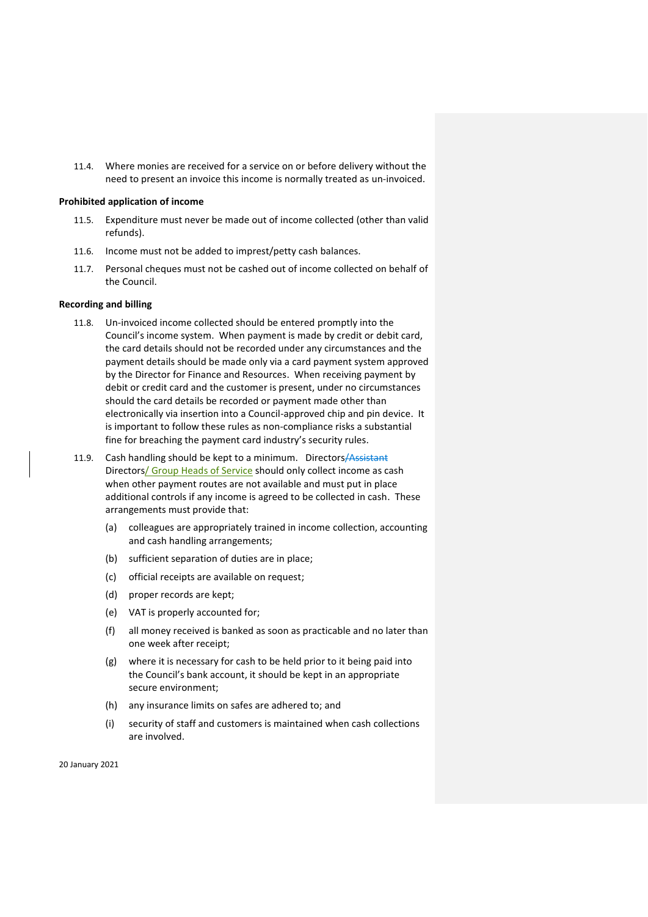11.4. Where monies are received for a service on or before delivery without the need to present an invoice this income is normally treated as un-invoiced.

**Prohibited application of income**

11.5. Expenditure must never be made out of income collected (other than valid refunds).

11.6. Income must not be added to imprest/petty cash balances.

11.7. Personal cheques must not be cashed out of income collected on behalf of the Council.

**Recording and billing**

11.8. Un-invoiced income collected should be entered promptly into the Council's income system. When payment is made by credit or debit card, the card details should not be recorded under any circumstances and the payment details should be made only via a card payment system approved by the Director for Finance and Resources. When receiving payment by debit or credit card and the customer is present, under no circumstances should the card details be recorded or payment made other than electronically via insertion into a Council-approved chip and pin device. It is important to follow these rules as non-compliance risks a substantial fine for breaching the payment card industry's security rules.

11.9. Cash handling should be kept to a minimum. Directors~~/Assistant~~ Directors/ Group Heads of Service should only collect income as cash when other payment routes are not available and must put in place additional controls if any income is agreed to be collected in cash. These arrangements must provide that:

(a) colleagues are appropriately trained in income collection, accounting and cash handling arrangements;

(b) sufficient separation of duties are in place;

(c) official receipts are available on request;

(d) proper records are kept;

(e) VAT is properly accounted for;

(f) all money received is banked as soon as practicable and no later than one week after receipt;

(g) where it is necessary for cash to be held prior to it being paid into the Council's bank account, it should be kept in an appropriate secure environment;

(h) any insurance limits on safes are adhered to; and

(i) security of staff and customers is maintained when cash collections are involved.

20 January 2021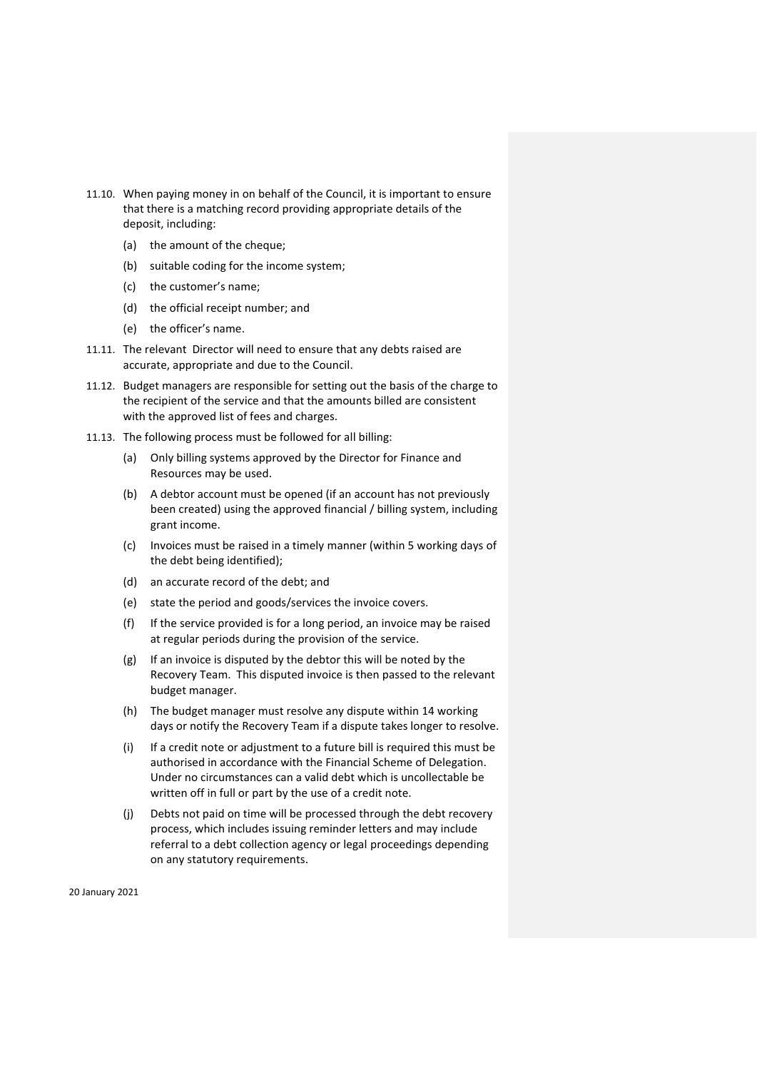11.10. When paying money in on behalf of the Council, it is important to ensure that there is a matching record providing appropriate details of the deposit, including:

(a) the amount of the cheque;

(b) suitable coding for the income system;

(c) the customer's name;

(d) the official receipt number; and

(e) the officer's name.

11.11. The relevant Director will need to ensure that any debts raised are accurate, appropriate and due to the Council.

11.12. Budget managers are responsible for setting out the basis of the charge to the recipient of the service and that the amounts billed are consistent with the approved list of fees and charges.

11.13. The following process must be followed for all billing:

(a) Only billing systems approved by the Director for Finance and Resources may be used.

(b) A debtor account must be opened (if an account has not previously been created) using the approved financial / billing system, including grant income.

(c) Invoices must be raised in a timely manner (within 5 working days of the debt being identified);

(d) an accurate record of the debt; and

(e) state the period and goods/services the invoice covers.

(f) If the service provided is for a long period, an invoice may be raised at regular periods during the provision of the service.

(g) If an invoice is disputed by the debtor this will be noted by the Recovery Team. This disputed invoice is then passed to the relevant budget manager.

(h) The budget manager must resolve any dispute within 14 working days or notify the Recovery Team if a dispute takes longer to resolve.

(i) If a credit note or adjustment to a future bill is required this must be authorised in accordance with the Financial Scheme of Delegation. Under no circumstances can a valid debt which is uncollectable be written off in full or part by the use of a credit note.

(j) Debts not paid on time will be processed through the debt recovery process, which includes issuing reminder letters and may include referral to a debt collection agency or legal proceedings depending on any statutory requirements.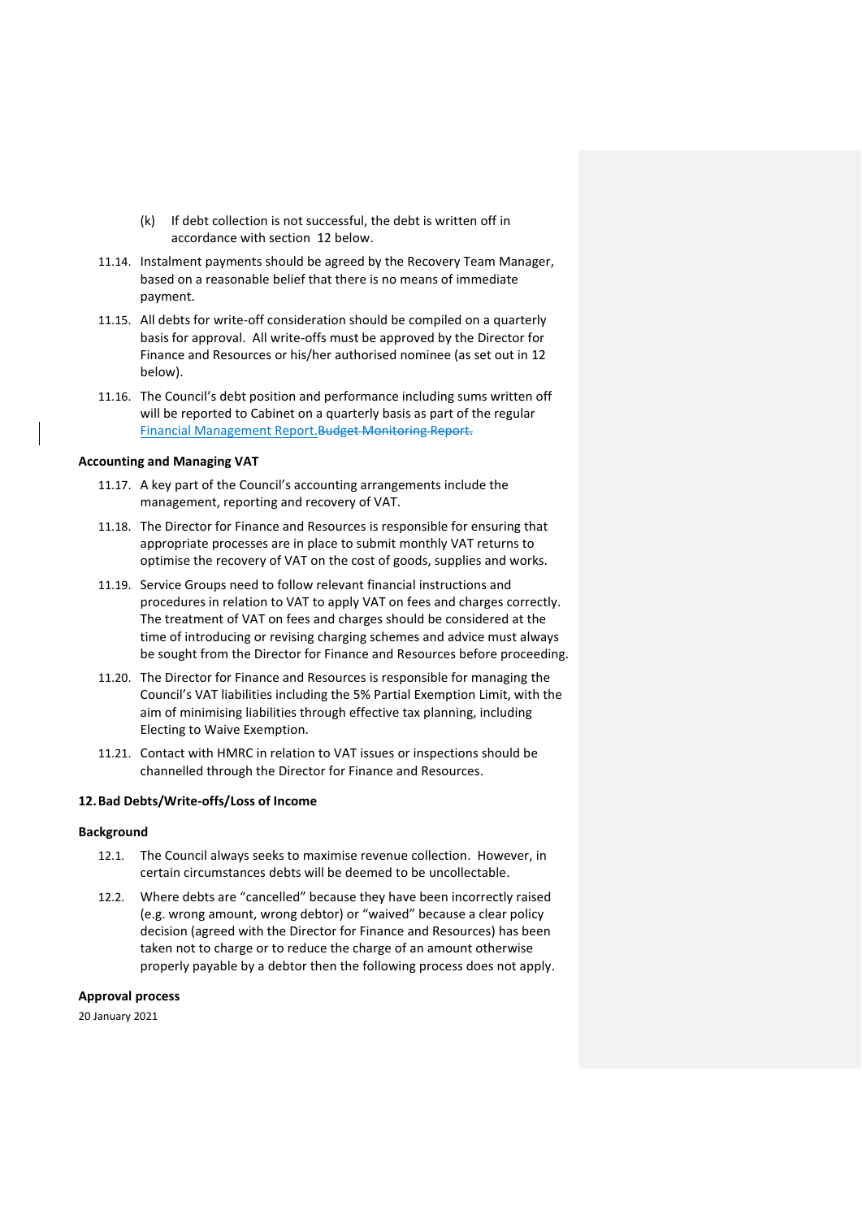(k) If debt collection is not successful, the debt is written off in accordance with section 12 below.

11.14. Instalment payments should be agreed by the Recovery Team Manager, based on a reasonable belief that there is no means of immediate payment.

11.15. All debts for write-off consideration should be compiled on a quarterly basis for approval. All write-offs must be approved by the Director for Finance and Resources or his/her authorised nominee (as set out in 12 below).

11.16. The Council's debt position and performance including sums written off will be reported to Cabinet on a quarterly basis as part of the regular Financial Management Report.~~Budget Monitoring Report.~~

**Accounting and Managing VAT**

11.17. A key part of the Council's accounting arrangements include the management, reporting and recovery of VAT.

11.18. The Director for Finance and Resources is responsible for ensuring that appropriate processes are in place to submit monthly VAT returns to optimise the recovery of VAT on the cost of goods, supplies and works.

11.19. Service Groups need to follow relevant financial instructions and procedures in relation to VAT to apply VAT on fees and charges correctly. The treatment of VAT on fees and charges should be considered at the time of introducing or revising charging schemes and advice must always be sought from the Director for Finance and Resources before proceeding.

11.20. The Director for Finance and Resources is responsible for managing the Council's VAT liabilities including the 5% Partial Exemption Limit, with the aim of minimising liabilities through effective tax planning, including Electing to Waive Exemption.

11.21. Contact with HMRC in relation to VAT issues or inspections should be channelled through the Director for Finance and Resources.

## 12. Bad Debts/Write-offs/Loss of Income

**Background**

12.1. The Council always seeks to maximise revenue collection. However, in certain circumstances debts will be deemed to be uncollectable.

12.2. Where debts are "cancelled" because they have been incorrectly raised (e.g. wrong amount, wrong debtor) or "waived" because a clear policy decision (agreed with the Director for Finance and Resources) has been taken not to charge or to reduce the charge of an amount otherwise properly payable by a debtor then the following process does not apply.

**Approval process**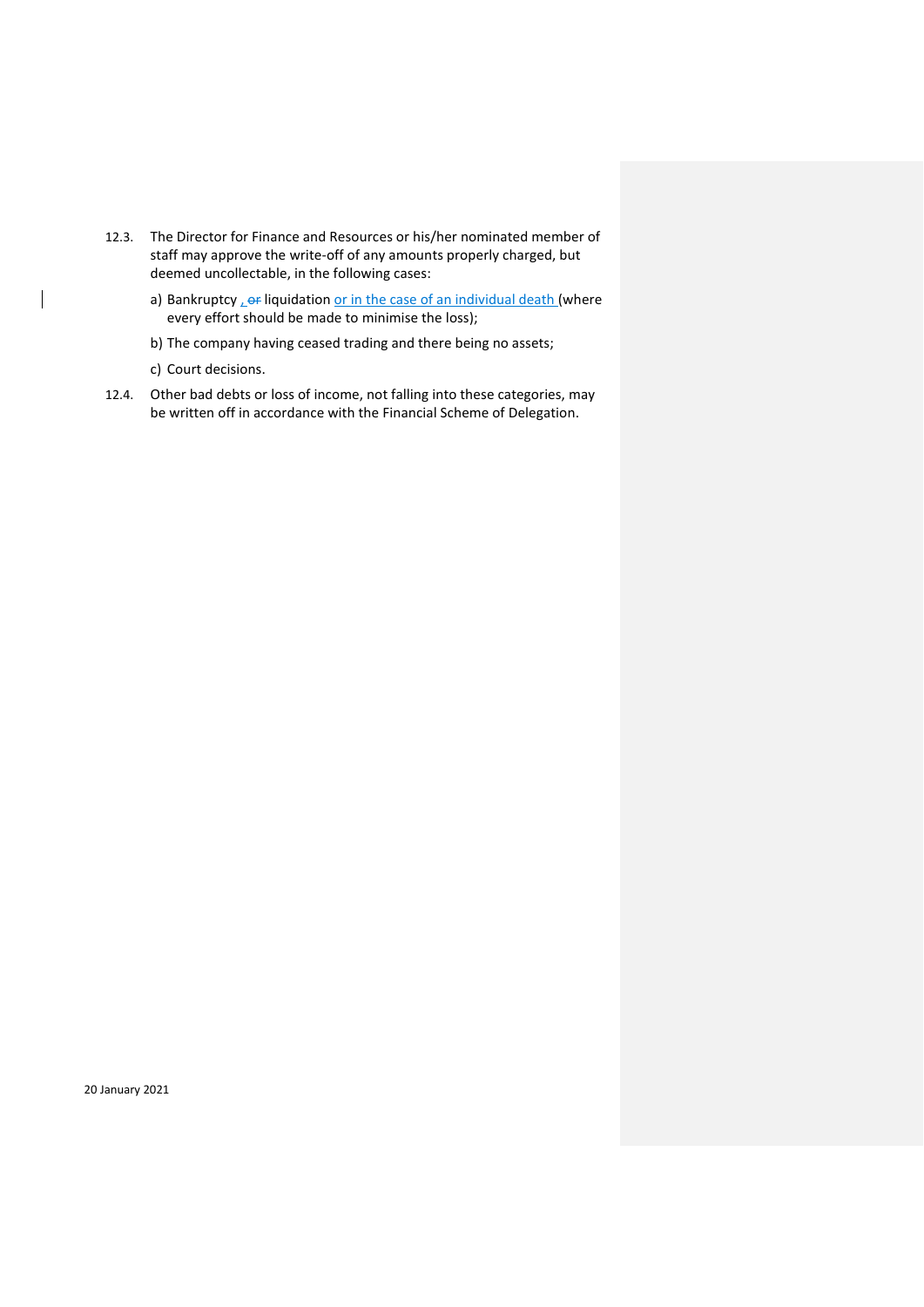12.3. The Director for Finance and Resources or his/her nominated member of staff may approve the write-off of any amounts properly charged, but deemed uncollectable, in the following cases:

a) Bankruptcy , ~~or~~ liquidation or in the case of an individual death (where every effort should be made to minimise the loss);

b) The company having ceased trading and there being no assets;

c) Court decisions.

12.4. Other bad debts or loss of income, not falling into these categories, may be written off in accordance with the Financial Scheme of Delegation.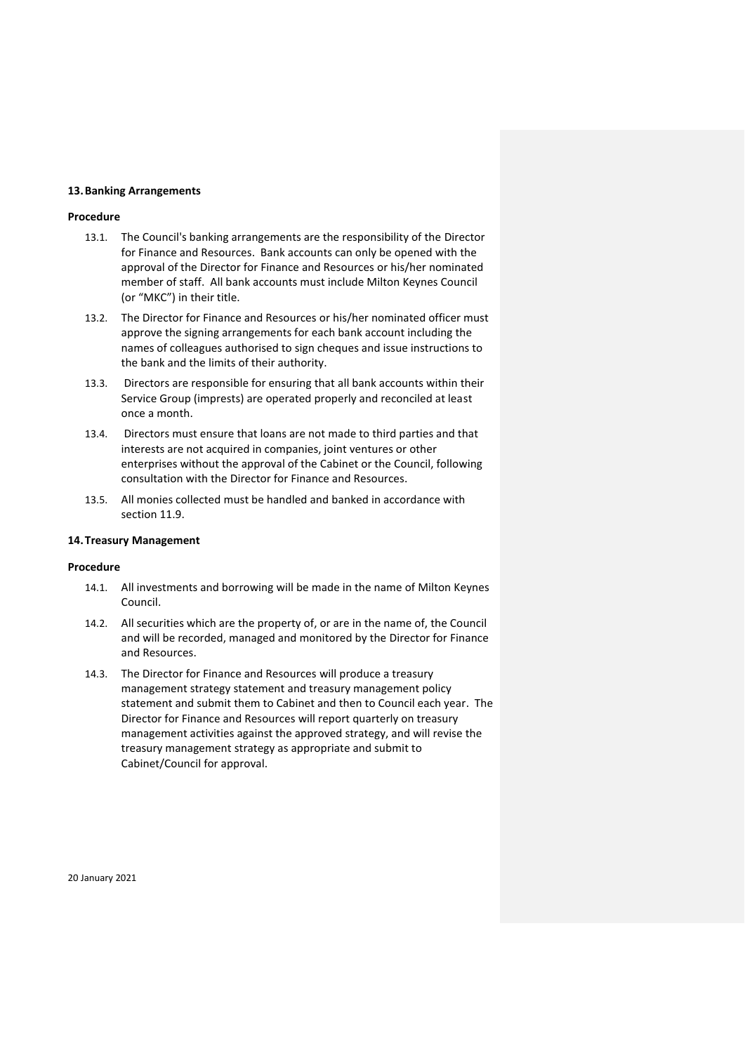## 13. Banking Arrangements

**Procedure**

13.1. The Council's banking arrangements are the responsibility of the Director for Finance and Resources. Bank accounts can only be opened with the approval of the Director for Finance and Resources or his/her nominated member of staff. All bank accounts must include Milton Keynes Council (or "MKC") in their title.

13.2. The Director for Finance and Resources or his/her nominated officer must approve the signing arrangements for each bank account including the names of colleagues authorised to sign cheques and issue instructions to the bank and the limits of their authority.

13.3. Directors are responsible for ensuring that all bank accounts within their Service Group (imprests) are operated properly and reconciled at least once a month.

13.4. Directors must ensure that loans are not made to third parties and that interests are not acquired in companies, joint ventures or other enterprises without the approval of the Cabinet or the Council, following consultation with the Director for Finance and Resources.

13.5. All monies collected must be handled and banked in accordance with section 11.9.

## 14. Treasury Management

**Procedure**

14.1. All investments and borrowing will be made in the name of Milton Keynes Council.

14.2. All securities which are the property of, or are in the name of, the Council and will be recorded, managed and monitored by the Director for Finance and Resources.

14.3. The Director for Finance and Resources will produce a treasury management strategy statement and treasury management policy statement and submit them to Cabinet and then to Council each year. The Director for Finance and Resources will report quarterly on treasury management activities against the approved strategy, and will revise the treasury management strategy as appropriate and submit to Cabinet/Council for approval.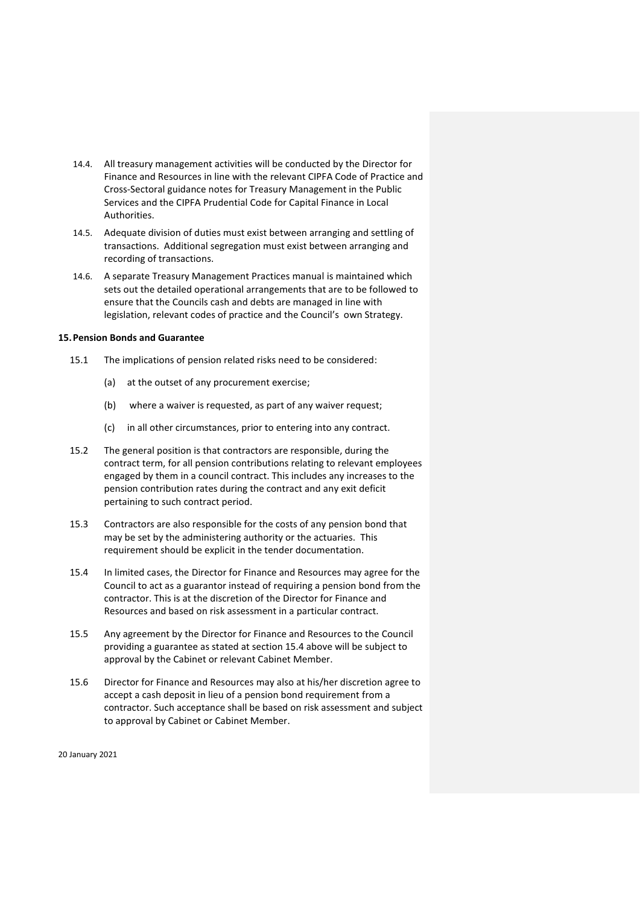14.4. All treasury management activities will be conducted by the Director for Finance and Resources in line with the relevant CIPFA Code of Practice and Cross-Sectoral guidance notes for Treasury Management in the Public Services and the CIPFA Prudential Code for Capital Finance in Local Authorities.

14.5. Adequate division of duties must exist between arranging and settling of transactions. Additional segregation must exist between arranging and recording of transactions.

14.6. A separate Treasury Management Practices manual is maintained which sets out the detailed operational arrangements that are to be followed to ensure that the Councils cash and debts are managed in line with legislation, relevant codes of practice and the Council's own Strategy.

## 15. Pension Bonds and Guarantee

15.1 The implications of pension related risks need to be considered:

(a) at the outset of any procurement exercise;

(b) where a waiver is requested, as part of any waiver request;

(c) in all other circumstances, prior to entering into any contract.

15.2 The general position is that contractors are responsible, during the contract term, for all pension contributions relating to relevant employees engaged by them in a council contract. This includes any increases to the pension contribution rates during the contract and any exit deficit pertaining to such contract period.

15.3 Contractors are also responsible for the costs of any pension bond that may be set by the administering authority or the actuaries. This requirement should be explicit in the tender documentation.

15.4 In limited cases, the Director for Finance and Resources may agree for the Council to act as a guarantor instead of requiring a pension bond from the contractor. This is at the discretion of the Director for Finance and Resources and based on risk assessment in a particular contract.

15.5 Any agreement by the Director for Finance and Resources to the Council providing a guarantee as stated at section 15.4 above will be subject to approval by the Cabinet or relevant Cabinet Member.

15.6 Director for Finance and Resources may also at his/her discretion agree to accept a cash deposit in lieu of a pension bond requirement from a contractor. Such acceptance shall be based on risk assessment and subject to approval by Cabinet or Cabinet Member.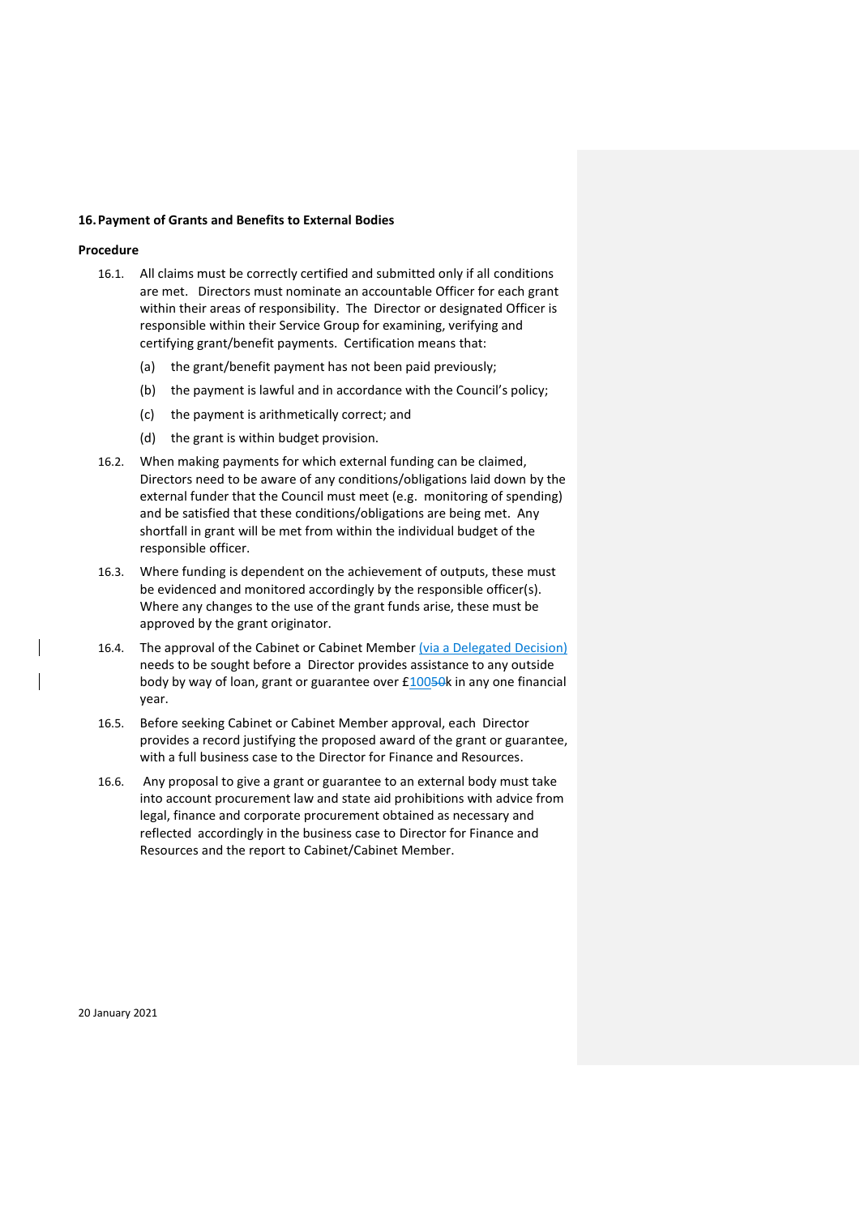## 16. Payment of Grants and Benefits to External Bodies

### Procedure

16.1. All claims must be correctly certified and submitted only if all conditions are met. Directors must nominate an accountable Officer for each grant within their areas of responsibility. The Director or designated Officer is responsible within their Service Group for examining, verifying and certifying grant/benefit payments. Certification means that:

(a) the grant/benefit payment has not been paid previously;

(b) the payment is lawful and in accordance with the Council's policy;

(c) the payment is arithmetically correct; and

(d) the grant is within budget provision.

16.2. When making payments for which external funding can be claimed, Directors need to be aware of any conditions/obligations laid down by the external funder that the Council must meet (e.g. monitoring of spending) and be satisfied that these conditions/obligations are being met. Any shortfall in grant will be met from within the individual budget of the responsible officer.

16.3. Where funding is dependent on the achievement of outputs, these must be evidenced and monitored accordingly by the responsible officer(s). Where any changes to the use of the grant funds arise, these must be approved by the grant originator.

16.4. The approval of the Cabinet or Cabinet Member (via a Delegated Decision) needs to be sought before a Director provides assistance to any outside body by way of loan, grant or guarantee over £100~~50~~k in any one financial year.

16.5. Before seeking Cabinet or Cabinet Member approval, each Director provides a record justifying the proposed award of the grant or guarantee, with a full business case to the Director for Finance and Resources.

16.6. Any proposal to give a grant or guarantee to an external body must take into account procurement law and state aid prohibitions with advice from legal, finance and corporate procurement obtained as necessary and reflected accordingly in the business case to Director for Finance and Resources and the report to Cabinet/Cabinet Member.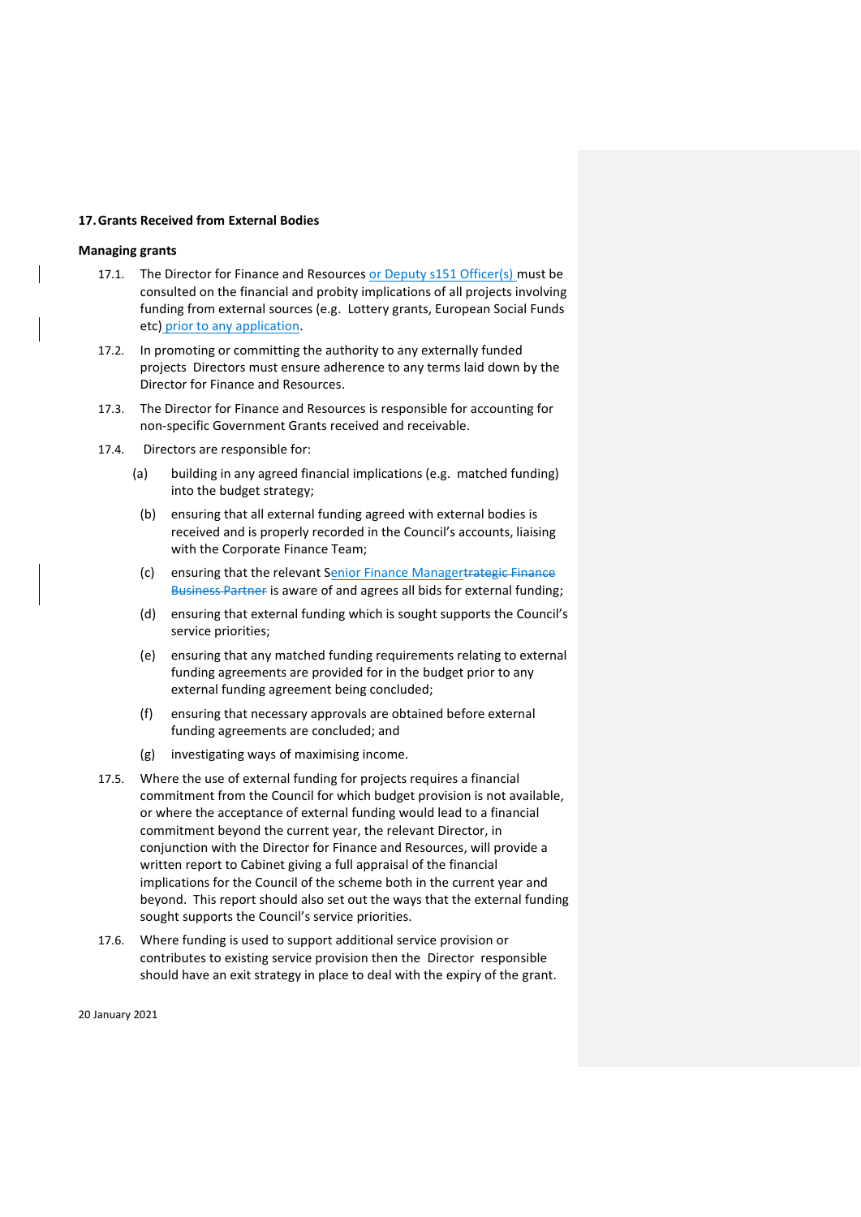## 17. Grants Received from External Bodies

### Managing grants

17.1. The Director for Finance and Resources or Deputy s151 Officer(s) must be consulted on the financial and probity implications of all projects involving funding from external sources (e.g. Lottery grants, European Social Funds etc) prior to any application.

17.2. In promoting or committing the authority to any externally funded projects Directors must ensure adherence to any terms laid down by the Director for Finance and Resources.

17.3. The Director for Finance and Resources is responsible for accounting for non-specific Government Grants received and receivable.

17.4. Directors are responsible for:

(a) building in any agreed financial implications (e.g. matched funding) into the budget strategy;

(b) ensuring that all external funding agreed with external bodies is received and is properly recorded in the Council's accounts, liaising with the Corporate Finance Team;

(c) ensuring that the relevant Senior Finance Manager~~trategic Finance Business Partner~~ is aware of and agrees all bids for external funding;

(d) ensuring that external funding which is sought supports the Council's service priorities;

(e) ensuring that any matched funding requirements relating to external funding agreements are provided for in the budget prior to any external funding agreement being concluded;

(f) ensuring that necessary approvals are obtained before external funding agreements are concluded; and

(g) investigating ways of maximising income.

17.5. Where the use of external funding for projects requires a financial commitment from the Council for which budget provision is not available, or where the acceptance of external funding would lead to a financial commitment beyond the current year, the relevant Director, in conjunction with the Director for Finance and Resources, will provide a written report to Cabinet giving a full appraisal of the financial implications for the Council of the scheme both in the current year and beyond. This report should also set out the ways that the external funding sought supports the Council's service priorities.

17.6. Where funding is used to support additional service provision or contributes to existing service provision then the Director responsible should have an exit strategy in place to deal with the expiry of the grant.

20 January 2021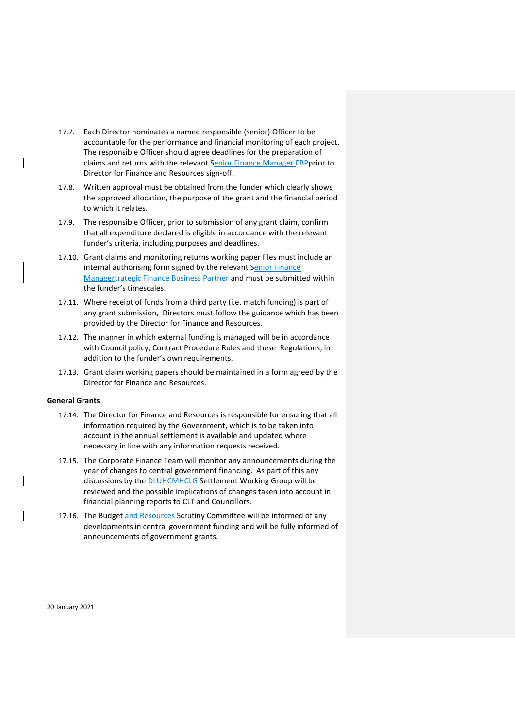17.7. Each Director nominates a named responsible (senior) Officer to be accountable for the performance and financial monitoring of each project. The responsible Officer should agree deadlines for the preparation of claims and returns with the relevant Senior Finance Manager ~~FBP~~prior to Director for Finance and Resources sign-off.

17.8. Written approval must be obtained from the funder which clearly shows the approved allocation, the purpose of the grant and the financial period to which it relates.

17.9. The responsible Officer, prior to submission of any grant claim, confirm that all expenditure declared is eligible in accordance with the relevant funder's criteria, including purposes and deadlines.

17.10. Grant claims and monitoring returns working paper files must include an internal authorising form signed by the relevant Senior Finance Manager~~trategic Finance Business Partner~~ and must be submitted within the funder's timescales.

17.11. Where receipt of funds from a third party (i.e. match funding) is part of any grant submission, Directors must follow the guidance which has been provided by the Director for Finance and Resources.

17.12. The manner in which external funding is managed will be in accordance with Council policy, Contract Procedure Rules and these Regulations, in addition to the funder's own requirements.

17.13. Grant claim working papers should be maintained in a form agreed by the Director for Finance and Resources.

**General Grants**

17.14. The Director for Finance and Resources is responsible for ensuring that all information required by the Government, which is to be taken into account in the annual settlement is available and updated where necessary in line with any information requests received.

17.15. The Corporate Finance Team will monitor any announcements during the year of changes to central government financing. As part of this any discussions by the DLUHC~~MHCLG~~ Settlement Working Group will be reviewed and the possible implications of changes taken into account in financial planning reports to CLT and Councillors.

17.16. The Budget and Resources Scrutiny Committee will be informed of any developments in central government funding and will be fully informed of announcements of government grants.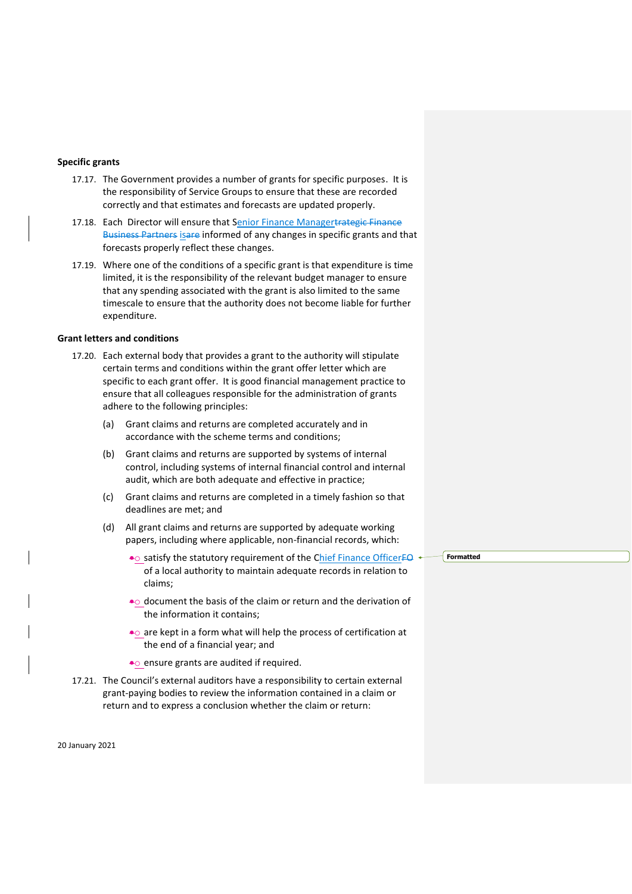**Specific grants**

17.17. The Government provides a number of grants for specific purposes. It is the responsibility of Service Groups to ensure that these are recorded correctly and that estimates and forecasts are updated properly.

17.18. Each Director will ensure that Senior Finance Manager is informed of any changes in specific grants and that forecasts properly reflect these changes.

17.19. Where one of the conditions of a specific grant is that expenditure is time limited, it is the responsibility of the relevant budget manager to ensure that any spending associated with the grant is also limited to the same timescale to ensure that the authority does not become liable for further expenditure.

**Grant letters and conditions**

17.20. Each external body that provides a grant to the authority will stipulate certain terms and conditions within the grant offer letter which are specific to each grant offer. It is good financial management practice to ensure that all colleagues responsible for the administration of grants adhere to the following principles:

(a) Grant claims and returns are completed accurately and in accordance with the scheme terms and conditions;

(b) Grant claims and returns are supported by systems of internal control, including systems of internal financial control and internal audit, which are both adequate and effective in practice;

(c) Grant claims and returns are completed in a timely fashion so that deadlines are met; and

(d) All grant claims and returns are supported by adequate working papers, including where applicable, non-financial records, which:

- satisfy the statutory requirement of the Chief Finance Officer of a local authority to maintain adequate records in relation to claims;
- document the basis of the claim or return and the derivation of the information it contains;
- are kept in a form what will help the process of certification at the end of a financial year; and
- ensure grants are audited if required.

17.21. The Council's external auditors have a responsibility to certain external grant-paying bodies to review the information contained in a claim or return and to express a conclusion whether the claim or return: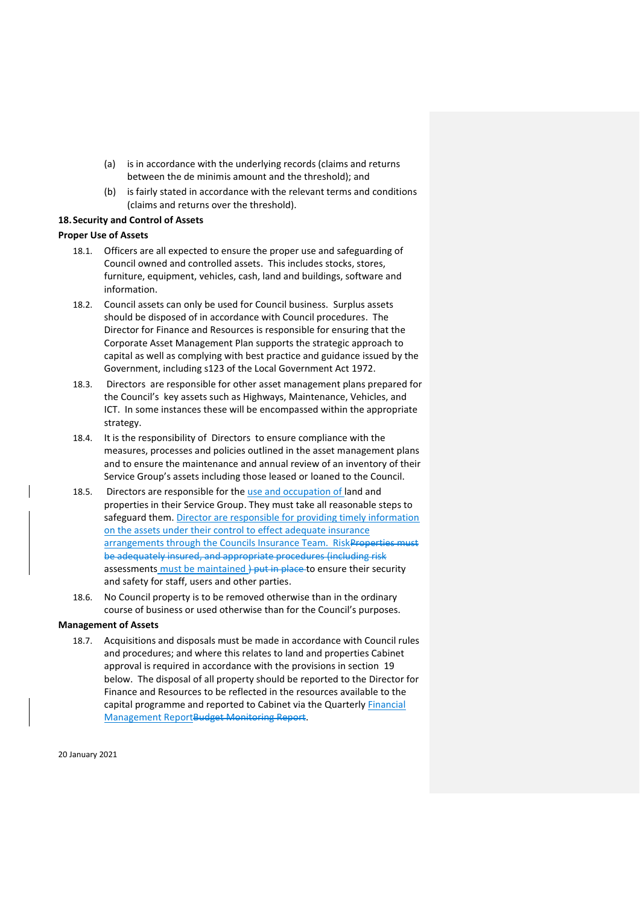(a) is in accordance with the underlying records (claims and returns between the de minimis amount and the threshold); and

(b) is fairly stated in accordance with the relevant terms and conditions (claims and returns over the threshold).

## 18. Security and Control of Assets

### Proper Use of Assets

18.1. Officers are all expected to ensure the proper use and safeguarding of Council owned and controlled assets. This includes stocks, stores, furniture, equipment, vehicles, cash, land and buildings, software and information.

18.2. Council assets can only be used for Council business. Surplus assets should be disposed of in accordance with Council procedures. The Director for Finance and Resources is responsible for ensuring that the Corporate Asset Management Plan supports the strategic approach to capital as well as complying with best practice and guidance issued by the Government, including s123 of the Local Government Act 1972.

18.3. Directors are responsible for other asset management plans prepared for the Council's key assets such as Highways, Maintenance, Vehicles, and ICT. In some instances these will be encompassed within the appropriate strategy.

18.4. It is the responsibility of Directors to ensure compliance with the measures, processes and policies outlined in the asset management plans and to ensure the maintenance and annual review of an inventory of their Service Group's assets including those leased or loaned to the Council.

18.5. Directors are responsible for the use and occupation of land and properties in their Service Group. They must take all reasonable steps to safeguard them. Director are responsible for providing timely information on the assets under their control to effect adequate insurance arrangements through the Councils Insurance Team. Risk~~Properties must be adequately insured, and appropriate procedures (including risk~~ assessments must be maintained ~~) put in place~~ to ensure their security and safety for staff, users and other parties.

18.6. No Council property is to be removed otherwise than in the ordinary course of business or used otherwise than for the Council's purposes.

### Management of Assets

18.7. Acquisitions and disposals must be made in accordance with Council rules and procedures; and where this relates to land and properties Cabinet approval is required in accordance with the provisions in section 19 below. The disposal of all property should be reported to the Director for Finance and Resources to be reflected in the resources available to the capital programme and reported to Cabinet via the Quarterly Financial Management Report~~Budget Monitoring Report~~.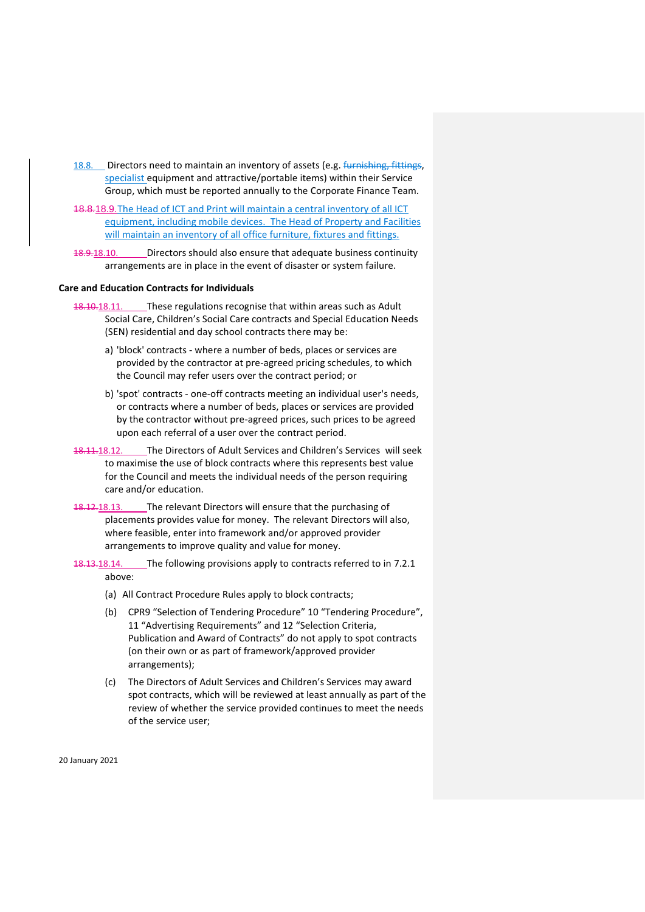18.8. Directors need to maintain an inventory of assets (e.g. ~~furnishing, fittings~~, specialist equipment and attractive/portable items) within their Service Group, which must be reported annually to the Corporate Finance Team.

~~18.8.~~18.9. The Head of ICT and Print will maintain a central inventory of all ICT equipment, including mobile devices. The Head of Property and Facilities will maintain an inventory of all office furniture, fixtures and fittings.

~~18.9.~~18.10. Directors should also ensure that adequate business continuity arrangements are in place in the event of disaster or system failure.

**Care and Education Contracts for Individuals**

~~18.10.~~18.11. These regulations recognise that within areas such as Adult Social Care, Children's Social Care contracts and Special Education Needs (SEN) residential and day school contracts there may be:

a) 'block' contracts - where a number of beds, places or services are provided by the contractor at pre-agreed pricing schedules, to which the Council may refer users over the contract period; or

b) 'spot' contracts - one-off contracts meeting an individual user's needs, or contracts where a number of beds, places or services are provided by the contractor without pre-agreed prices, such prices to be agreed upon each referral of a user over the contract period.

~~18.11.~~18.12. The Directors of Adult Services and Children's Services will seek to maximise the use of block contracts where this represents best value for the Council and meets the individual needs of the person requiring care and/or education.

~~18.12.~~18.13. The relevant Directors will ensure that the purchasing of placements provides value for money. The relevant Directors will also, where feasible, enter into framework and/or approved provider arrangements to improve quality and value for money.

~~18.13.~~18.14. The following provisions apply to contracts referred to in 7.2.1 above:

(a) All Contract Procedure Rules apply to block contracts;

(b) CPR9 "Selection of Tendering Procedure" 10 "Tendering Procedure", 11 "Advertising Requirements" and 12 "Selection Criteria, Publication and Award of Contracts" do not apply to spot contracts (on their own or as part of framework/approved provider arrangements);

(c) The Directors of Adult Services and Children's Services may award spot contracts, which will be reviewed at least annually as part of the review of whether the service provided continues to meet the needs of the service user;

20 January 2021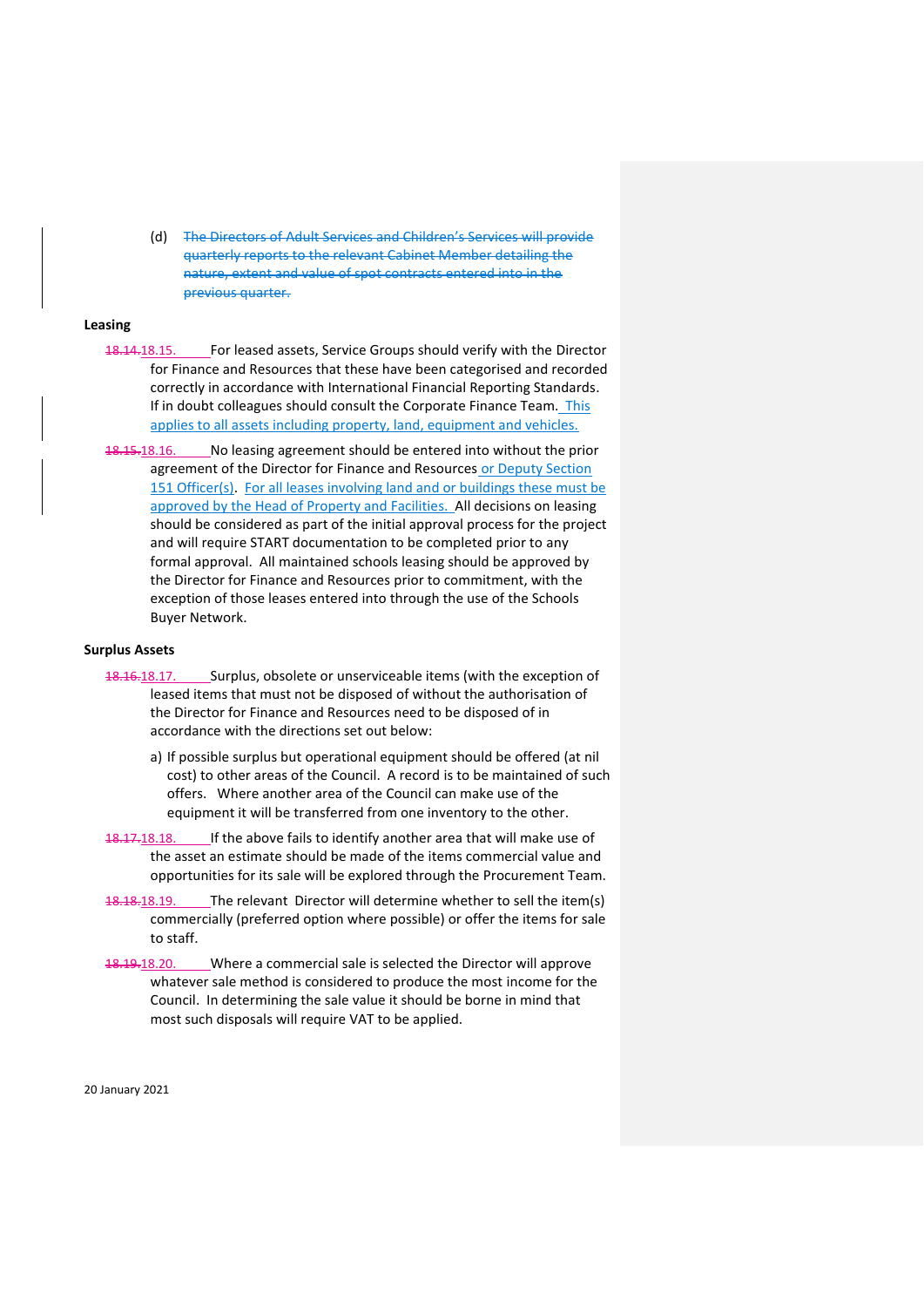(d) ~~The Directors of Adult Services and Children's Services will provide quarterly reports to the relevant Cabinet Member detailing the nature, extent and value of spot contracts entered into in the previous quarter.~~

**Leasing**

~~18.14.~~18.15. For leased assets, Service Groups should verify with the Director for Finance and Resources that these have been categorised and recorded correctly in accordance with International Financial Reporting Standards. If in doubt colleagues should consult the Corporate Finance Team. This applies to all assets including property, land, equipment and vehicles.

~~18.15.~~18.16. No leasing agreement should be entered into without the prior agreement of the Director for Finance and Resources or Deputy Section 151 Officer(s). For all leases involving land and or buildings these must be approved by the Head of Property and Facilities. All decisions on leasing should be considered as part of the initial approval process for the project and will require START documentation to be completed prior to any formal approval. All maintained schools leasing should be approved by the Director for Finance and Resources prior to commitment, with the exception of those leases entered into through the use of the Schools Buyer Network.

**Surplus Assets**

~~18.16.~~18.17. Surplus, obsolete or unserviceable items (with the exception of leased items that must not be disposed of without the authorisation of the Director for Finance and Resources need to be disposed of in accordance with the directions set out below:

a) If possible surplus but operational equipment should be offered (at nil cost) to other areas of the Council. A record is to be maintained of such offers. Where another area of the Council can make use of the equipment it will be transferred from one inventory to the other.

~~18.17.~~18.18. If the above fails to identify another area that will make use of the asset an estimate should be made of the items commercial value and opportunities for its sale will be explored through the Procurement Team.

~~18.18.~~18.19. The relevant Director will determine whether to sell the item(s) commercially (preferred option where possible) or offer the items for sale to staff.

~~18.19.~~18.20. Where a commercial sale is selected the Director will approve whatever sale method is considered to produce the most income for the Council. In determining the sale value it should be borne in mind that most such disposals will require VAT to be applied.

20 January 2021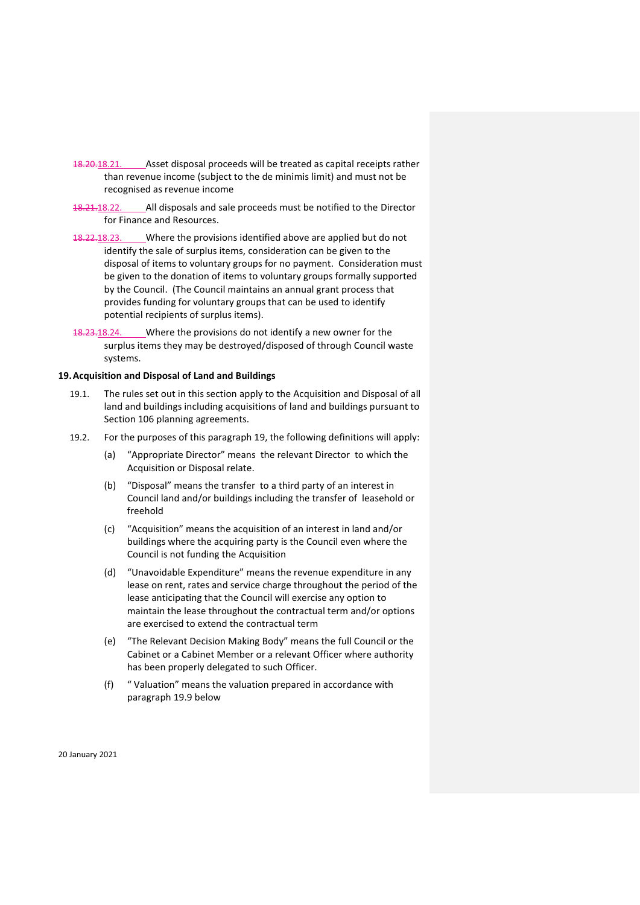~~18.20.~~ 18.21. Asset disposal proceeds will be treated as capital receipts rather than revenue income (subject to the de minimis limit) and must not be recognised as revenue income

~~18.21.~~ 18.22. All disposals and sale proceeds must be notified to the Director for Finance and Resources.

~~18.22.~~ 18.23. Where the provisions identified above are applied but do not identify the sale of surplus items, consideration can be given to the disposal of items to voluntary groups for no payment. Consideration must be given to the donation of items to voluntary groups formally supported by the Council. (The Council maintains an annual grant process that provides funding for voluntary groups that can be used to identify potential recipients of surplus items).

~~18.23.~~ 18.24. Where the provisions do not identify a new owner for the surplus items they may be destroyed/disposed of through Council waste systems.

**19. Acquisition and Disposal of Land and Buildings**

19.1. The rules set out in this section apply to the Acquisition and Disposal of all land and buildings including acquisitions of land and buildings pursuant to Section 106 planning agreements.

19.2. For the purposes of this paragraph 19, the following definitions will apply:

(a) "Appropriate Director" means the relevant Director to which the Acquisition or Disposal relate.

(b) "Disposal" means the transfer to a third party of an interest in Council land and/or buildings including the transfer of leasehold or freehold

(c) "Acquisition" means the acquisition of an interest in land and/or buildings where the acquiring party is the Council even where the Council is not funding the Acquisition

(d) "Unavoidable Expenditure" means the revenue expenditure in any lease on rent, rates and service charge throughout the period of the lease anticipating that the Council will exercise any option to maintain the lease throughout the contractual term and/or options are exercised to extend the contractual term

(e) "The Relevant Decision Making Body" means the full Council or the Cabinet or a Cabinet Member or a relevant Officer where authority has been properly delegated to such Officer.

(f) " Valuation" means the valuation prepared in accordance with paragraph 19.9 below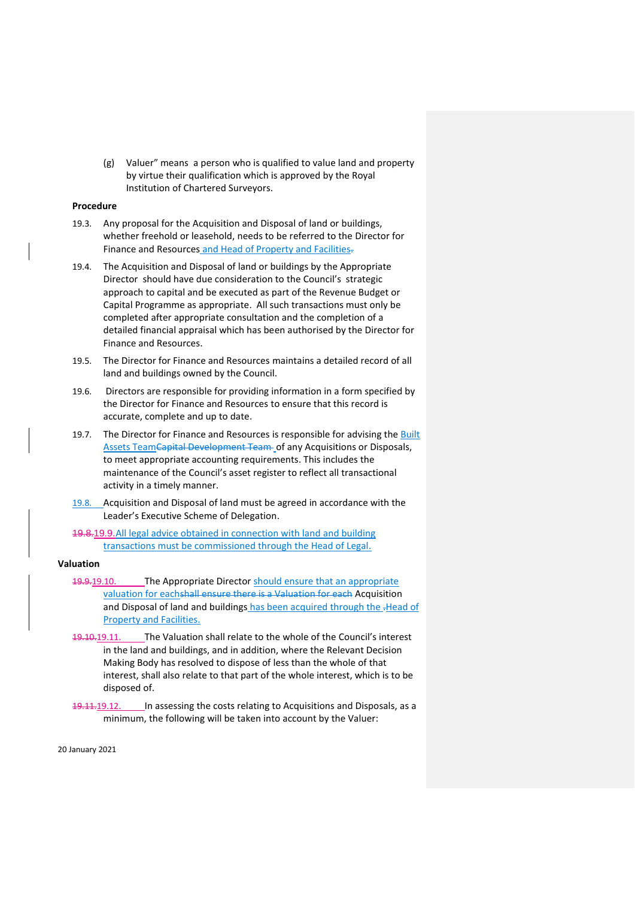(g) Valuer" means a person who is qualified to value land and property by virtue their qualification which is approved by the Royal Institution of Chartered Surveyors.

**Procedure**

19.3. Any proposal for the Acquisition and Disposal of land or buildings, whether freehold or leasehold, needs to be referred to the Director for Finance and Resources and Head of Property and Facilities~~.~~

19.4. The Acquisition and Disposal of land or buildings by the Appropriate Director should have due consideration to the Council's strategic approach to capital and be executed as part of the Revenue Budget or Capital Programme as appropriate. All such transactions must only be completed after appropriate consultation and the completion of a detailed financial appraisal which has been authorised by the Director for Finance and Resources.

19.5. The Director for Finance and Resources maintains a detailed record of all land and buildings owned by the Council.

19.6. Directors are responsible for providing information in a form specified by the Director for Finance and Resources to ensure that this record is accurate, complete and up to date.

19.7. The Director for Finance and Resources is responsible for advising the Built Assets Team~~Capital Development Team~~ of any Acquisitions or Disposals, to meet appropriate accounting requirements. This includes the maintenance of the Council's asset register to reflect all transactional activity in a timely manner.

19.8. Acquisition and Disposal of land must be agreed in accordance with the Leader's Executive Scheme of Delegation.

~~19.8.~~19.9. All legal advice obtained in connection with land and building transactions must be commissioned through the Head of Legal.

**Valuation**

~~19.9.~~19.10. The Appropriate Director should ensure that an appropriate valuation for each~~shall ensure there is a Valuation for each~~ Acquisition and Disposal of land and buildings has been acquired through the ~~.~~Head of Property and Facilities.

~~19.10.~~19.11. The Valuation shall relate to the whole of the Council's interest in the land and buildings, and in addition, where the Relevant Decision Making Body has resolved to dispose of less than the whole of that interest, shall also relate to that part of the whole interest, which is to be disposed of.

~~19.11.~~19.12. In assessing the costs relating to Acquisitions and Disposals, as a minimum, the following will be taken into account by the Valuer: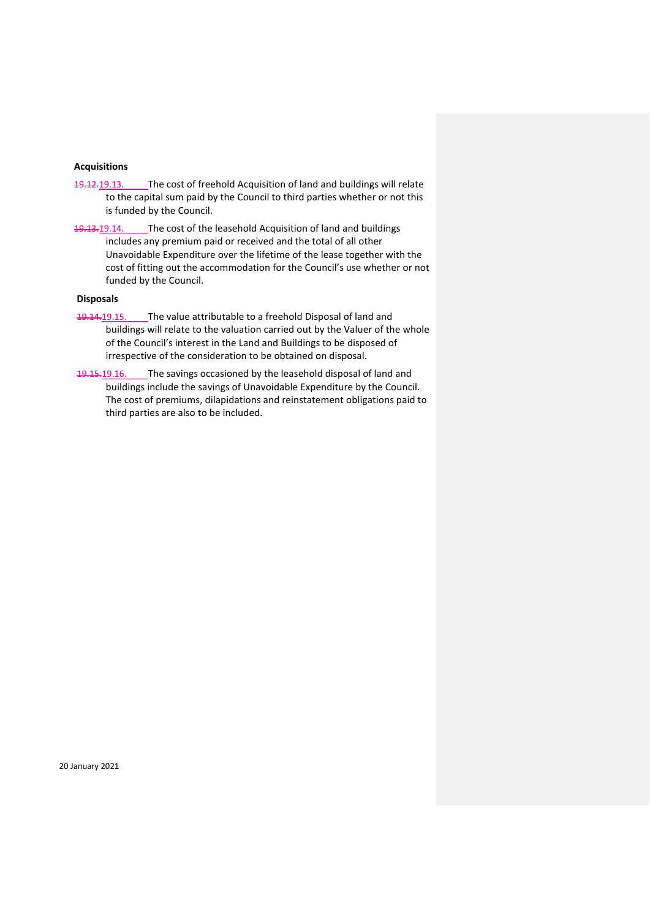**Acquisitions**

~~19.12.~~19.13. The cost of freehold Acquisition of land and buildings will relate to the capital sum paid by the Council to third parties whether or not this is funded by the Council.

~~19.13.~~19.14. The cost of the leasehold Acquisition of land and buildings includes any premium paid or received and the total of all other Unavoidable Expenditure over the lifetime of the lease together with the cost of fitting out the accommodation for the Council's use whether or not funded by the Council.

**Disposals**

~~19.14.~~19.15. The value attributable to a freehold Disposal of land and buildings will relate to the valuation carried out by the Valuer of the whole of the Council's interest in the Land and Buildings to be disposed of irrespective of the consideration to be obtained on disposal.

~~19.15.~~19.16. The savings occasioned by the leasehold disposal of land and buildings include the savings of Unavoidable Expenditure by the Council. The cost of premiums, dilapidations and reinstatement obligations paid to third parties are also to be included.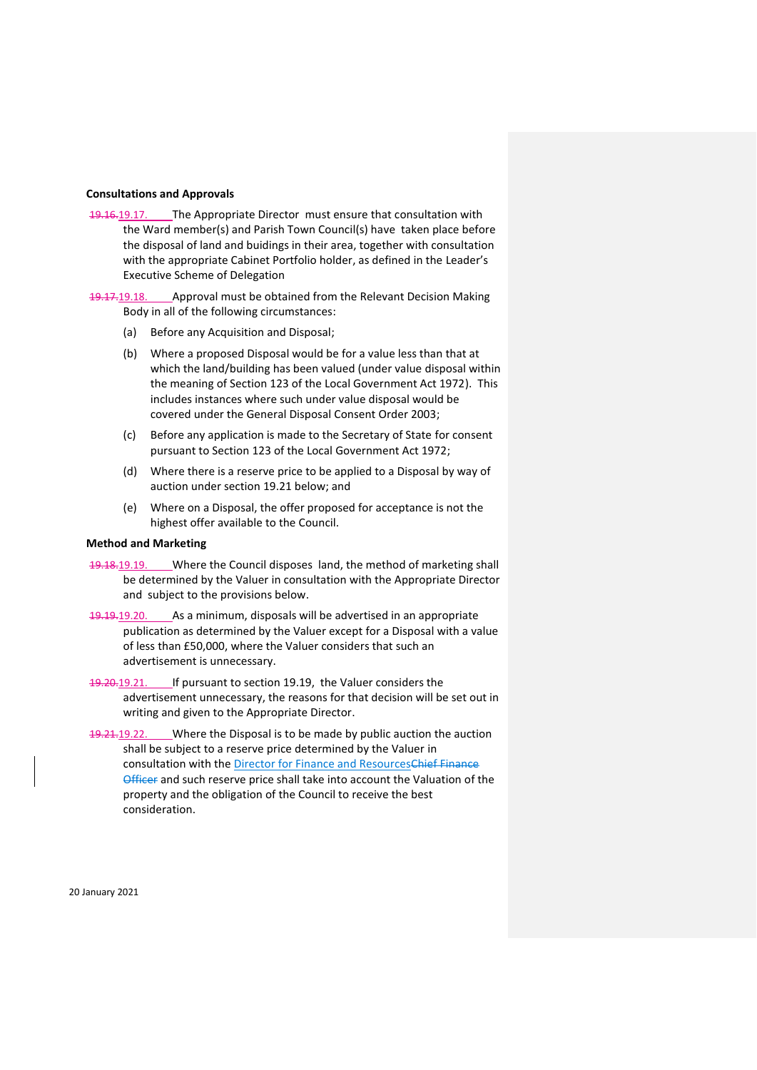**Consultations and Approvals**

19.17. The Appropriate Director must ensure that consultation with the Ward member(s) and Parish Town Council(s) have taken place before the disposal of land and buildings in their area, together with consultation with the appropriate Cabinet Portfolio holder, as defined in the Leader's Executive Scheme of Delegation

19.18. Approval must be obtained from the Relevant Decision Making Body in all of the following circumstances:

(a) Before any Acquisition and Disposal;

(b) Where a proposed Disposal would be for a value less than that at which the land/building has been valued (under value disposal within the meaning of Section 123 of the Local Government Act 1972). This includes instances where such under value disposal would be covered under the General Disposal Consent Order 2003;

(c) Before any application is made to the Secretary of State for consent pursuant to Section 123 of the Local Government Act 1972;

(d) Where there is a reserve price to be applied to a Disposal by way of auction under section 19.21 below; and

(e) Where on a Disposal, the offer proposed for acceptance is not the highest offer available to the Council.

**Method and Marketing**

19.19. Where the Council disposes land, the method of marketing shall be determined by the Valuer in consultation with the Appropriate Director and subject to the provisions below.

19.20. As a minimum, disposals will be advertised in an appropriate publication as determined by the Valuer except for a Disposal with a value of less than £50,000, where the Valuer considers that such an advertisement is unnecessary.

19.21. If pursuant to section 19.19, the Valuer considers the advertisement unnecessary, the reasons for that decision will be set out in writing and given to the Appropriate Director.

19.22. Where the Disposal is to be made by public auction the auction shall be subject to a reserve price determined by the Valuer in consultation with the Director for Finance and Resources and such reserve price shall take into account the Valuation of the property and the obligation of the Council to receive the best consideration.

20 January 2021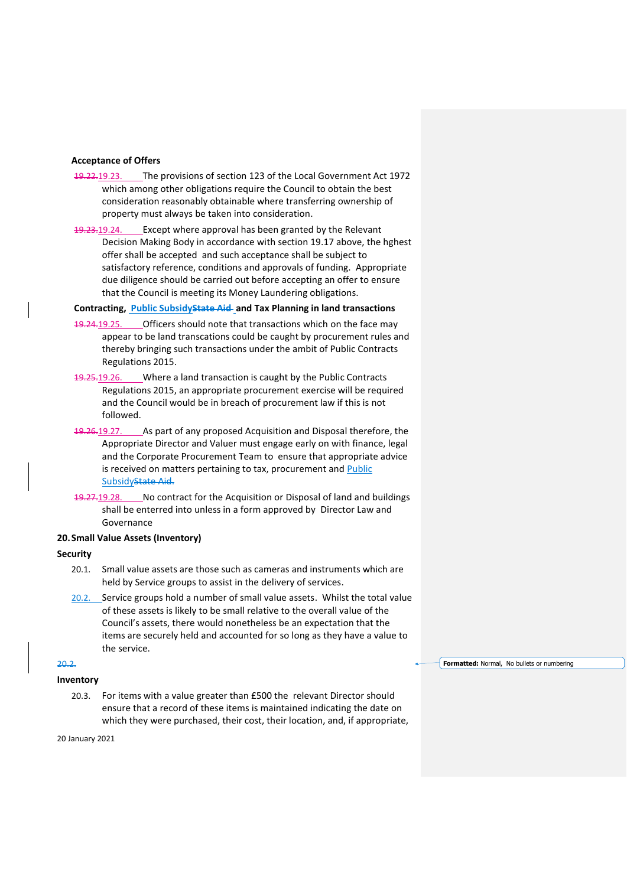**Acceptance of Offers**

19.23. The provisions of section 123 of the Local Government Act 1972 which among other obligations require the Council to obtain the best consideration reasonably obtainable where transferring ownership of property must always be taken into consideration.

19.24. Except where approval has been granted by the Relevant Decision Making Body in accordance with section 19.17 above, the hghest offer shall be accepted and such acceptance shall be subject to satisfactory reference, conditions and approvals of funding. Appropriate due diligence should be carried out before accepting an offer to ensure that the Council is meeting its Money Laundering obligations.

**Contracting, Public Subsidy and Tax Planning in land transactions**

19.25. Officers should note that transactions which on the face may appear to be land transcations could be caught by procurement rules and thereby bringing such transactions under the ambit of Public Contracts Regulations 2015.

19.26. Where a land transaction is caught by the Public Contracts Regulations 2015, an appropriate procurement exercise will be required and the Council would be in breach of procurement law if this is not followed.

19.27. As part of any proposed Acquisition and Disposal therefore, the Appropriate Director and Valuer must engage early on with finance, legal and the Corporate Procurement Team to ensure that appropriate advice is received on matters pertaining to tax, procurement and Public Subsidy.

19.28. No contract for the Acquisition or Disposal of land and buildings shall be enterred into unless in a form approved by Director Law and Governance

## 20. Small Value Assets (Inventory)

**Security**

20.1. Small value assets are those such as cameras and instruments which are held by Service groups to assist in the delivery of services.

20.2. Service groups hold a number of small value assets. Whilst the total value of these assets is likely to be small relative to the overall value of the Council's assets, there would nonetheless be an expectation that the items are securely held and accounted for so long as they have a value to the service.

**Inventory**

20.3. For items with a value greater than £500 the relevant Director should ensure that a record of these items is maintained indicating the date on which they were purchased, their cost, their location, and, if appropriate,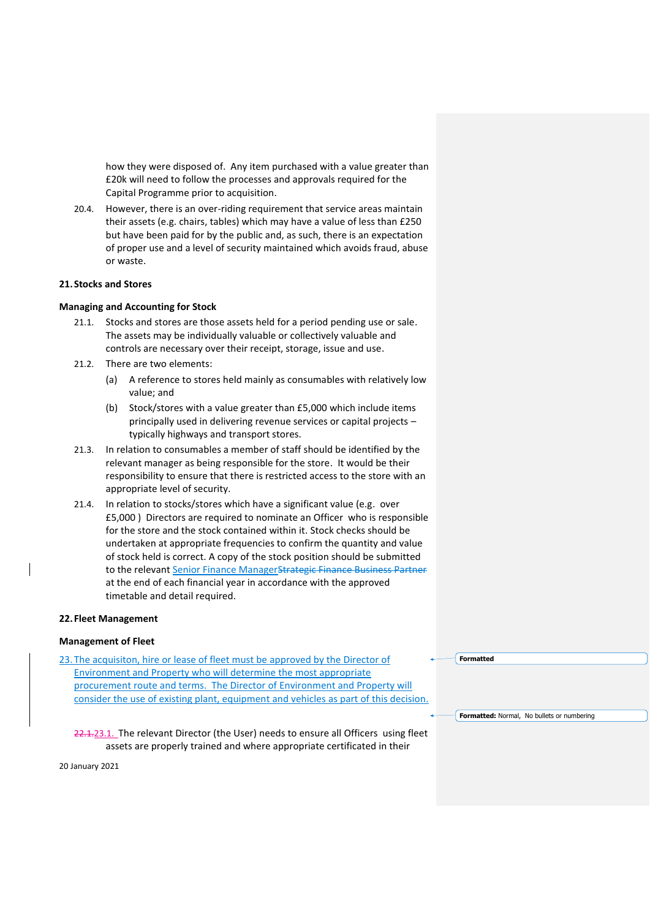how they were disposed of. Any item purchased with a value greater than £20k will need to follow the processes and approvals required for the Capital Programme prior to acquisition.

20.4. However, there is an over-riding requirement that service areas maintain their assets (e.g. chairs, tables) which may have a value of less than £250 but have been paid for by the public and, as such, there is an expectation of proper use and a level of security maintained which avoids fraud, abuse or waste.

## 21. Stocks and Stores

### Managing and Accounting for Stock

21.1. Stocks and stores are those assets held for a period pending use or sale. The assets may be individually valuable or collectively valuable and controls are necessary over their receipt, storage, issue and use.

21.2. There are two elements:

(a) A reference to stores held mainly as consumables with relatively low value; and

(b) Stock/stores with a value greater than £5,000 which include items principally used in delivering revenue services or capital projects – typically highways and transport stores.

21.3. In relation to consumables a member of staff should be identified by the relevant manager as being responsible for the store. It would be their responsibility to ensure that there is restricted access to the store with an appropriate level of security.

21.4. In relation to stocks/stores which have a significant value (e.g. over £5,000 ) Directors are required to nominate an Officer who is responsible for the store and the stock contained within it. Stock checks should be undertaken at appropriate frequencies to confirm the quantity and value of stock held is correct. A copy of the stock position should be submitted to the relevant Senior Finance Manager~~Strategic Finance Business Partner~~ at the end of each financial year in accordance with the approved timetable and detail required.

## 22. Fleet Management

### Management of Fleet

23. The acquisiton, hire or lease of fleet must be approved by the Director of Environment and Property who will determine the most appropriate procurement route and terms. The Director of Environment and Property will consider the use of existing plant, equipment and vehicles as part of this decision.

~~22.1.~~23.1. The relevant Director (the User) needs to ensure all Officers using fleet assets are properly trained and where appropriate certificated in their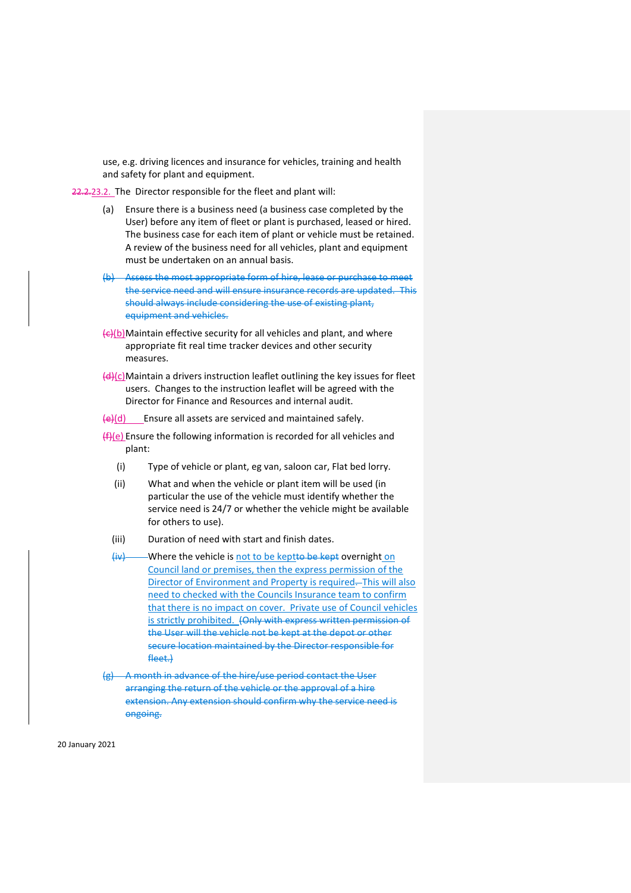use, e.g. driving licences and insurance for vehicles, training and health and safety for plant and equipment.

~~22.2.~~23.2. The Director responsible for the fleet and plant will:

(a) Ensure there is a business need (a business case completed by the User) before any item of fleet or plant is purchased, leased or hired. The business case for each item of plant or vehicle must be retained. A review of the business need for all vehicles, plant and equipment must be undertaken on an annual basis.

~~(b) Assess the most appropriate form of hire, lease or purchase to meet the service need and will ensure insurance records are updated. This should always include considering the use of existing plant, equipment and vehicles.~~

~~(c)~~(b) Maintain effective security for all vehicles and plant, and where appropriate fit real time tracker devices and other security measures.

~~(d)~~(c) Maintain a drivers instruction leaflet outlining the key issues for fleet users. Changes to the instruction leaflet will be agreed with the Director for Finance and Resources and internal audit.

~~(e)~~(d) Ensure all assets are serviced and maintained safely.

~~(f)~~(e) Ensure the following information is recorded for all vehicles and plant:

(i) Type of vehicle or plant, eg van, saloon car, Flat bed lorry.

(ii) What and when the vehicle or plant item will be used (in particular the use of the vehicle must identify whether the service need is 24/7 or whether the vehicle might be available for others to use).

(iii) Duration of need with start and finish dates.

~~(iv)~~ Where the vehicle is not to be kept~~to be kept~~ overnight on Council land or premises, then the express permission of the Director of Environment and Property is required~~.~~ This will also need to checked with the Councils Insurance team to confirm that there is no impact on cover. Private use of Council vehicles is strictly prohibited. ~~(Only with express written permission of the User will the vehicle not be kept at the depot or other secure location maintained by the Director responsible for fleet.)~~

~~(g) A month in advance of the hire/use period contact the User arranging the return of the vehicle or the approval of a hire extension. Any extension should confirm why the service need is ongoing.~~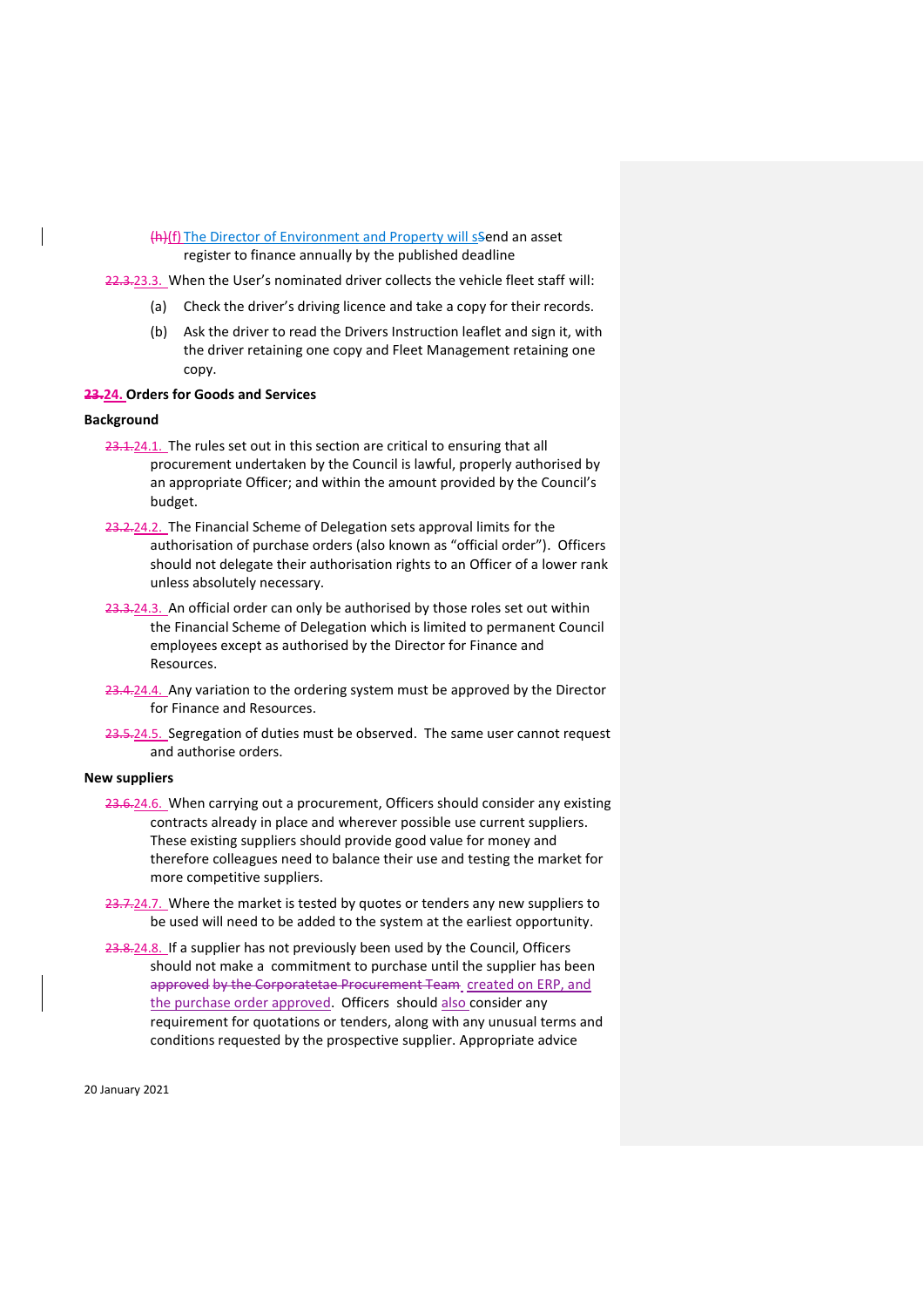(f) The Director of Environment and Property will send an asset register to finance annually by the published deadline

23.3. When the User's nominated driver collects the vehicle fleet staff will:

(a) Check the driver's driving licence and take a copy for their records.

(b) Ask the driver to read the Drivers Instruction leaflet and sign it, with the driver retaining one copy and Fleet Management retaining one copy.

**24. Orders for Goods and Services**

**Background**

24.1. The rules set out in this section are critical to ensuring that all procurement undertaken by the Council is lawful, properly authorised by an appropriate Officer; and within the amount provided by the Council's budget.

24.2. The Financial Scheme of Delegation sets approval limits for the authorisation of purchase orders (also known as "official order"). Officers should not delegate their authorisation rights to an Officer of a lower rank unless absolutely necessary.

24.3. An official order can only be authorised by those roles set out within the Financial Scheme of Delegation which is limited to permanent Council employees except as authorised by the Director for Finance and Resources.

24.4. Any variation to the ordering system must be approved by the Director for Finance and Resources.

24.5. Segregation of duties must be observed. The same user cannot request and authorise orders.

**New suppliers**

24.6. When carrying out a procurement, Officers should consider any existing contracts already in place and wherever possible use current suppliers. These existing suppliers should provide good value for money and therefore colleagues need to balance their use and testing the market for more competitive suppliers.

24.7. Where the market is tested by quotes or tenders any new suppliers to be used will need to be added to the system at the earliest opportunity.

24.8. If a supplier has not previously been used by the Council, Officers should not make a commitment to purchase until the supplier has been created on ERP, and the purchase order approved. Officers should also consider any requirement for quotations or tenders, along with any unusual terms and conditions requested by the prospective supplier. Appropriate advice

20 January 2021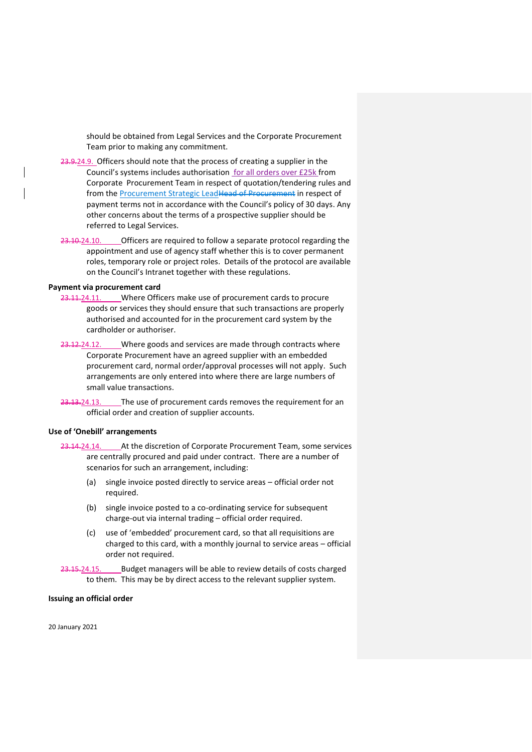should be obtained from Legal Services and the Corporate Procurement Team prior to making any commitment.

~~23.9.~~24.9. Officers should note that the process of creating a supplier in the Council's systems includes authorisation for all orders over £25k from Corporate Procurement Team in respect of quotation/tendering rules and from the Procurement Strategic Lead~~Head of Procurement~~ in respect of payment terms not in accordance with the Council's policy of 30 days. Any other concerns about the terms of a prospective supplier should be referred to Legal Services.

~~23.10.~~24.10. Officers are required to follow a separate protocol regarding the appointment and use of agency staff whether this is to cover permanent roles, temporary role or project roles. Details of the protocol are available on the Council's Intranet together with these regulations.

**Payment via procurement card**

~~23.11.~~24.11. Where Officers make use of procurement cards to procure goods or services they should ensure that such transactions are properly authorised and accounted for in the procurement card system by the cardholder or authoriser.

~~23.12.~~24.12. Where goods and services are made through contracts where Corporate Procurement have an agreed supplier with an embedded procurement card, normal order/approval processes will not apply. Such arrangements are only entered into where there are large numbers of small value transactions.

~~23.13.~~24.13. The use of procurement cards removes the requirement for an official order and creation of supplier accounts.

**Use of 'Onebill' arrangements**

~~23.14.~~24.14. At the discretion of Corporate Procurement Team, some services are centrally procured and paid under contract. There are a number of scenarios for such an arrangement, including:

(a) single invoice posted directly to service areas – official order not required.

(b) single invoice posted to a co-ordinating service for subsequent charge-out via internal trading – official order required.

(c) use of 'embedded' procurement card, so that all requisitions are charged to this card, with a monthly journal to service areas – official order not required.

~~23.15.~~24.15. Budget managers will be able to review details of costs charged to them. This may be by direct access to the relevant supplier system.

**Issuing an official order**

20 January 2021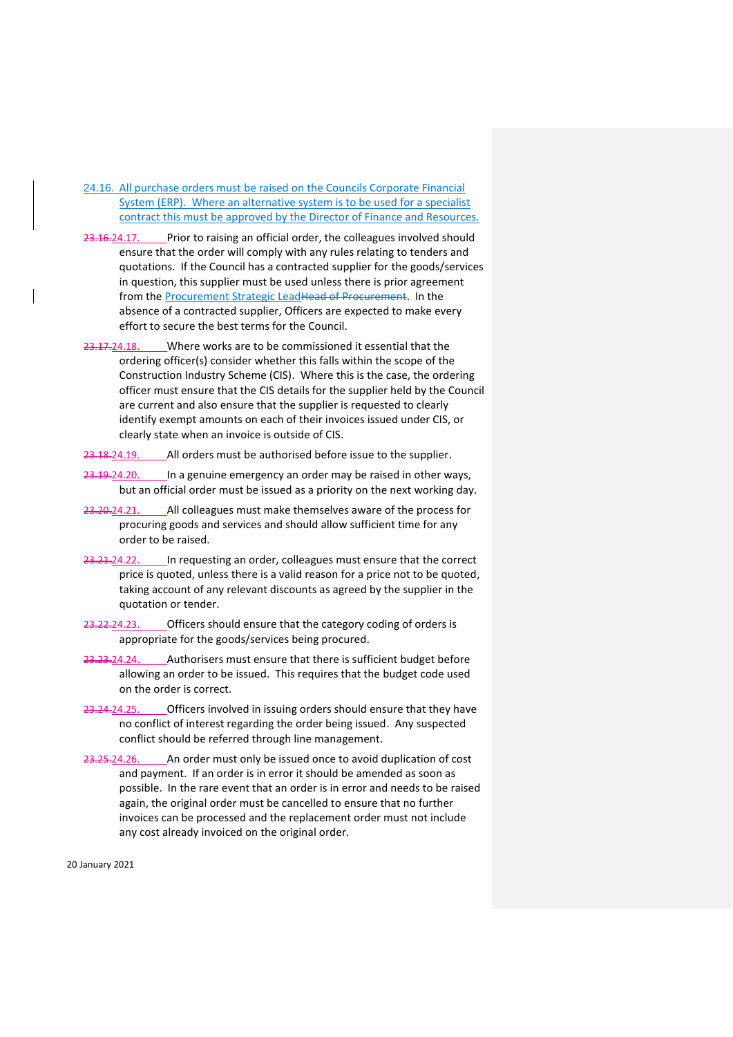24.16. All purchase orders must be raised on the Councils Corporate Financial System (ERP). Where an alternative system is to be used for a specialist contract this must be approved by the Director of Finance and Resources.

~~23.16.~~24.17. Prior to raising an official order, the colleagues involved should ensure that the order will comply with any rules relating to tenders and quotations. If the Council has a contracted supplier for the goods/services in question, this supplier must be used unless there is prior agreement from the Procurement Strategic Lead~~Head of Procurement~~. In the absence of a contracted supplier, Officers are expected to make every effort to secure the best terms for the Council.

~~23.17.~~24.18. Where works are to be commissioned it essential that the ordering officer(s) consider whether this falls within the scope of the Construction Industry Scheme (CIS). Where this is the case, the ordering officer must ensure that the CIS details for the supplier held by the Council are current and also ensure that the supplier is requested to clearly identify exempt amounts on each of their invoices issued under CIS, or clearly state when an invoice is outside of CIS.

~~23.18.~~24.19. All orders must be authorised before issue to the supplier.

~~23.19.~~24.20. In a genuine emergency an order may be raised in other ways, but an official order must be issued as a priority on the next working day.

~~23.20.~~24.21. All colleagues must make themselves aware of the process for procuring goods and services and should allow sufficient time for any order to be raised.

~~23.21.~~24.22. In requesting an order, colleagues must ensure that the correct price is quoted, unless there is a valid reason for a price not to be quoted, taking account of any relevant discounts as agreed by the supplier in the quotation or tender.

~~23.22.~~24.23. Officers should ensure that the category coding of orders is appropriate for the goods/services being procured.

~~23.23.~~24.24. Authorisers must ensure that there is sufficient budget before allowing an order to be issued. This requires that the budget code used on the order is correct.

~~23.24.~~24.25. Officers involved in issuing orders should ensure that they have no conflict of interest regarding the order being issued. Any suspected conflict should be referred through line management.

~~23.25.~~24.26. An order must only be issued once to avoid duplication of cost and payment. If an order is in error it should be amended as soon as possible. In the rare event that an order is in error and needs to be raised again, the original order must be cancelled to ensure that no further invoices can be processed and the replacement order must not include any cost already invoiced on the original order.

20 January 2021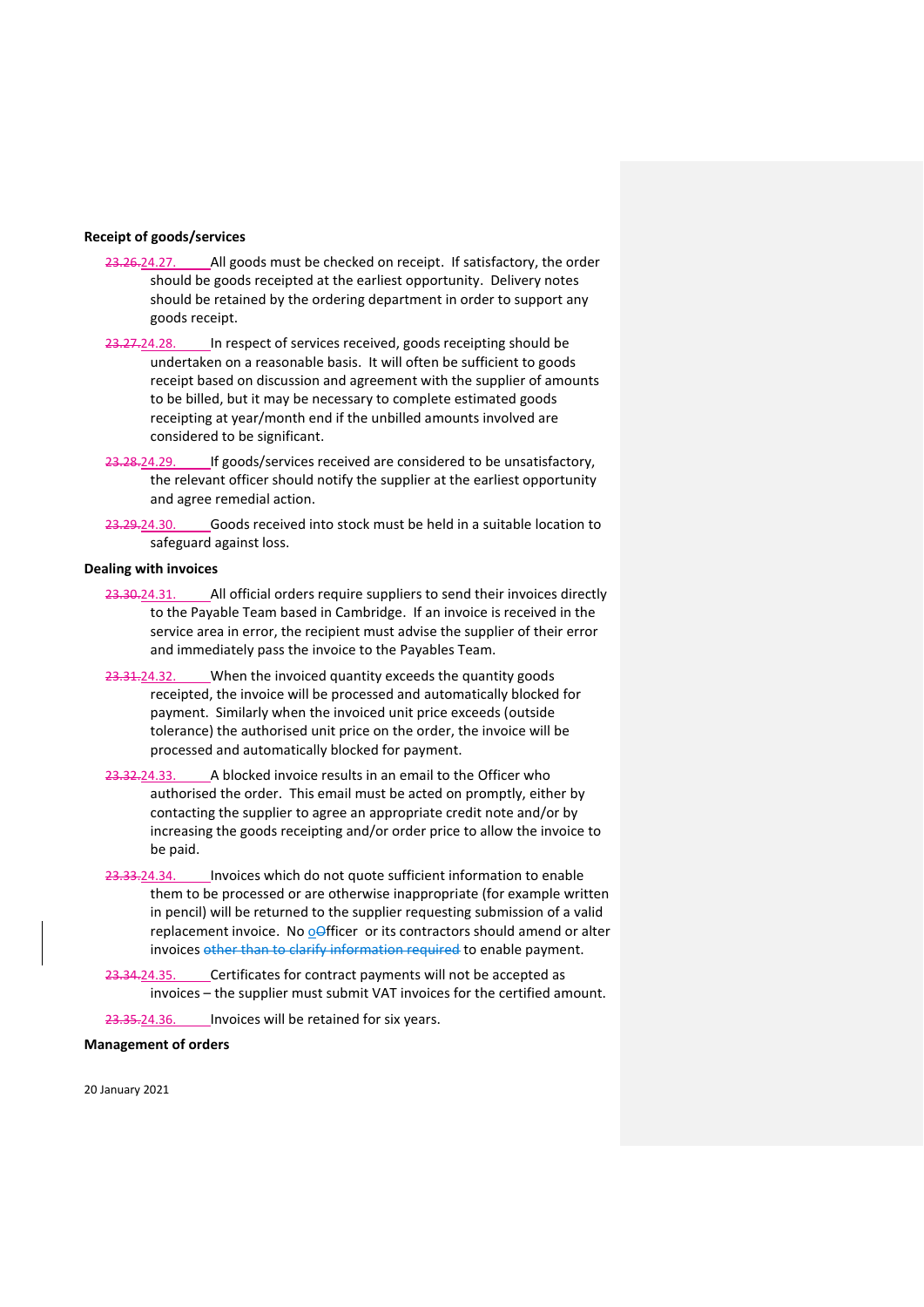**Receipt of goods/services**

~~23.26.~~24.27. All goods must be checked on receipt. If satisfactory, the order should be goods receipted at the earliest opportunity. Delivery notes should be retained by the ordering department in order to support any goods receipt.

~~23.27.~~24.28. In respect of services received, goods receipting should be undertaken on a reasonable basis. It will often be sufficient to goods receipt based on discussion and agreement with the supplier of amounts to be billed, but it may be necessary to complete estimated goods receipting at year/month end if the unbilled amounts involved are considered to be significant.

~~23.28.~~24.29. If goods/services received are considered to be unsatisfactory, the relevant officer should notify the supplier at the earliest opportunity and agree remedial action.

~~23.29.~~24.30. Goods received into stock must be held in a suitable location to safeguard against loss.

**Dealing with invoices**

~~23.30.~~24.31. All official orders require suppliers to send their invoices directly to the Payable Team based in Cambridge. If an invoice is received in the service area in error, the recipient must advise the supplier of their error and immediately pass the invoice to the Payables Team.

~~23.31.~~24.32. When the invoiced quantity exceeds the quantity goods receipted, the invoice will be processed and automatically blocked for payment. Similarly when the invoiced unit price exceeds (outside tolerance) the authorised unit price on the order, the invoice will be processed and automatically blocked for payment.

~~23.32.~~24.33. A blocked invoice results in an email to the Officer who authorised the order. This email must be acted on promptly, either by contacting the supplier to agree an appropriate credit note and/or by increasing the goods receipting and/or order price to allow the invoice to be paid.

~~23.33.~~24.34. Invoices which do not quote sufficient information to enable them to be processed or are otherwise inappropriate (for example written in pencil) will be returned to the supplier requesting submission of a valid replacement invoice. No o~~O~~fficer or its contractors should amend or alter invoices ~~other than to clarify information required~~ to enable payment.

~~23.34.~~24.35. Certificates for contract payments will not be accepted as invoices – the supplier must submit VAT invoices for the certified amount.

~~23.35.~~24.36. Invoices will be retained for six years.

**Management of orders**

20 January 2021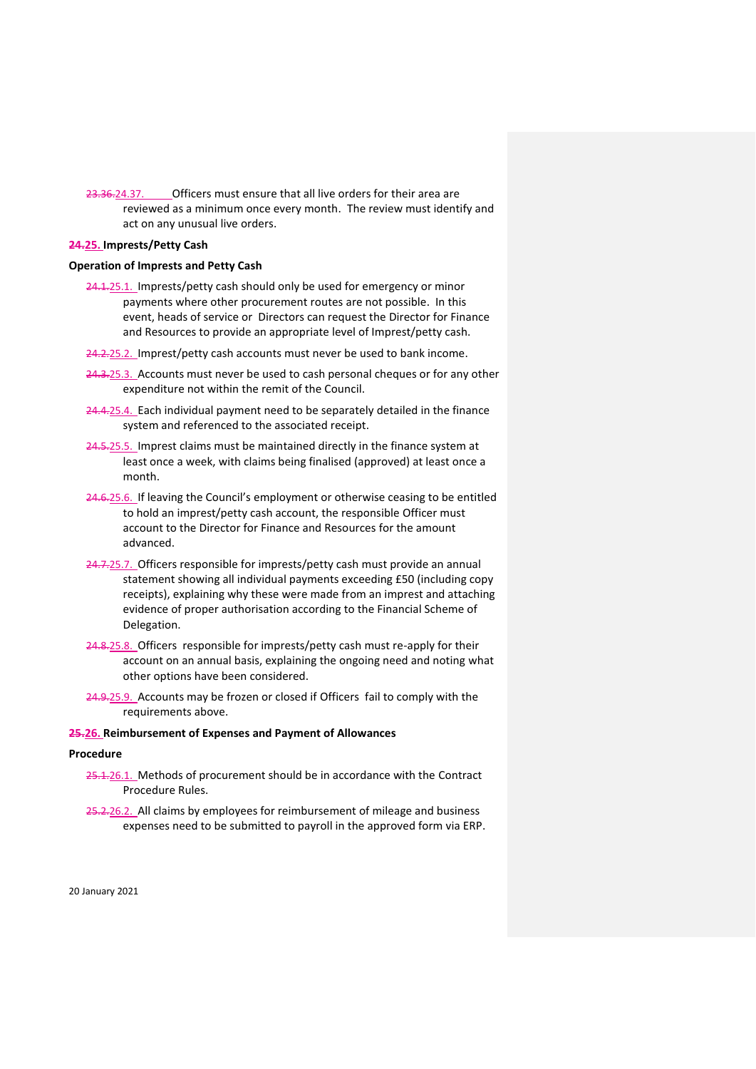~~23.36.~~24.37. Officers must ensure that all live orders for their area are reviewed as a minimum once every month. The review must identify and act on any unusual live orders.

**~~24.~~25. Imprests/Petty Cash**

**Operation of Imprests and Petty Cash**

~~24.1.~~25.1. Imprests/petty cash should only be used for emergency or minor payments where other procurement routes are not possible. In this event, heads of service or Directors can request the Director for Finance and Resources to provide an appropriate level of Imprest/petty cash.

~~24.2.~~25.2. Imprest/petty cash accounts must never be used to bank income.

~~24.3.~~25.3. Accounts must never be used to cash personal cheques or for any other expenditure not within the remit of the Council.

~~24.4.~~25.4. Each individual payment need to be separately detailed in the finance system and referenced to the associated receipt.

~~24.5.~~25.5. Imprest claims must be maintained directly in the finance system at least once a week, with claims being finalised (approved) at least once a month.

~~24.6.~~25.6. If leaving the Council's employment or otherwise ceasing to be entitled to hold an imprest/petty cash account, the responsible Officer must account to the Director for Finance and Resources for the amount advanced.

~~24.7.~~25.7. Officers responsible for imprests/petty cash must provide an annual statement showing all individual payments exceeding £50 (including copy receipts), explaining why these were made from an imprest and attaching evidence of proper authorisation according to the Financial Scheme of Delegation.

~~24.8.~~25.8. Officers responsible for imprests/petty cash must re-apply for their account on an annual basis, explaining the ongoing need and noting what other options have been considered.

~~24.9.~~25.9. Accounts may be frozen or closed if Officers fail to comply with the requirements above.

**~~25.~~26. Reimbursement of Expenses and Payment of Allowances**

**Procedure**

~~25.1.~~26.1. Methods of procurement should be in accordance with the Contract Procedure Rules.

~~25.2.~~26.2. All claims by employees for reimbursement of mileage and business expenses need to be submitted to payroll in the approved form via ERP.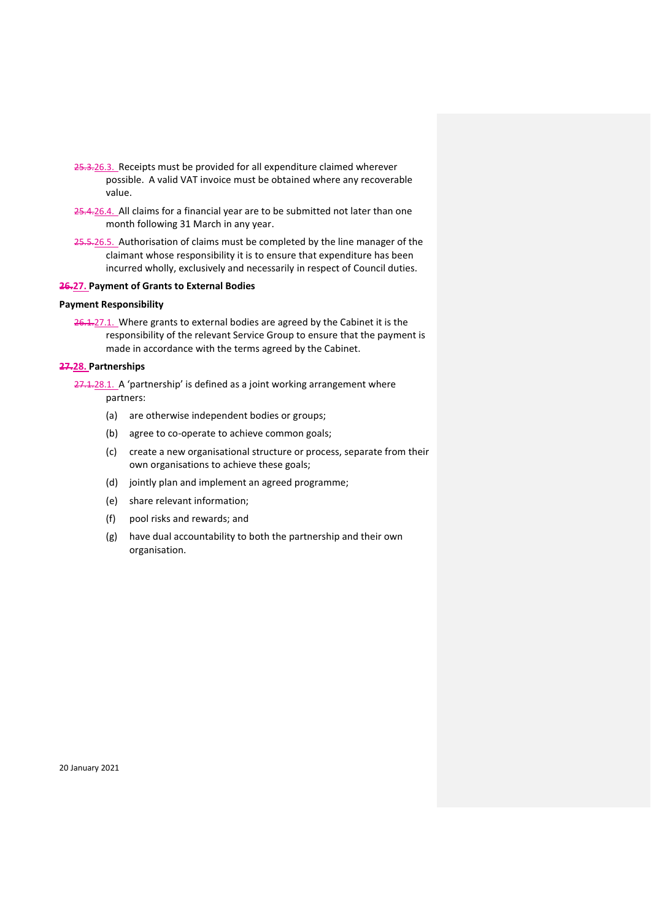~~25.3.~~26.3. Receipts must be provided for all expenditure claimed wherever possible. A valid VAT invoice must be obtained where any recoverable value.

~~25.4.~~26.4. All claims for a financial year are to be submitted not later than one month following 31 March in any year.

~~25.5.~~26.5. Authorisation of claims must be completed by the line manager of the claimant whose responsibility it is to ensure that expenditure has been incurred wholly, exclusively and necessarily in respect of Council duties.

### ~~26.~~27. Payment of Grants to External Bodies

**Payment Responsibility**

~~26.1.~~27.1. Where grants to external bodies are agreed by the Cabinet it is the responsibility of the relevant Service Group to ensure that the payment is made in accordance with the terms agreed by the Cabinet.

### ~~27.~~28. Partnerships

~~27.1.~~28.1. A 'partnership' is defined as a joint working arrangement where partners:

(a) are otherwise independent bodies or groups;

(b) agree to co-operate to achieve common goals;

(c) create a new organisational structure or process, separate from their own organisations to achieve these goals;

(d) jointly plan and implement an agreed programme;

(e) share relevant information;

(f) pool risks and rewards; and

(g) have dual accountability to both the partnership and their own organisation.

20 January 2021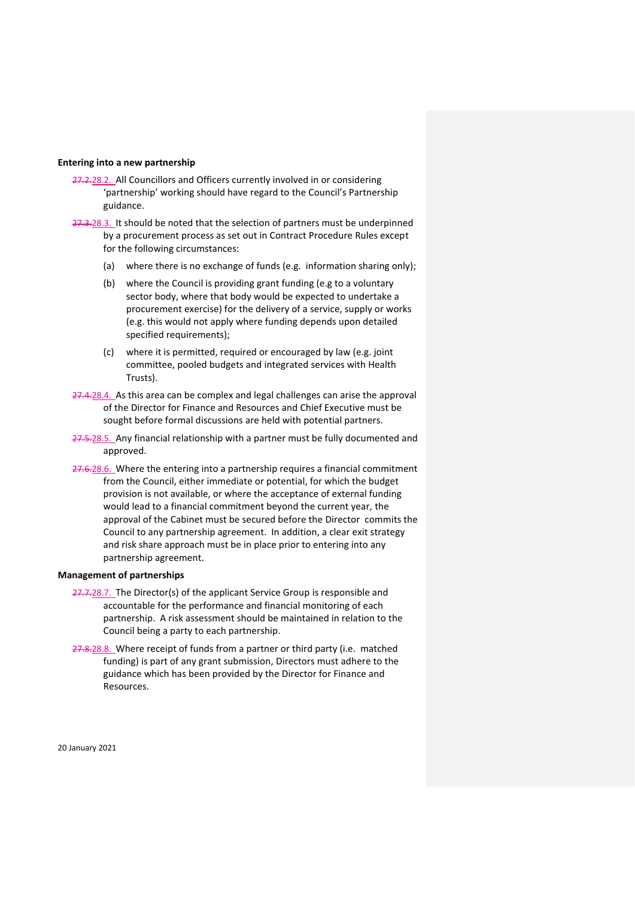**Entering into a new partnership**

~~27.2.~~28.2. All Councillors and Officers currently involved in or considering 'partnership' working should have regard to the Council's Partnership guidance.

~~27.3.~~28.3. It should be noted that the selection of partners must be underpinned by a procurement process as set out in Contract Procedure Rules except for the following circumstances:

(a) where there is no exchange of funds (e.g. information sharing only);

(b) where the Council is providing grant funding (e.g to a voluntary sector body, where that body would be expected to undertake a procurement exercise) for the delivery of a service, supply or works (e.g. this would not apply where funding depends upon detailed specified requirements);

(c) where it is permitted, required or encouraged by law (e.g. joint committee, pooled budgets and integrated services with Health Trusts).

~~27.4.~~28.4. As this area can be complex and legal challenges can arise the approval of the Director for Finance and Resources and Chief Executive must be sought before formal discussions are held with potential partners.

~~27.5.~~28.5. Any financial relationship with a partner must be fully documented and approved.

~~27.6.~~28.6. Where the entering into a partnership requires a financial commitment from the Council, either immediate or potential, for which the budget provision is not available, or where the acceptance of external funding would lead to a financial commitment beyond the current year, the approval of the Cabinet must be secured before the Director commits the Council to any partnership agreement. In addition, a clear exit strategy and risk share approach must be in place prior to entering into any partnership agreement.

**Management of partnerships**

~~27.7.~~28.7. The Director(s) of the applicant Service Group is responsible and accountable for the performance and financial monitoring of each partnership. A risk assessment should be maintained in relation to the Council being a party to each partnership.

~~27.8.~~28.8. Where receipt of funds from a partner or third party (i.e. matched funding) is part of any grant submission, Directors must adhere to the guidance which has been provided by the Director for Finance and Resources.

20 January 2021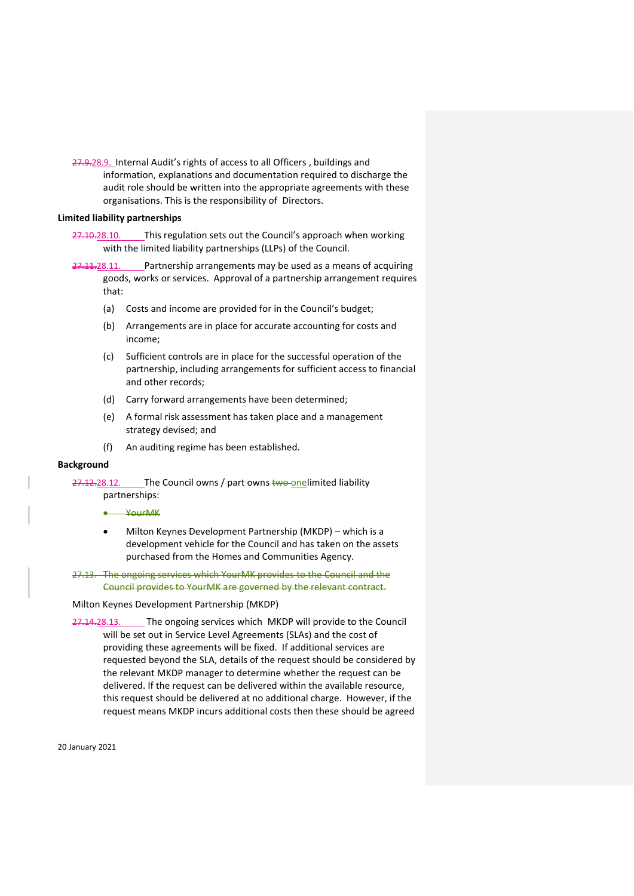~~27.9.~~28.9. Internal Audit's rights of access to all Officers , buildings and information, explanations and documentation required to discharge the audit role should be written into the appropriate agreements with these organisations. This is the responsibility of Directors.

**Limited liability partnerships**

~~27.10.~~28.10. This regulation sets out the Council's approach when working with the limited liability partnerships (LLPs) of the Council.

~~27.11.~~28.11. Partnership arrangements may be used as a means of acquiring goods, works or services. Approval of a partnership arrangement requires that:

(a) Costs and income are provided for in the Council's budget;

(b) Arrangements are in place for accurate accounting for costs and income;

(c) Sufficient controls are in place for the successful operation of the partnership, including arrangements for sufficient access to financial and other records;

(d) Carry forward arrangements have been determined;

(e) A formal risk assessment has taken place and a management strategy devised; and

(f) An auditing regime has been established.

**Background**

~~27.12.~~28.12. The Council owns / part owns ~~two~~ onelimited liability partnerships:

- ~~YourMK~~
- Milton Keynes Development Partnership (MKDP) – which is a development vehicle for the Council and has taken on the assets purchased from the Homes and Communities Agency.

~~27.13. The ongoing services which YourMK provides to the Council and the Council provides to YourMK are governed by the relevant contract.~~

Milton Keynes Development Partnership (MKDP)

~~27.14.~~28.13. The ongoing services which MKDP will provide to the Council will be set out in Service Level Agreements (SLAs) and the cost of providing these agreements will be fixed. If additional services are requested beyond the SLA, details of the request should be considered by the relevant MKDP manager to determine whether the request can be delivered. If the request can be delivered within the available resource, this request should be delivered at no additional charge. However, if the request means MKDP incurs additional costs then these should be agreed

20 January 2021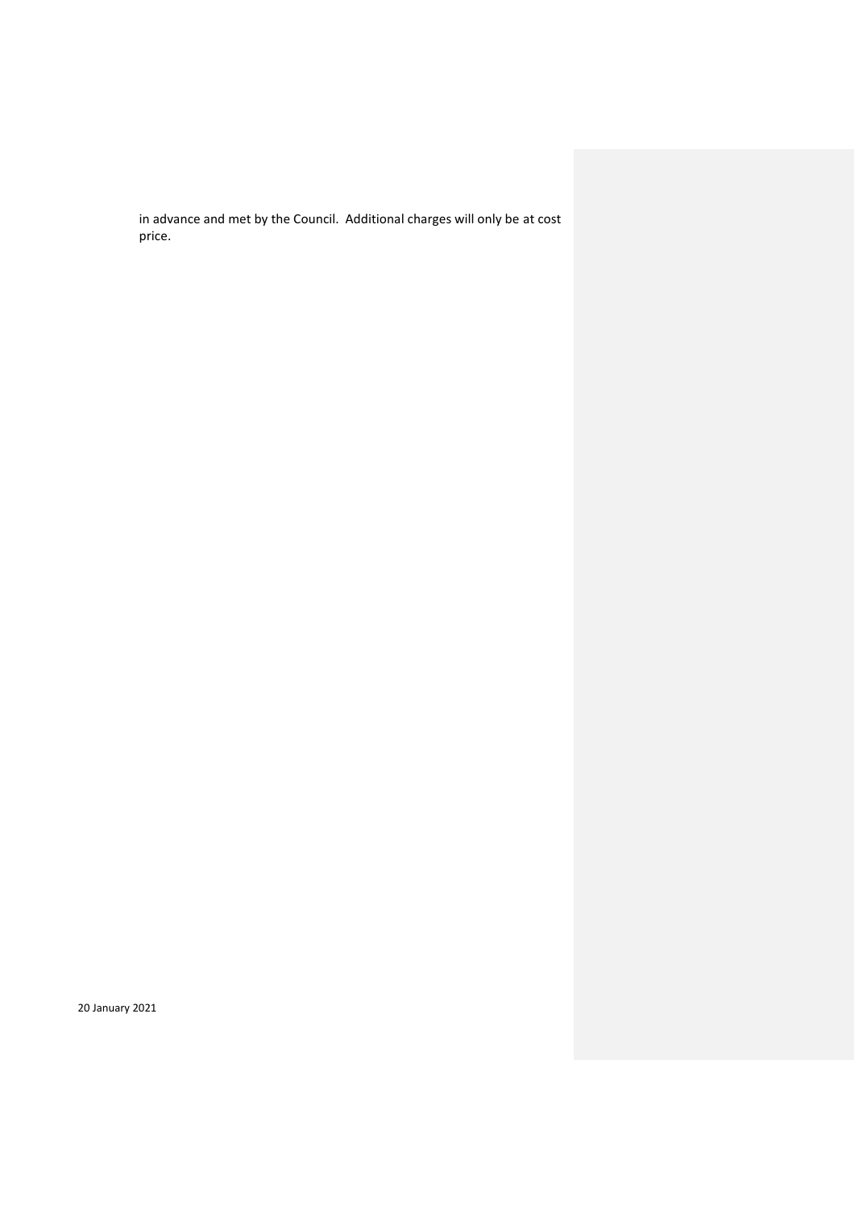in advance and met by the Council. Additional charges will only be at cost price.

20 January 2021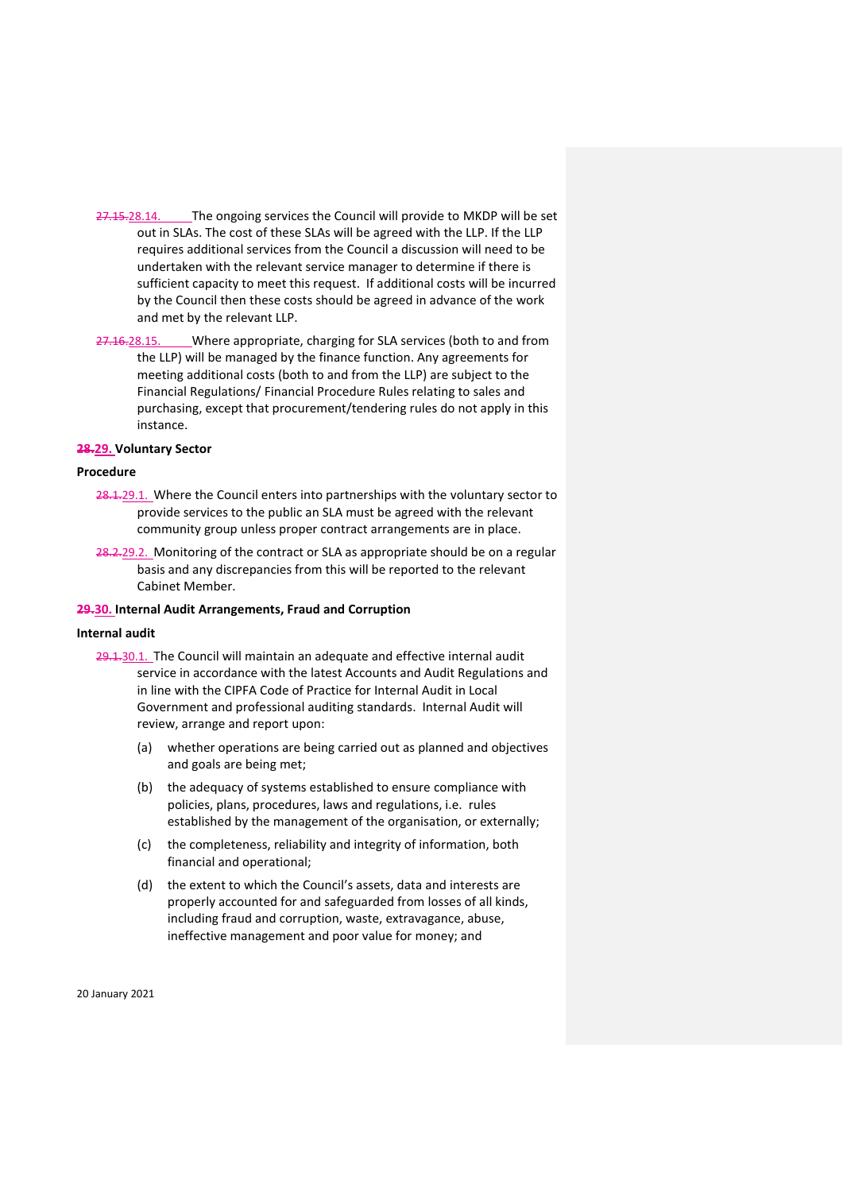~~27.15.~~28.14. The ongoing services the Council will provide to MKDP will be set out in SLAs. The cost of these SLAs will be agreed with the LLP. If the LLP requires additional services from the Council a discussion will need to be undertaken with the relevant service manager to determine if there is sufficient capacity to meet this request. If additional costs will be incurred by the Council then these costs should be agreed in advance of the work and met by the relevant LLP.

~~27.16.~~28.15. Where appropriate, charging for SLA services (both to and from the LLP) will be managed by the finance function. Any agreements for meeting additional costs (both to and from the LLP) are subject to the Financial Regulations/ Financial Procedure Rules relating to sales and purchasing, except that procurement/tendering rules do not apply in this instance.

## ~~28.~~29. Voluntary Sector

### Procedure

~~28.1.~~29.1. Where the Council enters into partnerships with the voluntary sector to provide services to the public an SLA must be agreed with the relevant community group unless proper contract arrangements are in place.

~~28.2.~~29.2. Monitoring of the contract or SLA as appropriate should be on a regular basis and any discrepancies from this will be reported to the relevant Cabinet Member.

## ~~29.~~30. Internal Audit Arrangements, Fraud and Corruption

### Internal audit

~~29.1.~~30.1. The Council will maintain an adequate and effective internal audit service in accordance with the latest Accounts and Audit Regulations and in line with the CIPFA Code of Practice for Internal Audit in Local Government and professional auditing standards. Internal Audit will review, arrange and report upon:

(a) whether operations are being carried out as planned and objectives and goals are being met;

(b) the adequacy of systems established to ensure compliance with policies, plans, procedures, laws and regulations, i.e. rules established by the management of the organisation, or externally;

(c) the completeness, reliability and integrity of information, both financial and operational;

(d) the extent to which the Council's assets, data and interests are properly accounted for and safeguarded from losses of all kinds, including fraud and corruption, waste, extravagance, abuse, ineffective management and poor value for money; and

20 January 2021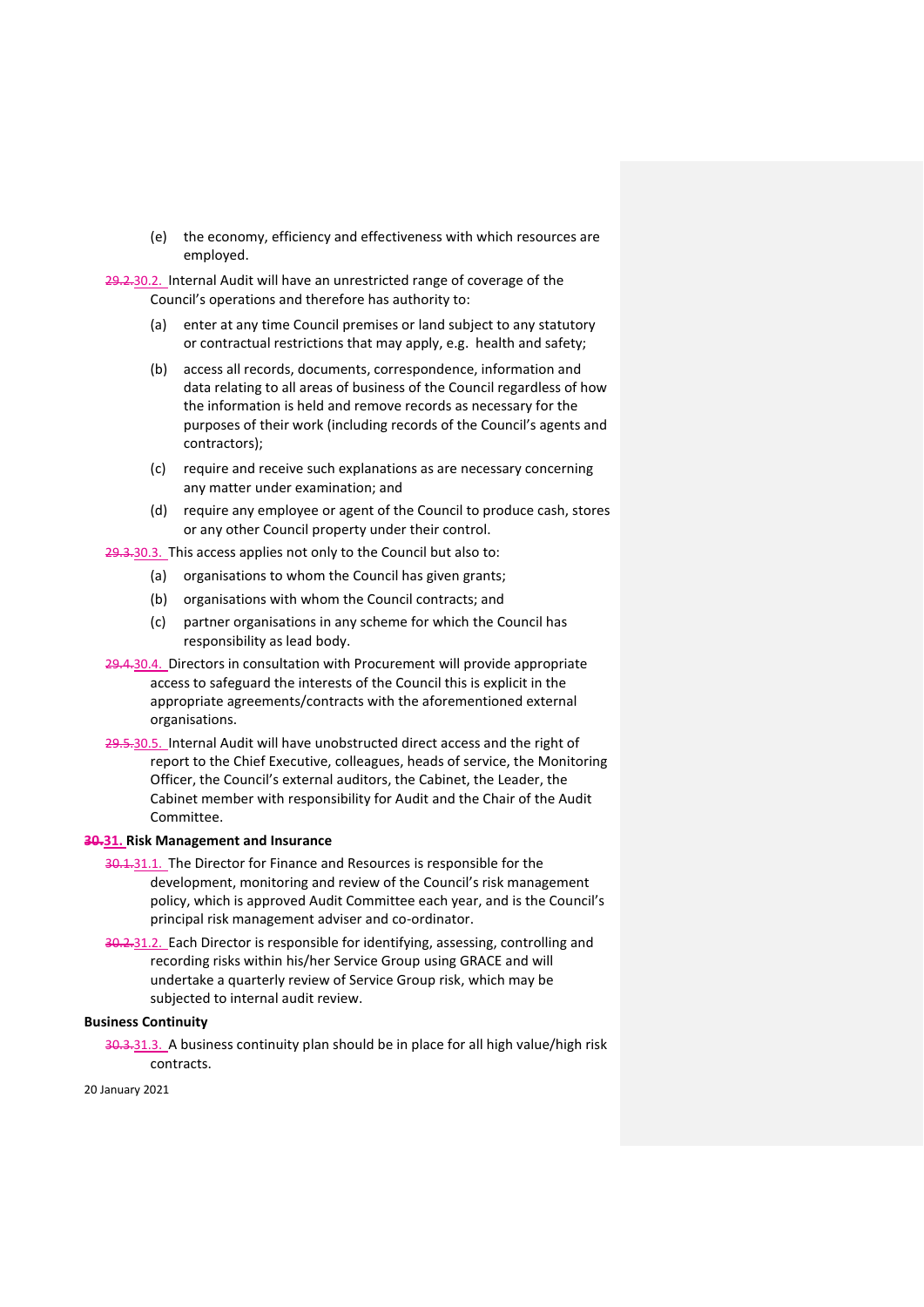(e) the economy, efficiency and effectiveness with which resources are employed.

~~29.2.~~30.2. Internal Audit will have an unrestricted range of coverage of the Council's operations and therefore has authority to:

(a) enter at any time Council premises or land subject to any statutory or contractual restrictions that may apply, e.g. health and safety;

(b) access all records, documents, correspondence, information and data relating to all areas of business of the Council regardless of how the information is held and remove records as necessary for the purposes of their work (including records of the Council's agents and contractors);

(c) require and receive such explanations as are necessary concerning any matter under examination; and

(d) require any employee or agent of the Council to produce cash, stores or any other Council property under their control.

~~29.3.~~30.3. This access applies not only to the Council but also to:

(a) organisations to whom the Council has given grants;

(b) organisations with whom the Council contracts; and

(c) partner organisations in any scheme for which the Council has responsibility as lead body.

~~29.4.~~30.4. Directors in consultation with Procurement will provide appropriate access to safeguard the interests of the Council this is explicit in the appropriate agreements/contracts with the aforementioned external organisations.

~~29.5.~~30.5. Internal Audit will have unobstructed direct access and the right of report to the Chief Executive, colleagues, heads of service, the Monitoring Officer, the Council's external auditors, the Cabinet, the Leader, the Cabinet member with responsibility for Audit and the Chair of the Audit Committee.

**~~30.~~31. Risk Management and Insurance**

~~30.1.~~31.1. The Director for Finance and Resources is responsible for the development, monitoring and review of the Council's risk management policy, which is approved Audit Committee each year, and is the Council's principal risk management adviser and co-ordinator.

~~30.2.~~31.2. Each Director is responsible for identifying, assessing, controlling and recording risks within his/her Service Group using GRACE and will undertake a quarterly review of Service Group risk, which may be subjected to internal audit review.

**Business Continuity**

~~30.3.~~31.3. A business continuity plan should be in place for all high value/high risk contracts.

20 January 2021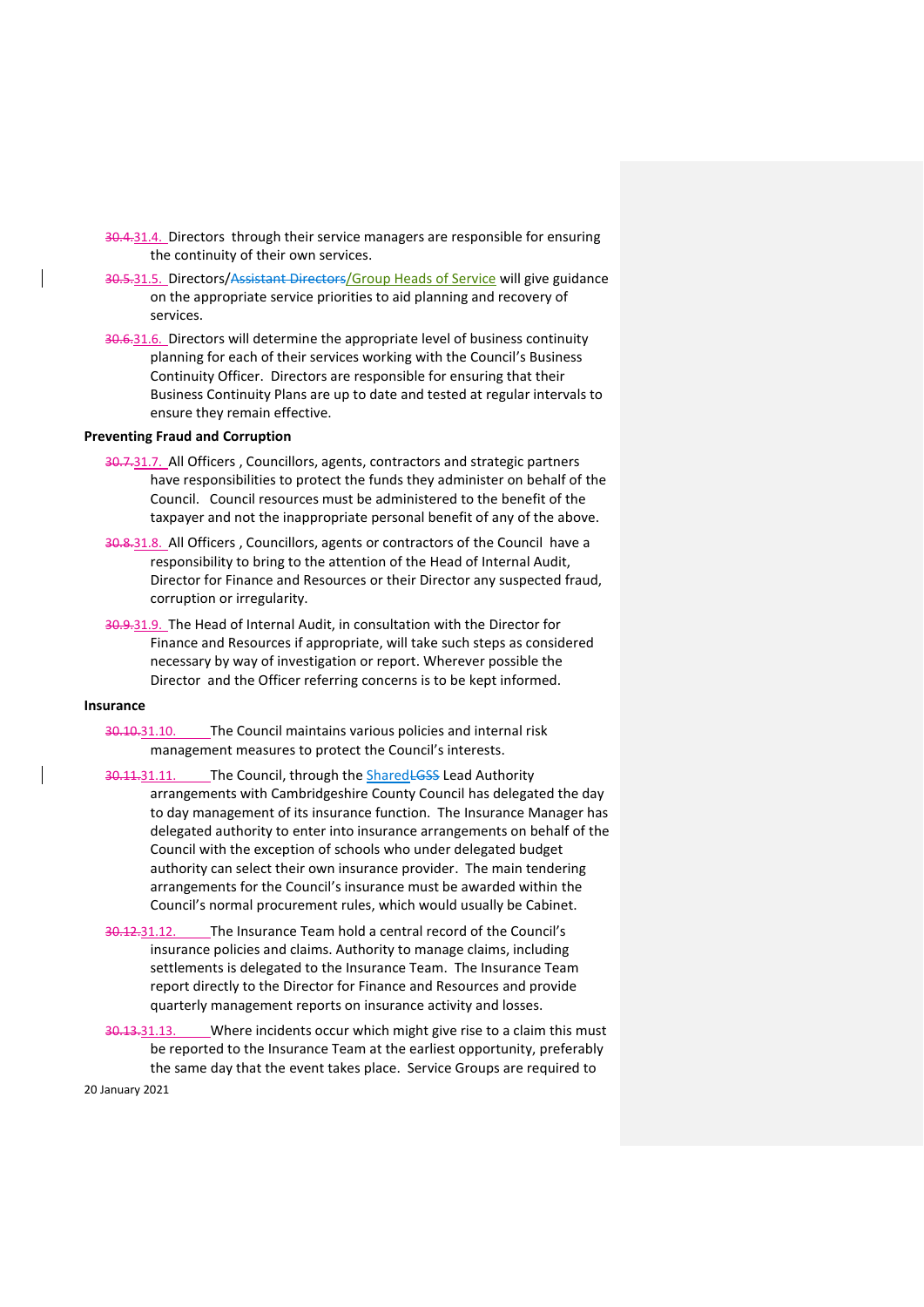~~30.4.~~31.4. Directors through their service managers are responsible for ensuring the continuity of their own services.

~~30.5.~~31.5. Directors/~~Assistant Directors~~/Group Heads of Service will give guidance on the appropriate service priorities to aid planning and recovery of services.

~~30.6.~~31.6. Directors will determine the appropriate level of business continuity planning for each of their services working with the Council's Business Continuity Officer. Directors are responsible for ensuring that their Business Continuity Plans are up to date and tested at regular intervals to ensure they remain effective.

**Preventing Fraud and Corruption**

~~30.7.~~31.7. All Officers , Councillors, agents, contractors and strategic partners have responsibilities to protect the funds they administer on behalf of the Council. Council resources must be administered to the benefit of the taxpayer and not the inappropriate personal benefit of any of the above.

~~30.8.~~31.8. All Officers , Councillors, agents or contractors of the Council have a responsibility to bring to the attention of the Head of Internal Audit, Director for Finance and Resources or their Director any suspected fraud, corruption or irregularity.

~~30.9.~~31.9. The Head of Internal Audit, in consultation with the Director for Finance and Resources if appropriate, will take such steps as considered necessary by way of investigation or report. Wherever possible the Director and the Officer referring concerns is to be kept informed.

**Insurance**

~~30.10.~~31.10. The Council maintains various policies and internal risk management measures to protect the Council's interests.

~~30.11.~~31.11. The Council, through the Shared~~LGSS~~ Lead Authority arrangements with Cambridgeshire County Council has delegated the day to day management of its insurance function. The Insurance Manager has delegated authority to enter into insurance arrangements on behalf of the Council with the exception of schools who under delegated budget authority can select their own insurance provider. The main tendering arrangements for the Council's insurance must be awarded within the Council's normal procurement rules, which would usually be Cabinet.

~~30.12.~~31.12. The Insurance Team hold a central record of the Council's insurance policies and claims. Authority to manage claims, including settlements is delegated to the Insurance Team. The Insurance Team report directly to the Director for Finance and Resources and provide quarterly management reports on insurance activity and losses.

~~30.13.~~31.13. Where incidents occur which might give rise to a claim this must be reported to the Insurance Team at the earliest opportunity, preferably the same day that the event takes place. Service Groups are required to

20 January 2021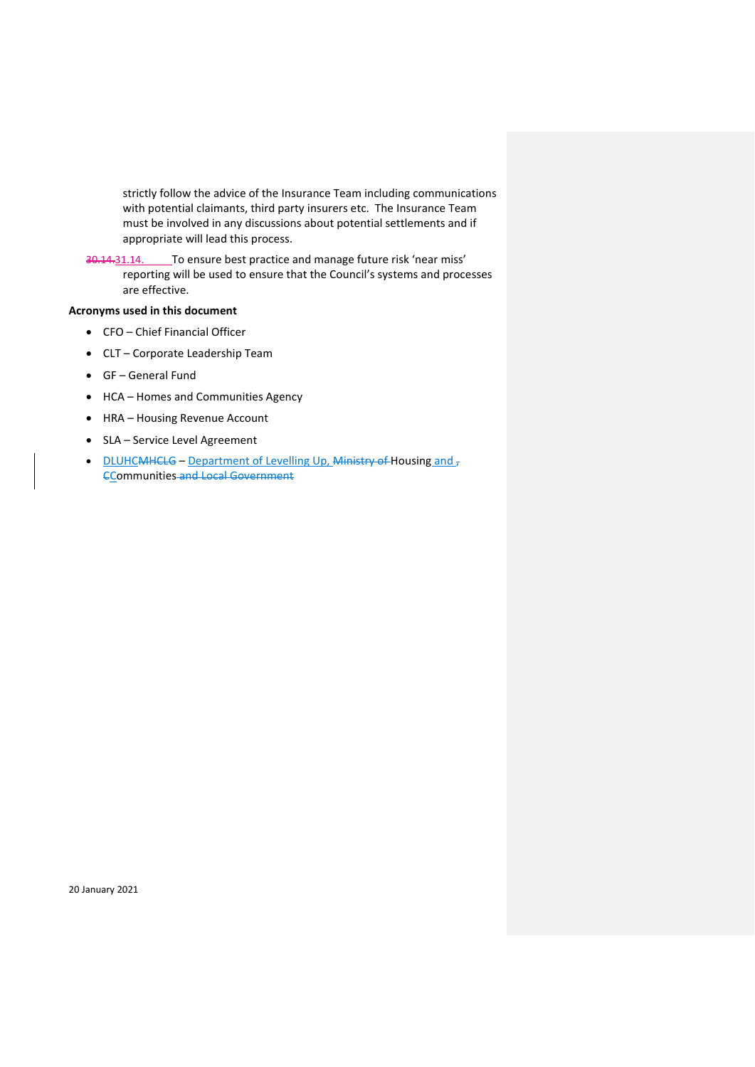strictly follow the advice of the Insurance Team including communications with potential claimants, third party insurers etc. The Insurance Team must be involved in any discussions about potential settlements and if appropriate will lead this process.

31.14. To ensure best practice and manage future risk 'near miss' reporting will be used to ensure that the Council's systems and processes are effective.

**Acronyms used in this document**

- CFO – Chief Financial Officer
- CLT – Corporate Leadership Team
- GF – General Fund
- HCA – Homes and Communities Agency
- HRA – Housing Revenue Account
- SLA – Service Level Agreement
- DLUHC – Department of Levelling Up, Housing and Communities

20 January 2021